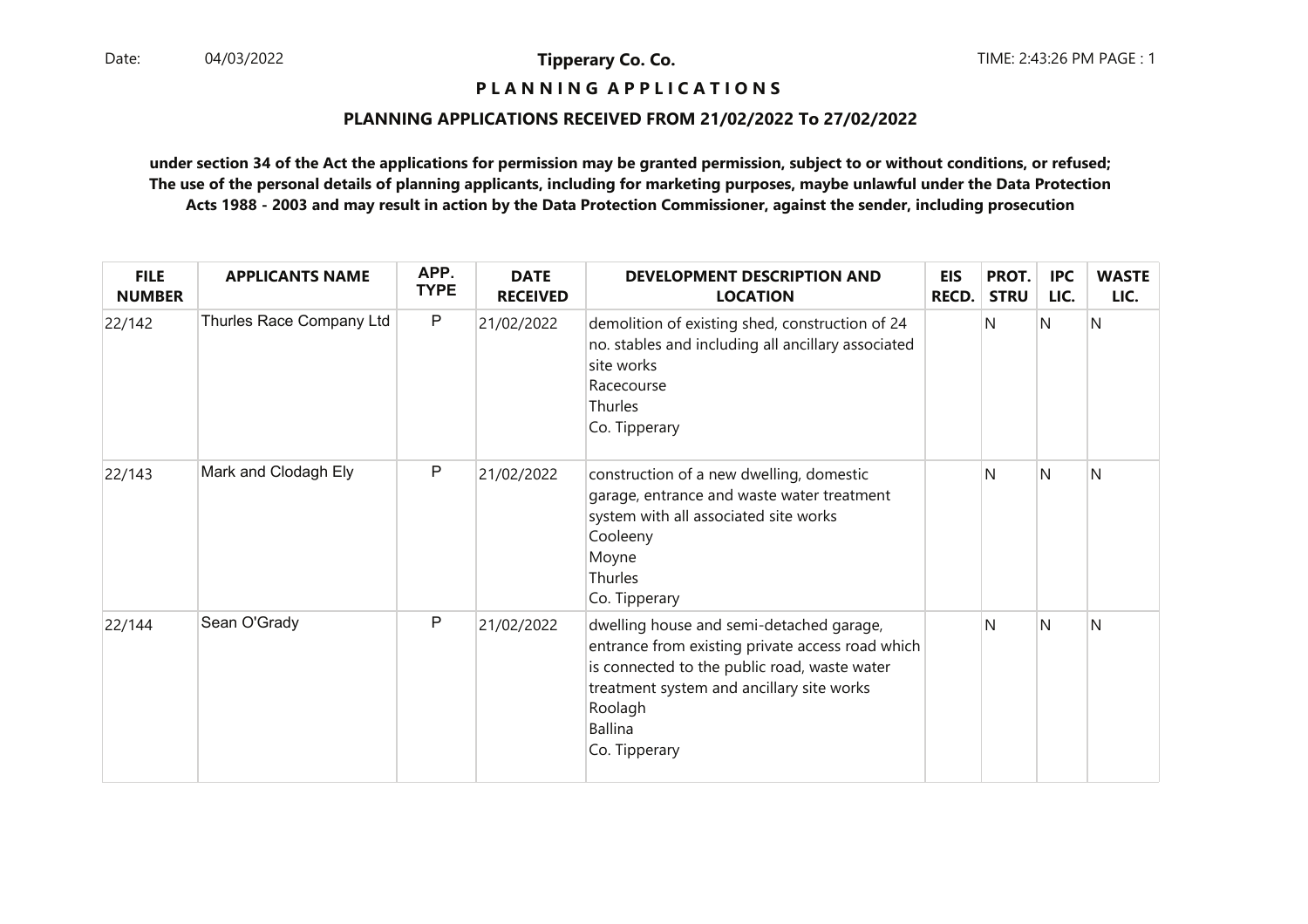Date: 04/03/2022 **Tipperary Co. Co.** TIME: 2:43:26 PM PAGE : 1

# PLANNING APPLICATIONS

## PLANNING APPLICATIONS RECEIVED FROM 21/02/2022 To 27/02/2022

**under section 34 of the Act the applications for permission may be granted permission, subject to or without conditions, or refused; The use of the personal details of planning applicants, including for marketing purposes, maybe unlawful under the Data Protection Acts 1988 - 2003 and may result in action by the Data Protection Commissioner, against the sender, including prosecution**

| FILE NUMBER | APPLICANTS NAME | APP. TYPE | DATE RECEIVED | DEVELOPMENT DESCRIPTION AND LOCATION | EIS RECD. | PROT. STRU | IPC LIC. | WASTE LIC. |
|---|---|---|---|---|---|---|---|---|
| 22/142 | Thurles Race Company Ltd | P | 21/02/2022 | demolition of existing shed, construction of 24 no. stables and including all ancillary associated site works<br>Racecourse<br>Thurles<br>Co. Tipperary | | N | N | N |
| 22/143 | Mark and Clodagh Ely | P | 21/02/2022 | construction of a new dwelling, domestic garage, entrance and waste water treatment system with all associated site works<br>Cooleeny<br>Moyne<br>Thurles<br>Co. Tipperary | | N | N | N |
| 22/144 | Sean O'Grady | P | 21/02/2022 | dwelling house and semi-detached garage, entrance from existing private access road which is connected to the public road, waste water treatment system and ancillary site works<br>Roolagh<br>Ballina<br>Co. Tipperary | | N | N | N |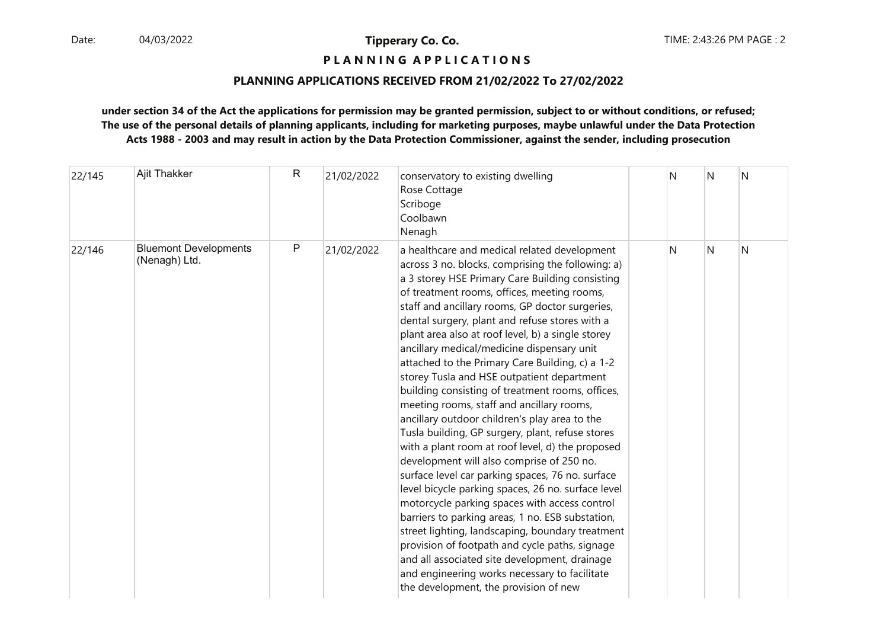**Tipperary Co. Co.**

**P L A N N I N G   A P P L I C A T I O N S**

**PLANNING APPLICATIONS RECEIVED FROM 21/02/2022 To 27/02/2022**

**under section 34 of the Act the applications for permission may be granted permission, subject to or without conditions, or refused; The use of the personal details of planning applicants, including for marketing purposes, maybe unlawful under the Data Protection Acts 1988 - 2003 and may result in action by the Data Protection Commissioner, against the sender, including prosecution**

| | | | | | | | | |
|---|---|---|---|---|---|---|---|---|
| 22/145 | Ajit Thakker | R | 21/02/2022 | conservatory to existing dwelling<br>Rose Cottage<br>Scriboge<br>Coolbawn<br>Nenagh | | N | N | N |
| 22/146 | Bluemont Developments (Nenagh) Ltd. | P | 21/02/2022 | a healthcare and medical related development across 3 no. blocks, comprising the following: a) a 3 storey HSE Primary Care Building consisting of treatment rooms, offices, meeting rooms, staff and ancillary rooms, GP doctor surgeries, dental surgery, plant and refuse stores with a plant area also at roof level, b) a single storey ancillary medical/medicine dispensary unit attached to the Primary Care Building, c) a 1-2 storey Tusla and HSE outpatient department building consisting of treatment rooms, offices, meeting rooms, staff and ancillary rooms, ancillary outdoor children's play area to the Tusla building, GP surgery, plant, refuse stores with a plant room at roof level, d) the proposed development will also comprise of 250 no. surface level car parking spaces, 76 no. surface level bicycle parking spaces, 26 no. surface level motorcycle parking spaces with access control barriers to parking areas, 1 no. ESB substation, street lighting, landscaping, boundary treatment provision of footpath and cycle paths, signage and all associated site development, drainage and engineering works necessary to facilitate the development, the provision of new | | N | N | N |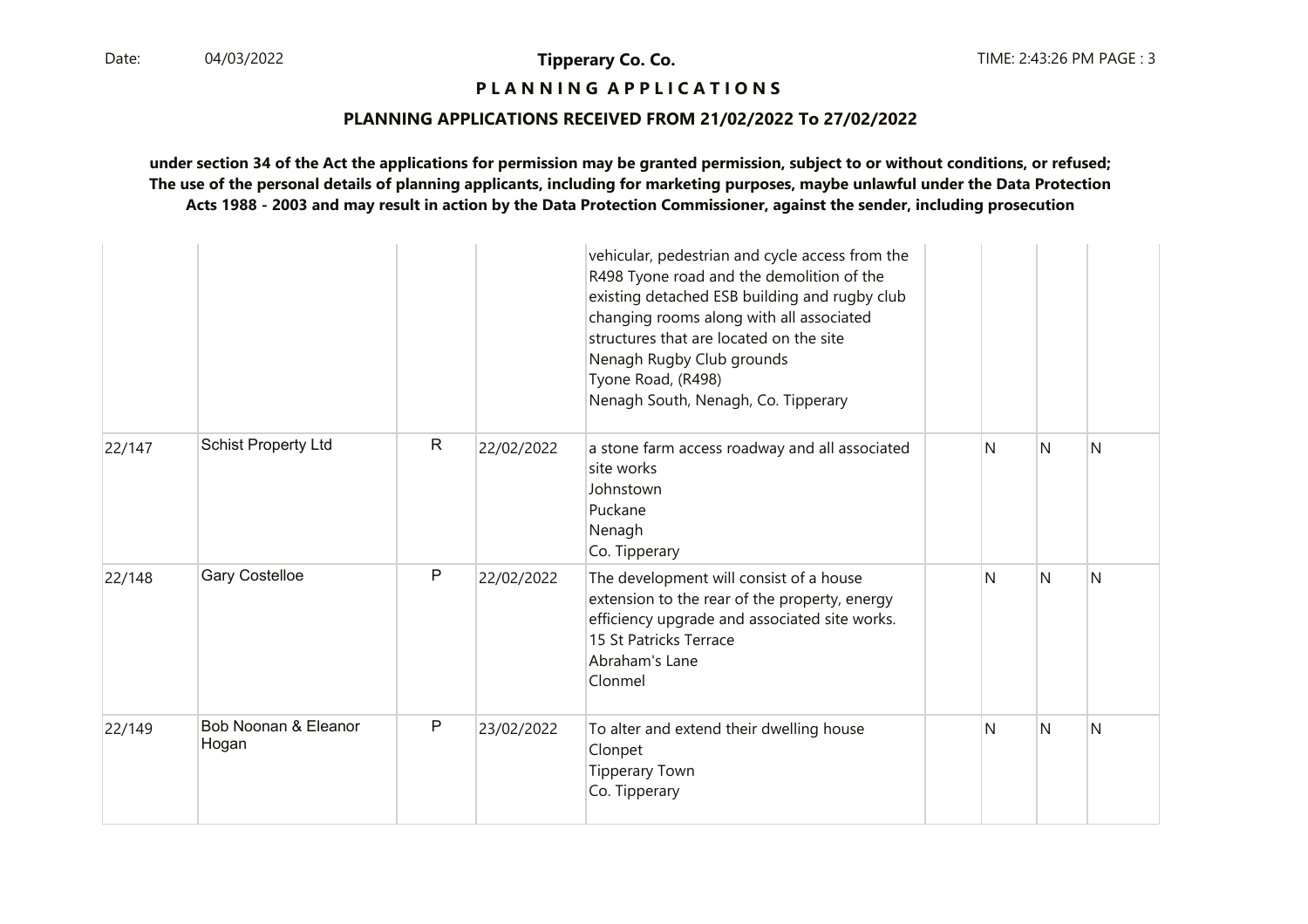**Tipperary Co. Co.**

**P L A N N I N G A P P L I C A T I O N S**

**PLANNING APPLICATIONS RECEIVED FROM 21/02/2022 To 27/02/2022**

**under section 34 of the Act the applications for permission may be granted permission, subject to or without conditions, or refused; The use of the personal details of planning applicants, including for marketing purposes, maybe unlawful under the Data Protection Acts 1988 - 2003 and may result in action by the Data Protection Commissioner, against the sender, including prosecution**

| | | | | | | | | |
|---|---|---|---|---|---|---|---|---|
| | | | | vehicular, pedestrian and cycle access from the R498 Tyone road and the demolition of the existing detached ESB building and rugby club changing rooms along with all associated structures that are located on the site<br>Nenagh Rugby Club grounds<br>Tyone Road, (R498)<br>Nenagh South, Nenagh, Co. Tipperary | | | | |
| 22/147 | Schist Property Ltd | R | 22/02/2022 | a stone farm access roadway and all associated site works<br>Johnstown<br>Puckane<br>Nenagh<br>Co. Tipperary | | N | N | N |
| 22/148 | Gary Costelloe | P | 22/02/2022 | The development will consist of a house extension to the rear of the property, energy efficiency upgrade and associated site works.<br>15 St Patricks Terrace<br>Abraham's Lane<br>Clonmel | | N | N | N |
| 22/149 | Bob Noonan & Eleanor Hogan | P | 23/02/2022 | To alter and extend their dwelling house<br>Clonpet<br>Tipperary Town<br>Co. Tipperary | | N | N | N |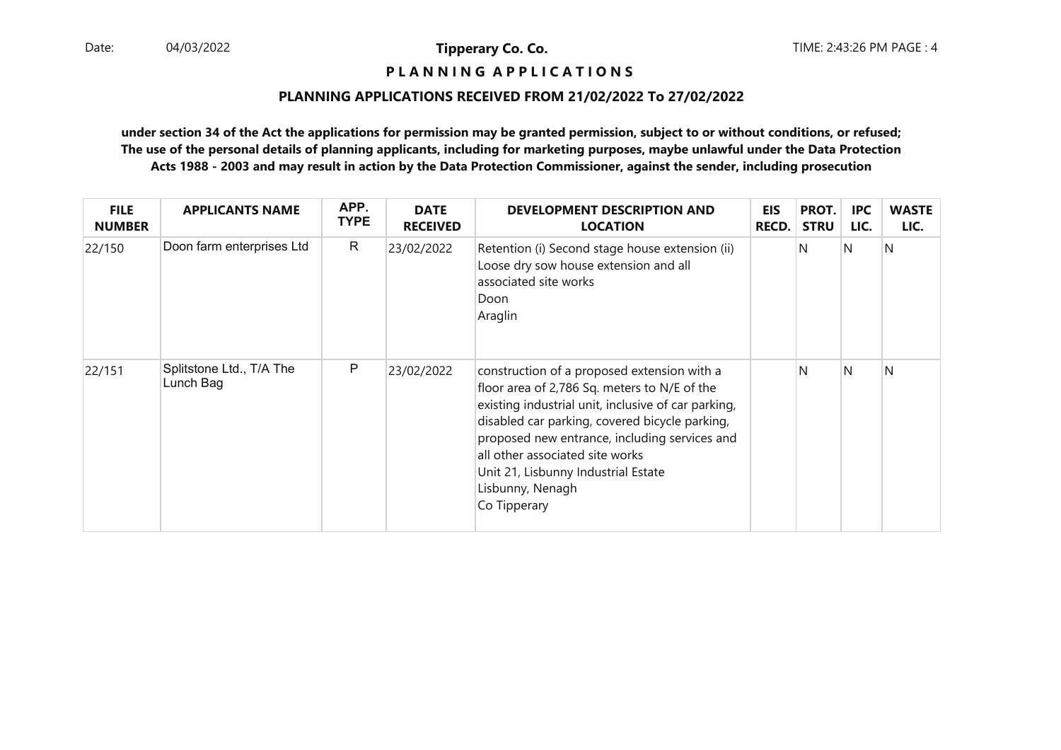**Tipperary Co. Co.**

# P L A N N I N G   A P P L I C A T I O N S

## PLANNING APPLICATIONS RECEIVED FROM 21/02/2022 To 27/02/2022

**under section 34 of the Act the applications for permission may be granted permission, subject to or without conditions, or refused; The use of the personal details of planning applicants, including for marketing purposes, maybe unlawful under the Data Protection Acts 1988 - 2003 and may result in action by the Data Protection Commissioner, against the sender, including prosecution**

| FILE NUMBER | APPLICANTS NAME | APP. TYPE | DATE RECEIVED | DEVELOPMENT DESCRIPTION AND LOCATION | EIS RECD. | PROT. STRU | IPC LIC. | WASTE LIC. |
|---|---|---|---|---|---|---|---|---|
| 22/150 | Doon farm enterprises Ltd | R | 23/02/2022 | Retention (i) Second stage house extension (ii) Loose dry sow house extension and all associated site works<br>Doon<br>Araglin | | N | N | N |
| 22/151 | Splitstone Ltd., T/A The Lunch Bag | P | 23/02/2022 | construction of a proposed extension with a floor area of 2,786 Sq. meters to N/E of the existing industrial unit, inclusive of car parking, disabled car parking, covered bicycle parking, proposed new entrance, including services and all other associated site works<br>Unit 21, Lisbunny Industrial Estate<br>Lisbunny, Nenagh<br>Co Tipperary | | N | N | N |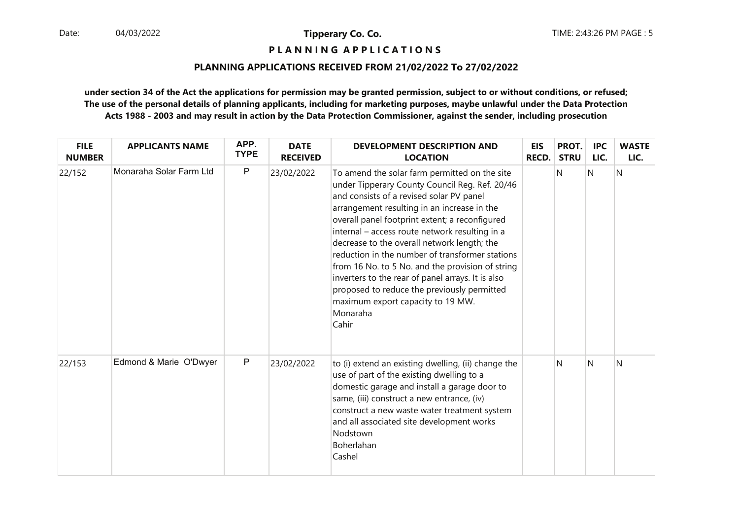**Tipperary Co. Co.**

**P L A N N I N G A P P L I C A T I O N S**

**PLANNING APPLICATIONS RECEIVED FROM 21/02/2022 To 27/02/2022**

**under section 34 of the Act the applications for permission may be granted permission, subject to or without conditions, or refused; The use of the personal details of planning applicants, including for marketing purposes, maybe unlawful under the Data Protection Acts 1988 - 2003 and may result in action by the Data Protection Commissioner, against the sender, including prosecution**

| FILE NUMBER | APPLICANTS NAME | APP. TYPE | DATE RECEIVED | DEVELOPMENT DESCRIPTION AND LOCATION | EIS RECD. | PROT. STRU | IPC LIC. | WASTE LIC. |
|---|---|---|---|---|---|---|---|---|
| 22/152 | Monaraha Solar Farm Ltd | P | 23/02/2022 | To amend the solar farm permitted on the site under Tipperary County Council Reg. Ref. 20/46 and consists of a revised solar PV panel arrangement resulting in an increase in the overall panel footprint extent; a reconfigured internal – access route network resulting in a decrease to the overall network length; the reduction in the number of transformer stations from 16 No. to 5 No. and the provision of string inverters to the rear of panel arrays. It is also proposed to reduce the previously permitted maximum export capacity to 19 MW. Monaraha Cahir | | N | N | N |
| 22/153 | Edmond & Marie O'Dwyer | P | 23/02/2022 | to (i) extend an existing dwelling, (ii) change the use of part of the existing dwelling to a domestic garage and install a garage door to same, (iii) construct a new entrance, (iv) construct a new waste water treatment system and all associated site development works Nodstown Boherlahan Cashel | | N | N | N |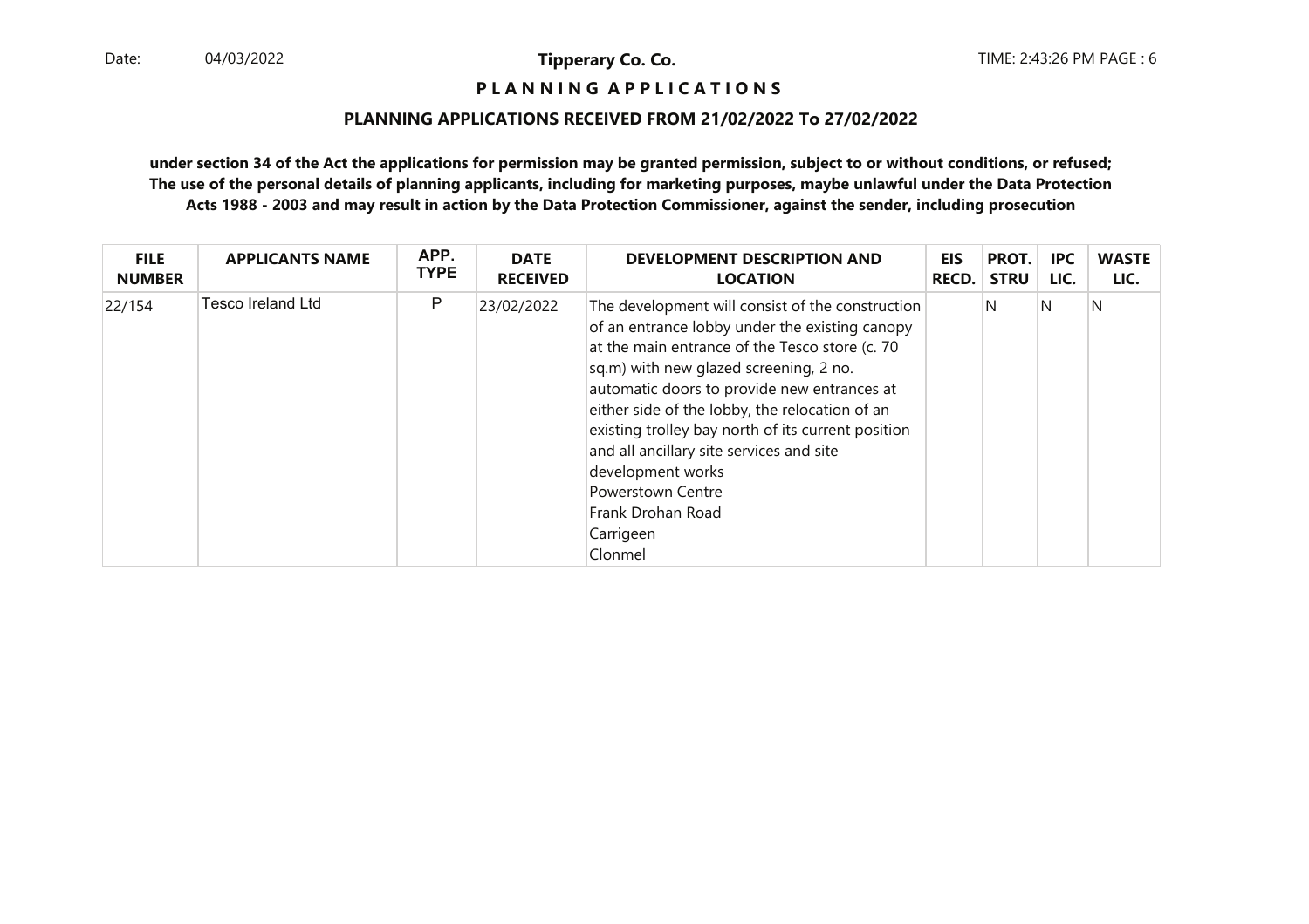**Tipperary Co. Co.**

**P L A N N I N G A P P L I C A T I O N S**

**PLANNING APPLICATIONS RECEIVED FROM 21/02/2022 To 27/02/2022**

**under section 34 of the Act the applications for permission may be granted permission, subject to or without conditions, or refused; The use of the personal details of planning applicants, including for marketing purposes, maybe unlawful under the Data Protection Acts 1988 - 2003 and may result in action by the Data Protection Commissioner, against the sender, including prosecution**

| FILE NUMBER | APPLICANTS NAME | APP. TYPE | DATE RECEIVED | DEVELOPMENT DESCRIPTION AND LOCATION | EIS RECD. | PROT. STRU | IPC LIC. | WASTE LIC. |
|---|---|---|---|---|---|---|---|---|
| 22/154 | Tesco Ireland Ltd | P | 23/02/2022 | The development will consist of the construction of an entrance lobby under the existing canopy at the main entrance of the Tesco store (c. 70 sq.m) with new glazed screening, 2 no. automatic doors to provide new entrances at either side of the lobby, the relocation of an existing trolley bay north of its current position and all ancillary site services and site development works<br>Powerstown Centre<br>Frank Drohan Road<br>Carrigeen<br>Clonmel | | N | N | N |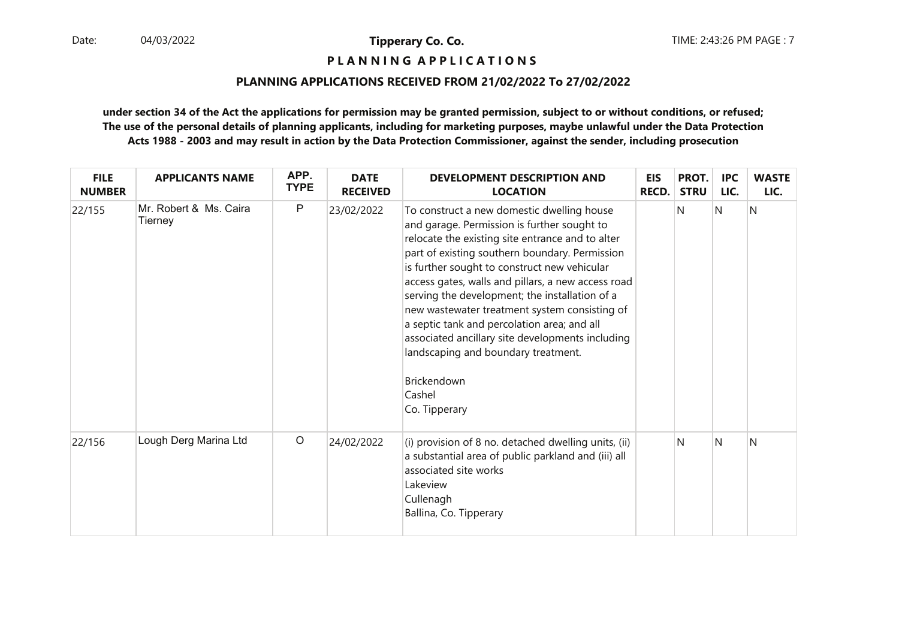**Tipperary Co. Co.**

**P L A N N I N G A P P L I C A T I O N S**

**PLANNING APPLICATIONS RECEIVED FROM 21/02/2022 To 27/02/2022**

**under section 34 of the Act the applications for permission may be granted permission, subject to or without conditions, or refused; The use of the personal details of planning applicants, including for marketing purposes, maybe unlawful under the Data Protection Acts 1988 - 2003 and may result in action by the Data Protection Commissioner, against the sender, including prosecution**

| FILE NUMBER | APPLICANTS NAME | APP. TYPE | DATE RECEIVED | DEVELOPMENT DESCRIPTION AND LOCATION | EIS RECD. | PROT. STRU | IPC LIC. | WASTE LIC. |
|---|---|---|---|---|---|---|---|---|
| 22/155 | Mr. Robert & Ms. Caira Tierney | P | 23/02/2022 | To construct a new domestic dwelling house and garage. Permission is further sought to relocate the existing site entrance and to alter part of existing southern boundary. Permission is further sought to construct new vehicular access gates, walls and pillars, a new access road serving the development; the installation of a new wastewater treatment system consisting of a septic tank and percolation area; and all associated ancillary site developments including landscaping and boundary treatment.<br><br>Brickendown<br>Cashel<br>Co. Tipperary | | N | N | N |
| 22/156 | Lough Derg Marina Ltd | O | 24/02/2022 | (i) provision of 8 no. detached dwelling units, (ii) a substantial area of public parkland and (iii) all associated site works<br>Lakeview<br>Cullenagh<br>Ballina, Co. Tipperary | | N | N | N |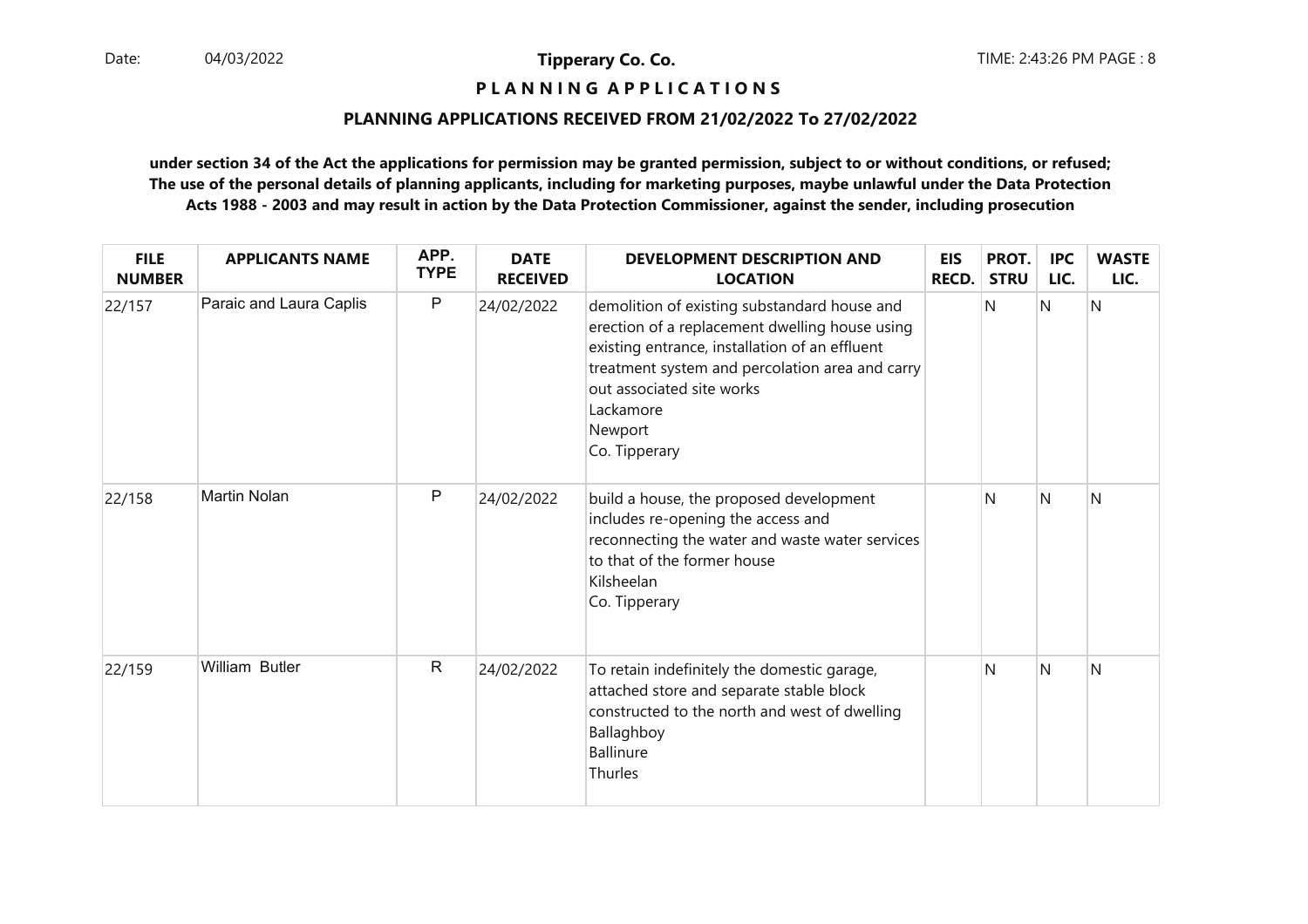**Tipperary Co. Co.**

**P L A N N I N G  A P P L I C A T I O N S**

**PLANNING APPLICATIONS RECEIVED FROM 21/02/2022 To 27/02/2022**

**under section 34 of the Act the applications for permission may be granted permission, subject to or without conditions, or refused; The use of the personal details of planning applicants, including for marketing purposes, maybe unlawful under the Data Protection Acts 1988 - 2003 and may result in action by the Data Protection Commissioner, against the sender, including prosecution**

| FILE NUMBER | APPLICANTS NAME | APP. TYPE | DATE RECEIVED | DEVELOPMENT DESCRIPTION AND LOCATION | EIS RECD. | PROT. STRU | IPC LIC. | WASTE LIC. |
|---|---|---|---|---|---|---|---|---|
| 22/157 | Paraic and Laura Caplis | P | 24/02/2022 | demolition of existing substandard house and erection of a replacement dwelling house using existing entrance, installation of an effluent treatment system and percolation area and carry out associated site works<br>Lackamore<br>Newport<br>Co. Tipperary | | N | N | N |
| 22/158 | Martin Nolan | P | 24/02/2022 | build a house, the proposed development includes re-opening the access and reconnecting the water and waste water services to that of the former house<br>Kilsheelan<br>Co. Tipperary | | N | N | N |
| 22/159 | William Butler | R | 24/02/2022 | To retain indefinitely the domestic garage, attached store and separate stable block constructed to the north and west of dwelling<br>Ballaghboy<br>Ballinure<br>Thurles | | N | N | N |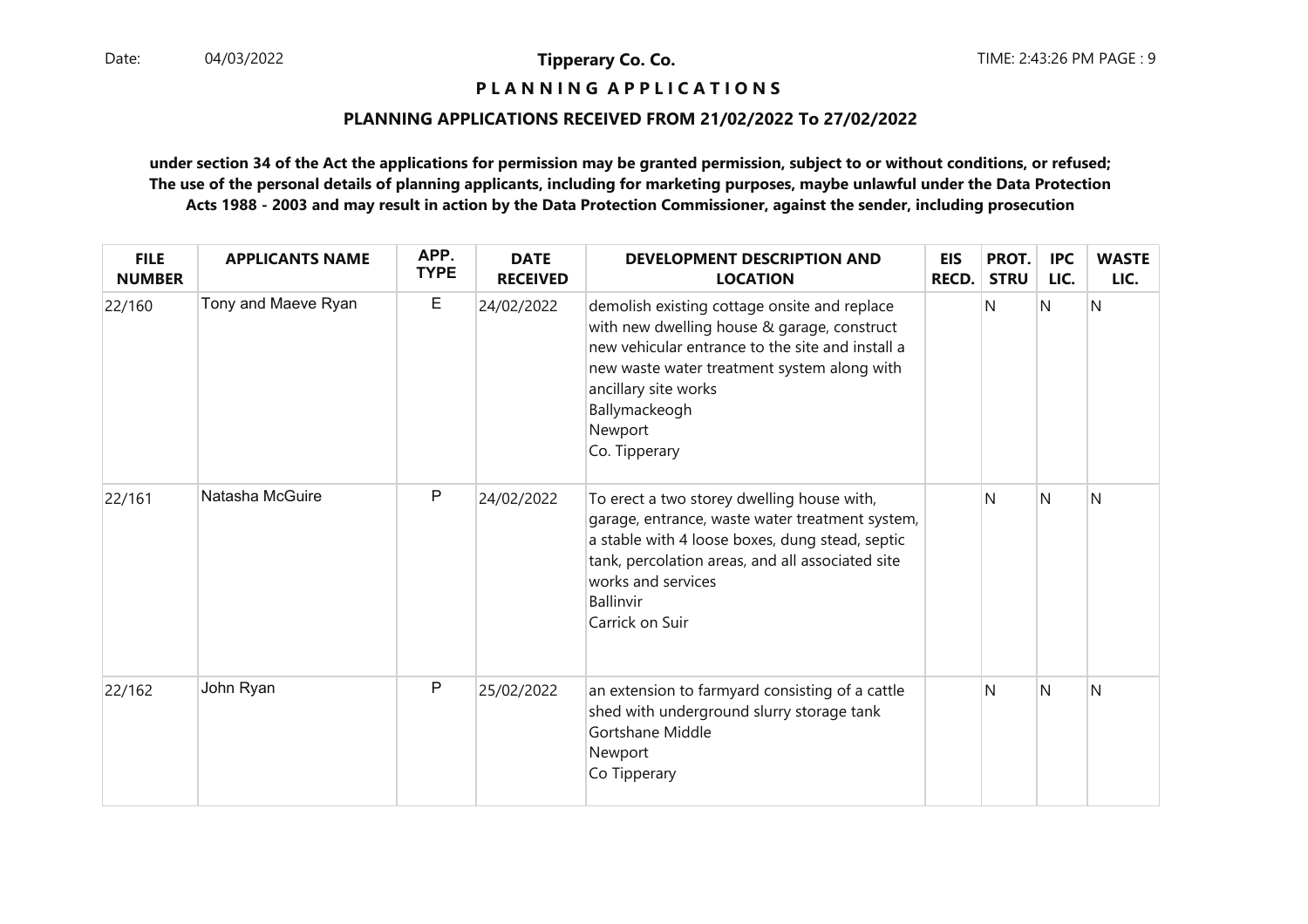**Tipperary Co. Co.**

**P L A N N I N G   A P P L I C A T I O N S**

**PLANNING APPLICATIONS RECEIVED FROM 21/02/2022 To 27/02/2022**

**under section 34 of the Act the applications for permission may be granted permission, subject to or without conditions, or refused; The use of the personal details of planning applicants, including for marketing purposes, maybe unlawful under the Data Protection Acts 1988 - 2003 and may result in action by the Data Protection Commissioner, against the sender, including prosecution**

| FILE NUMBER | APPLICANTS NAME | APP. TYPE | DATE RECEIVED | DEVELOPMENT DESCRIPTION AND LOCATION | EIS RECD. | PROT. STRU | IPC LIC. | WASTE LIC. |
|---|---|---|---|---|---|---|---|---|
| 22/160 | Tony and Maeve Ryan | E | 24/02/2022 | demolish existing cottage onsite and replace with new dwelling house & garage, construct new vehicular entrance to the site and install a new waste water treatment system along with ancillary site works<br>Ballymackeogh<br>Newport<br>Co. Tipperary | | N | N | N |
| 22/161 | Natasha McGuire | P | 24/02/2022 | To erect a two storey dwelling house with, garage, entrance, waste water treatment system, a stable with 4 loose boxes, dung stead, septic tank, percolation areas, and all associated site works and services<br>Ballinvir<br>Carrick on Suir | | N | N | N |
| 22/162 | John Ryan | P | 25/02/2022 | an extension to farmyard consisting of a cattle shed with underground slurry storage tank<br>Gortshane Middle<br>Newport<br>Co Tipperary | | N | N | N |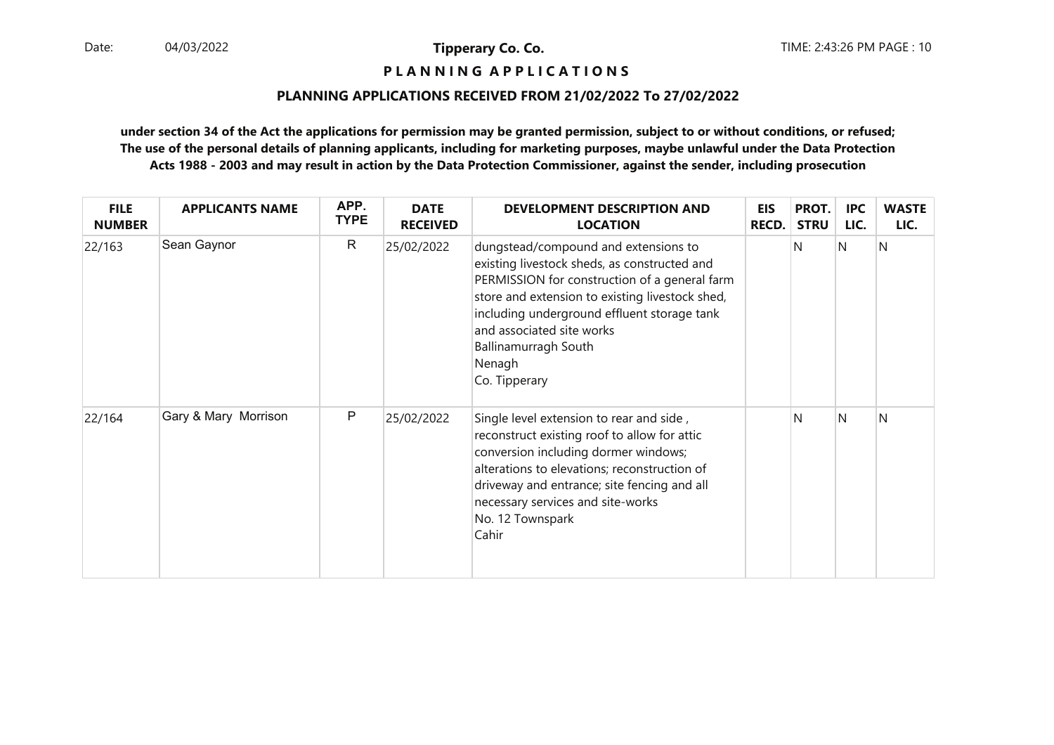**P L A N N I N G  A P P L I C A T I O N S**

**PLANNING APPLICATIONS RECEIVED FROM 21/02/2022 To 27/02/2022**

**under section 34 of the Act the applications for permission may be granted permission, subject to or without conditions, or refused; The use of the personal details of planning applicants, including for marketing purposes, maybe unlawful under the Data Protection Acts 1988 - 2003 and may result in action by the Data Protection Commissioner, against the sender, including prosecution**

| FILE NUMBER | APPLICANTS NAME | APP. TYPE | DATE RECEIVED | DEVELOPMENT DESCRIPTION AND LOCATION | EIS RECD. | PROT. STRU | IPC LIC. | WASTE LIC. |
|---|---|---|---|---|---|---|---|---|
| 22/163 | Sean Gaynor | R | 25/02/2022 | dungstead/compound and extensions to existing livestock sheds, as constructed and PERMISSION for construction of a general farm store and extension to existing livestock shed, including underground effluent storage tank and associated site works<br>Ballinamurragh South<br>Nenagh<br>Co. Tipperary | | N | N | N |
| 22/164 | Gary & Mary Morrison | P | 25/02/2022 | Single level extension to rear and side , reconstruct existing roof to allow for attic conversion including dormer windows; alterations to elevations; reconstruction of driveway and entrance; site fencing and all necessary services and site-works<br>No. 12 Townspark<br>Cahir | | N | N | N |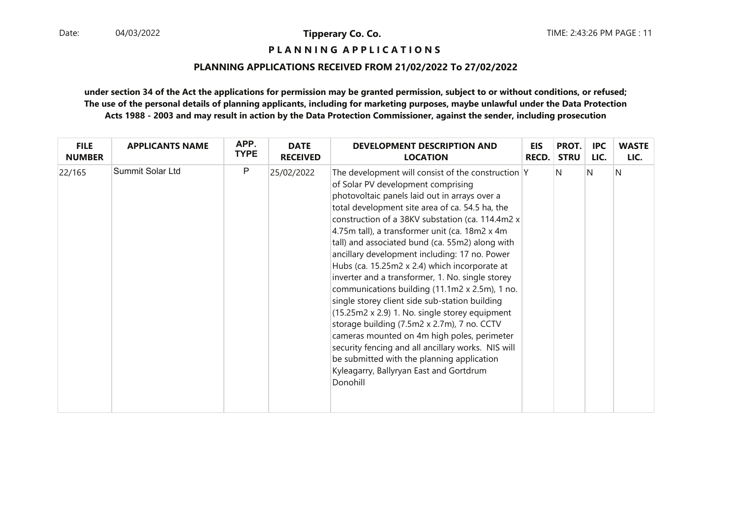**Tipperary Co. Co.**

**P L A N N I N G A P P L I C A T I O N S**

**PLANNING APPLICATIONS RECEIVED FROM 21/02/2022 To 27/02/2022**

**under section 34 of the Act the applications for permission may be granted permission, subject to or without conditions, or refused; The use of the personal details of planning applicants, including for marketing purposes, maybe unlawful under the Data Protection Acts 1988 - 2003 and may result in action by the Data Protection Commissioner, against the sender, including prosecution**

| FILE NUMBER | APPLICANTS NAME | APP. TYPE | DATE RECEIVED | DEVELOPMENT DESCRIPTION AND LOCATION | EIS RECD. | PROT. STRU | IPC LIC. | WASTE LIC. |
|---|---|---|---|---|---|---|---|---|
| 22/165 | Summit Solar Ltd | P | 25/02/2022 | The development will consist of the construction of Solar PV development comprising photovoltaic panels laid out in arrays over a total development site area of ca. 54.5 ha, the construction of a 38KV substation (ca. 114.4m2 x 4.75m tall), a transformer unit (ca. 18m2 x 4m tall) and associated bund (ca. 55m2) along with ancillary development including: 17 no. Power Hubs (ca. 15.25m2 x 2.4) which incorporate at inverter and a transformer, 1. No. single storey communications building (11.1m2 x 2.5m), 1 no. single storey client side sub-station building (15.25m2 x 2.9) 1. No. single storey equipment storage building (7.5m2 x 2.7m), 7 no. CCTV cameras mounted on 4m high poles, perimeter security fencing and all ancillary works. NIS will be submitted with the planning application Kyleagarry, Ballyryan East and Gortdrum Donohill | Y | N | N | N |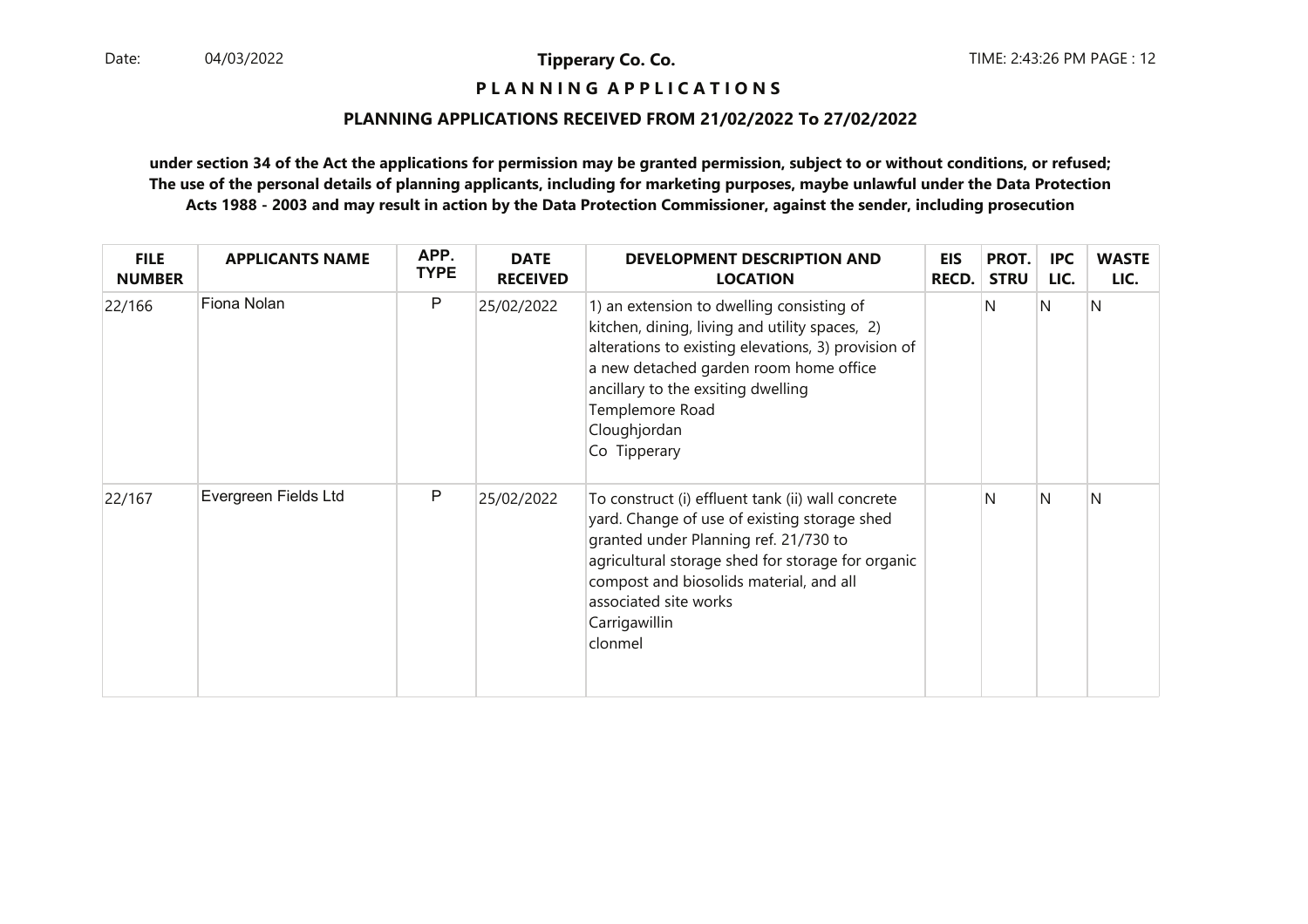**Tipperary Co. Co.**

**P L A N N I N G   A P P L I C A T I O N S**

**PLANNING APPLICATIONS RECEIVED FROM 21/02/2022 To 27/02/2022**

**under section 34 of the Act the applications for permission may be granted permission, subject to or without conditions, or refused; The use of the personal details of planning applicants, including for marketing purposes, maybe unlawful under the Data Protection Acts 1988 - 2003 and may result in action by the Data Protection Commissioner, against the sender, including prosecution**

| FILE NUMBER | APPLICANTS NAME | APP. TYPE | DATE RECEIVED | DEVELOPMENT DESCRIPTION AND LOCATION | EIS RECD. | PROT. STRU | IPC LIC. | WASTE LIC. |
|---|---|---|---|---|---|---|---|---|
| 22/166 | Fiona Nolan | P | 25/02/2022 | 1) an extension to dwelling consisting of kitchen, dining, living and utility spaces, 2) alterations to existing elevations, 3) provision of a new detached garden room home office ancillary to the exsiting dwelling<br>Templemore Road<br>Cloughjordan<br>Co Tipperary | | N | N | N |
| 22/167 | Evergreen Fields Ltd | P | 25/02/2022 | To construct (i) effluent tank (ii) wall concrete yard. Change of use of existing storage shed granted under Planning ref. 21/730 to agricultural storage shed for storage for organic compost and biosolids material, and all associated site works<br>Carrigawillin<br>clonmel | | N | N | N |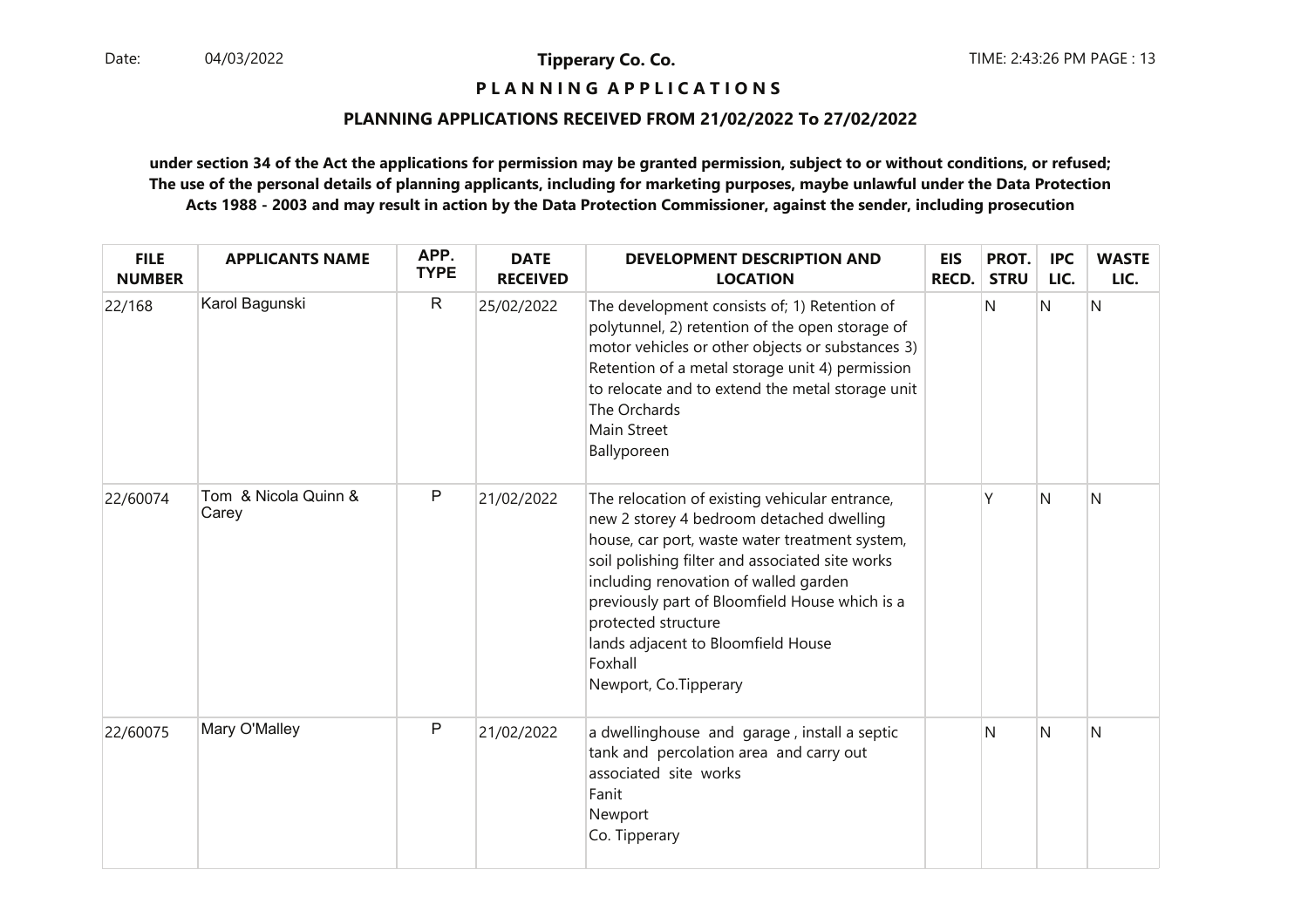**Tipperary Co. Co.**

**P L A N N I N G   A P P L I C A T I O N S**

**PLANNING APPLICATIONS RECEIVED FROM 21/02/2022 To 27/02/2022**

**under section 34 of the Act the applications for permission may be granted permission, subject to or without conditions, or refused; The use of the personal details of planning applicants, including for marketing purposes, maybe unlawful under the Data Protection Acts 1988 - 2003 and may result in action by the Data Protection Commissioner, against the sender, including prosecution**

| FILE NUMBER | APPLICANTS NAME | APP. TYPE | DATE RECEIVED | DEVELOPMENT DESCRIPTION AND LOCATION | EIS RECD. | PROT. STRU | IPC LIC. | WASTE LIC. |
|---|---|---|---|---|---|---|---|---|
| 22/168 | Karol Bagunski | R | 25/02/2022 | The development consists of; 1) Retention of polytunnel, 2) retention of the open storage of motor vehicles or other objects or substances 3) Retention of a metal storage unit 4) permission to relocate and to extend the metal storage unit<br>The Orchards<br>Main Street<br>Ballyporeen | | N | N | N |
| 22/60074 | Tom & Nicola Quinn & Carey | P | 21/02/2022 | The relocation of existing vehicular entrance, new 2 storey 4 bedroom detached dwelling house, car port, waste water treatment system, soil polishing filter and associated site works including renovation of walled garden previously part of Bloomfield House which is a protected structure<br>lands adjacent to Bloomfield House<br>Foxhall<br>Newport, Co.Tipperary | | Y | N | N |
| 22/60075 | Mary O'Malley | P | 21/02/2022 | a dwellinghouse and garage , install a septic tank and percolation area and carry out associated site works<br>Fanit<br>Newport<br>Co. Tipperary | | N | N | N |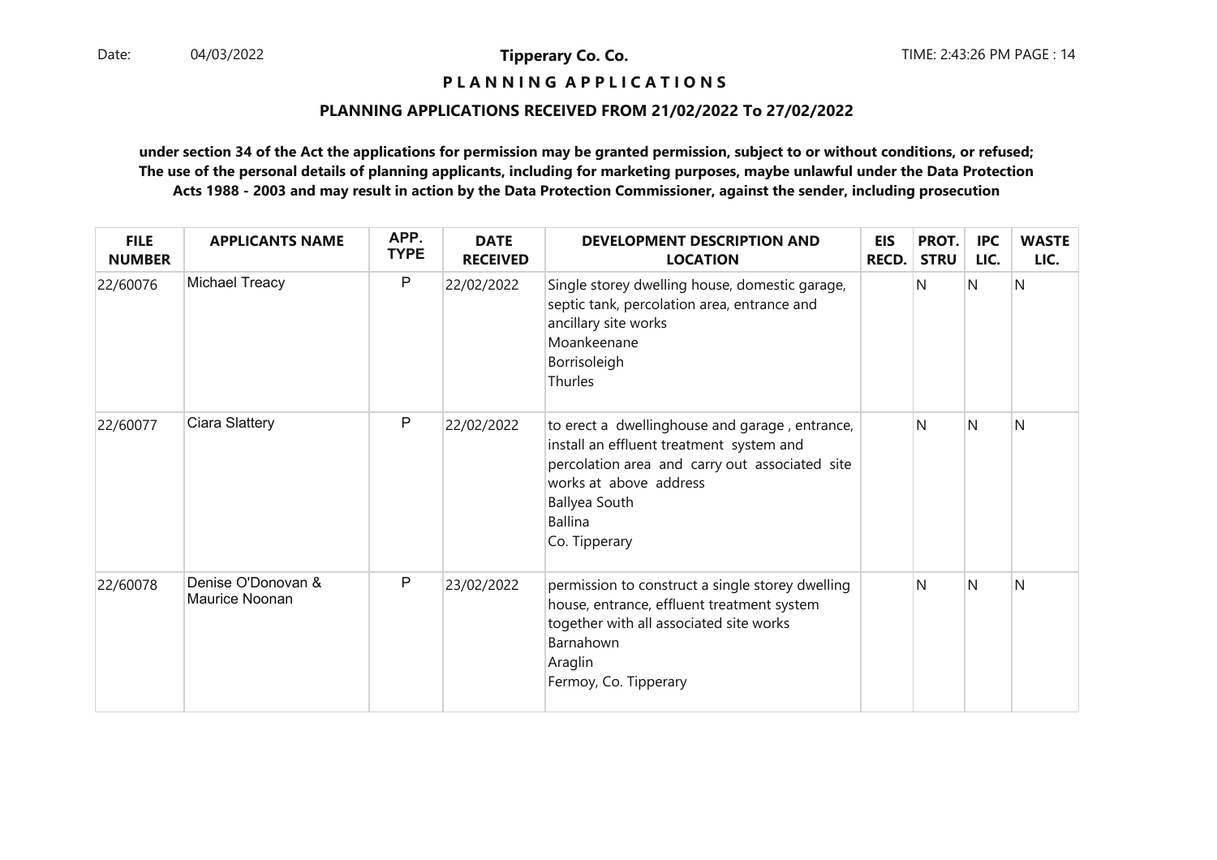**Tipperary Co. Co.**

**P L A N N I N G   A P P L I C A T I O N S**

**PLANNING APPLICATIONS RECEIVED FROM 21/02/2022 To 27/02/2022**

**under section 34 of the Act the applications for permission may be granted permission, subject to or without conditions, or refused; The use of the personal details of planning applicants, including for marketing purposes, maybe unlawful under the Data Protection Acts 1988 - 2003 and may result in action by the Data Protection Commissioner, against the sender, including prosecution**

| FILE NUMBER | APPLICANTS NAME | APP. TYPE | DATE RECEIVED | DEVELOPMENT DESCRIPTION AND LOCATION | EIS RECD. | PROT. STRU | IPC LIC. | WASTE LIC. |
|---|---|---|---|---|---|---|---|---|
| 22/60076 | Michael Treacy | P | 22/02/2022 | Single storey dwelling house, domestic garage, septic tank, percolation area, entrance and ancillary site works<br>Moankeenane<br>Borrisoleigh<br>Thurles | | N | N | N |
| 22/60077 | Ciara Slattery | P | 22/02/2022 | to erect a dwellinghouse and garage , entrance, install an effluent treatment system and percolation area and carry out associated site works at above address<br>Ballyea South<br>Ballina<br>Co. Tipperary | | N | N | N |
| 22/60078 | Denise O'Donovan & Maurice Noonan | P | 23/02/2022 | permission to construct a single storey dwelling house, entrance, effluent treatment system together with all associated site works<br>Barnahown<br>Araglin<br>Fermoy, Co. Tipperary | | N | N | N |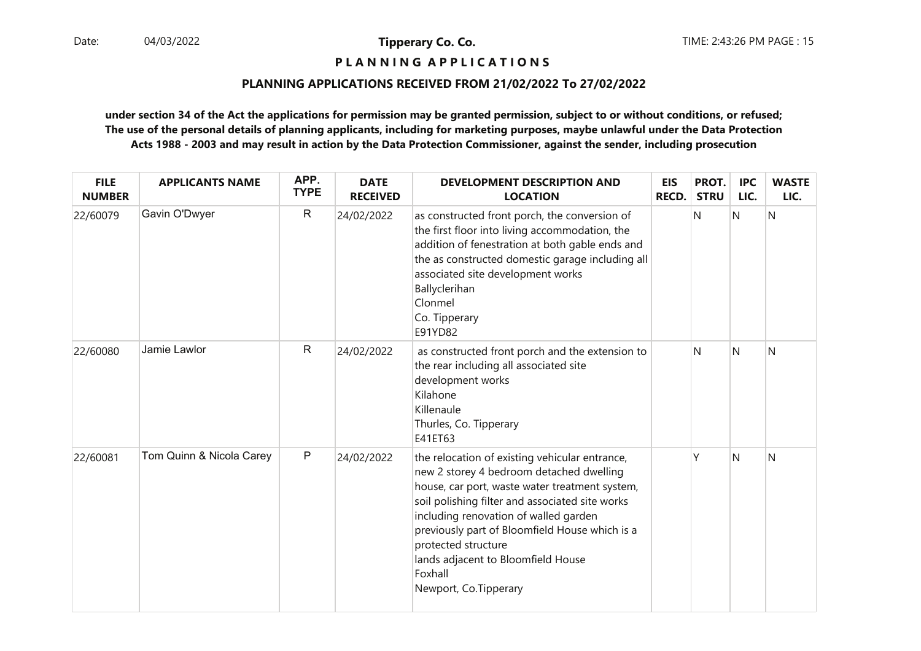**Tipperary Co. Co.**

**P L A N N I N G   A P P L I C A T I O N S**

**PLANNING APPLICATIONS RECEIVED FROM 21/02/2022 To 27/02/2022**

**under section 34 of the Act the applications for permission may be granted permission, subject to or without conditions, or refused; The use of the personal details of planning applicants, including for marketing purposes, maybe unlawful under the Data Protection Acts 1988 - 2003 and may result in action by the Data Protection Commissioner, against the sender, including prosecution**

| FILE NUMBER | APPLICANTS NAME | APP. TYPE | DATE RECEIVED | DEVELOPMENT DESCRIPTION AND LOCATION | EIS RECD. | PROT. STRU | IPC LIC. | WASTE LIC. |
|---|---|---|---|---|---|---|---|---|
| 22/60079 | Gavin O'Dwyer | R | 24/02/2022 | as constructed front porch, the conversion of the first floor into living accommodation, the addition of fenestration at both gable ends and the as constructed domestic garage including all associated site development works<br>Ballyclerihan<br>Clonmel<br>Co. Tipperary<br>E91YD82 | | N | N | N |
| 22/60080 | Jamie Lawlor | R | 24/02/2022 | as constructed front porch and the extension to the rear including all associated site development works<br>Kilahone<br>Killenaule<br>Thurles, Co. Tipperary<br>E41ET63 | | N | N | N |
| 22/60081 | Tom Quinn & Nicola Carey | P | 24/02/2022 | the relocation of existing vehicular entrance, new 2 storey 4 bedroom detached dwelling house, car port, waste water treatment system, soil polishing filter and associated site works including renovation of walled garden previously part of Bloomfield House which is a protected structure<br>lands adjacent to Bloomfield House<br>Foxhall<br>Newport, Co.Tipperary | | Y | N | N |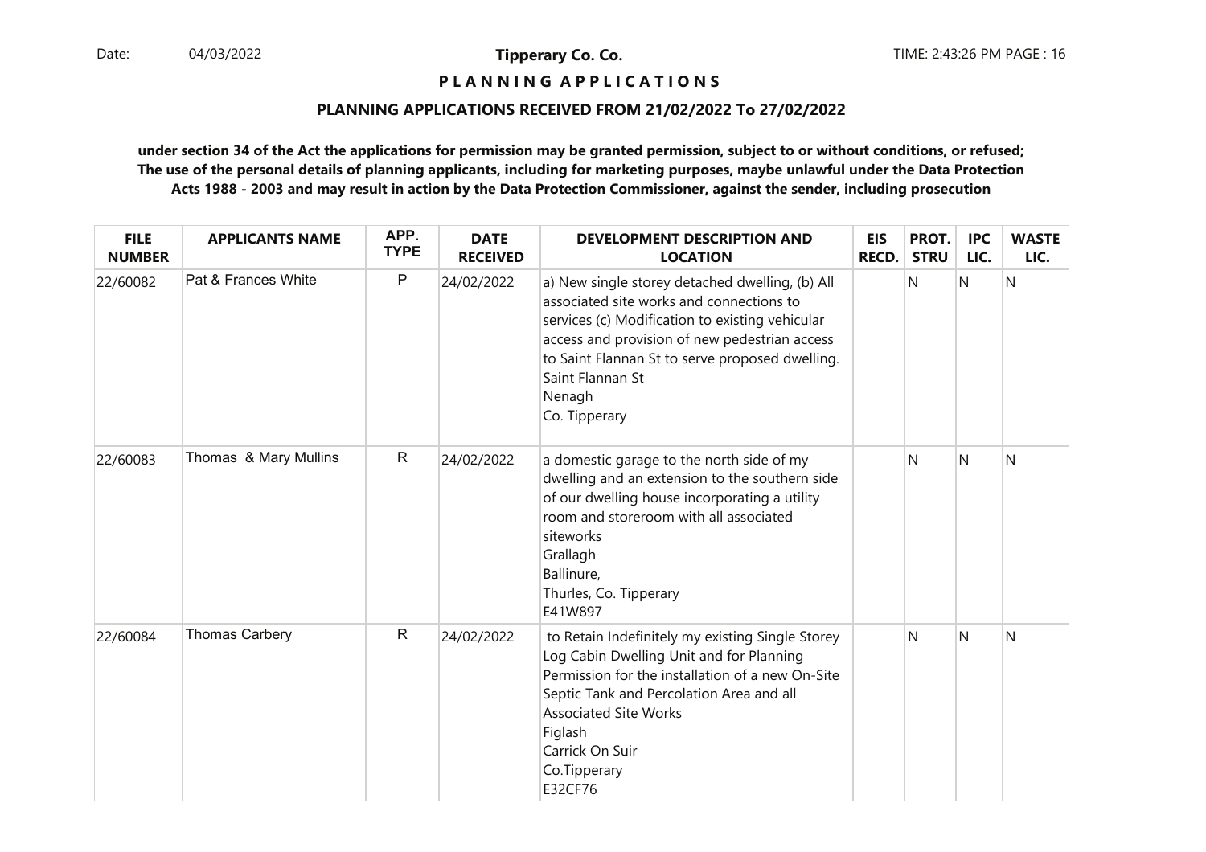**Tipperary Co. Co.**

**P L A N N I N G  A P P L I C A T I O N S**

**PLANNING APPLICATIONS RECEIVED FROM 21/02/2022 To 27/02/2022**

**under section 34 of the Act the applications for permission may be granted permission, subject to or without conditions, or refused; The use of the personal details of planning applicants, including for marketing purposes, maybe unlawful under the Data Protection Acts 1988 - 2003 and may result in action by the Data Protection Commissioner, against the sender, including prosecution**

| FILE NUMBER | APPLICANTS NAME | APP. TYPE | DATE RECEIVED | DEVELOPMENT DESCRIPTION AND LOCATION | EIS RECD. | PROT. STRU | IPC LIC. | WASTE LIC. |
|---|---|---|---|---|---|---|---|---|
| 22/60082 | Pat & Frances White | P | 24/02/2022 | a) New single storey detached dwelling, (b) All associated site works and connections to services (c) Modification to existing vehicular access and provision of new pedestrian access to Saint Flannan St to serve proposed dwelling.<br>Saint Flannan St<br>Nenagh<br>Co. Tipperary | | N | N | N |
| 22/60083 | Thomas & Mary Mullins | R | 24/02/2022 | a domestic garage to the north side of my dwelling and an extension to the southern side of our dwelling house incorporating a utility room and storeroom with all associated siteworks<br>Grallagh<br>Ballinure,<br>Thurles, Co. Tipperary<br>E41W897 | | N | N | N |
| 22/60084 | Thomas Carbery | R | 24/02/2022 | to Retain Indefinitely my existing Single Storey Log Cabin Dwelling Unit and for Planning Permission for the installation of a new On-Site Septic Tank and Percolation Area and all Associated Site Works<br>Figlash<br>Carrick On Suir<br>Co.Tipperary<br>E32CF76 | | N | N | N |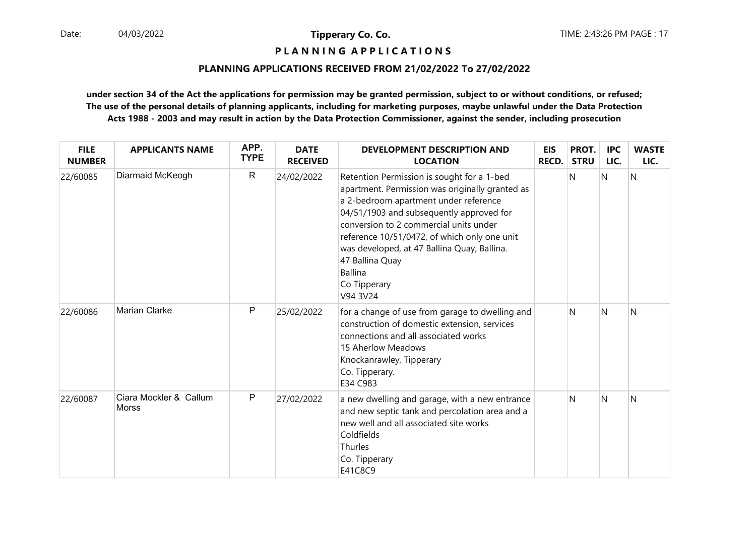**Tipperary Co. Co.**

**P L A N N I N G A P P L I C A T I O N S**

**PLANNING APPLICATIONS RECEIVED FROM 21/02/2022 To 27/02/2022**

**under section 34 of the Act the applications for permission may be granted permission, subject to or without conditions, or refused; The use of the personal details of planning applicants, including for marketing purposes, maybe unlawful under the Data Protection Acts 1988 - 2003 and may result in action by the Data Protection Commissioner, against the sender, including prosecution**

| FILE NUMBER | APPLICANTS NAME | APP. TYPE | DATE RECEIVED | DEVELOPMENT DESCRIPTION AND LOCATION | EIS RECD. | PROT. STRU | IPC LIC. | WASTE LIC. |
|---|---|---|---|---|---|---|---|---|
| 22/60085 | Diarmaid McKeogh | R | 24/02/2022 | Retention Permission is sought for a 1-bed apartment. Permission was originally granted as a 2-bedroom apartment under reference 04/51/1903 and subsequently approved for conversion to 2 commercial units under reference 10/51/0472, of which only one unit was developed, at 47 Ballina Quay, Ballina.<br>47 Ballina Quay<br>Ballina<br>Co Tipperary<br>V94 3V24 | | N | N | N |
| 22/60086 | Marian Clarke | P | 25/02/2022 | for a change of use from garage to dwelling and construction of domestic extension, services connections and all associated works<br>15 Aherlow Meadows<br>Knockanrawley, Tipperary<br>Co. Tipperary.<br>E34 C983 | | N | N | N |
| 22/60087 | Ciara Mockler & Callum Morss | P | 27/02/2022 | a new dwelling and garage, with a new entrance and new septic tank and percolation area and a new well and all associated site works<br>Coldfields<br>Thurles<br>Co. Tipperary<br>E41C8C9 | | N | N | N |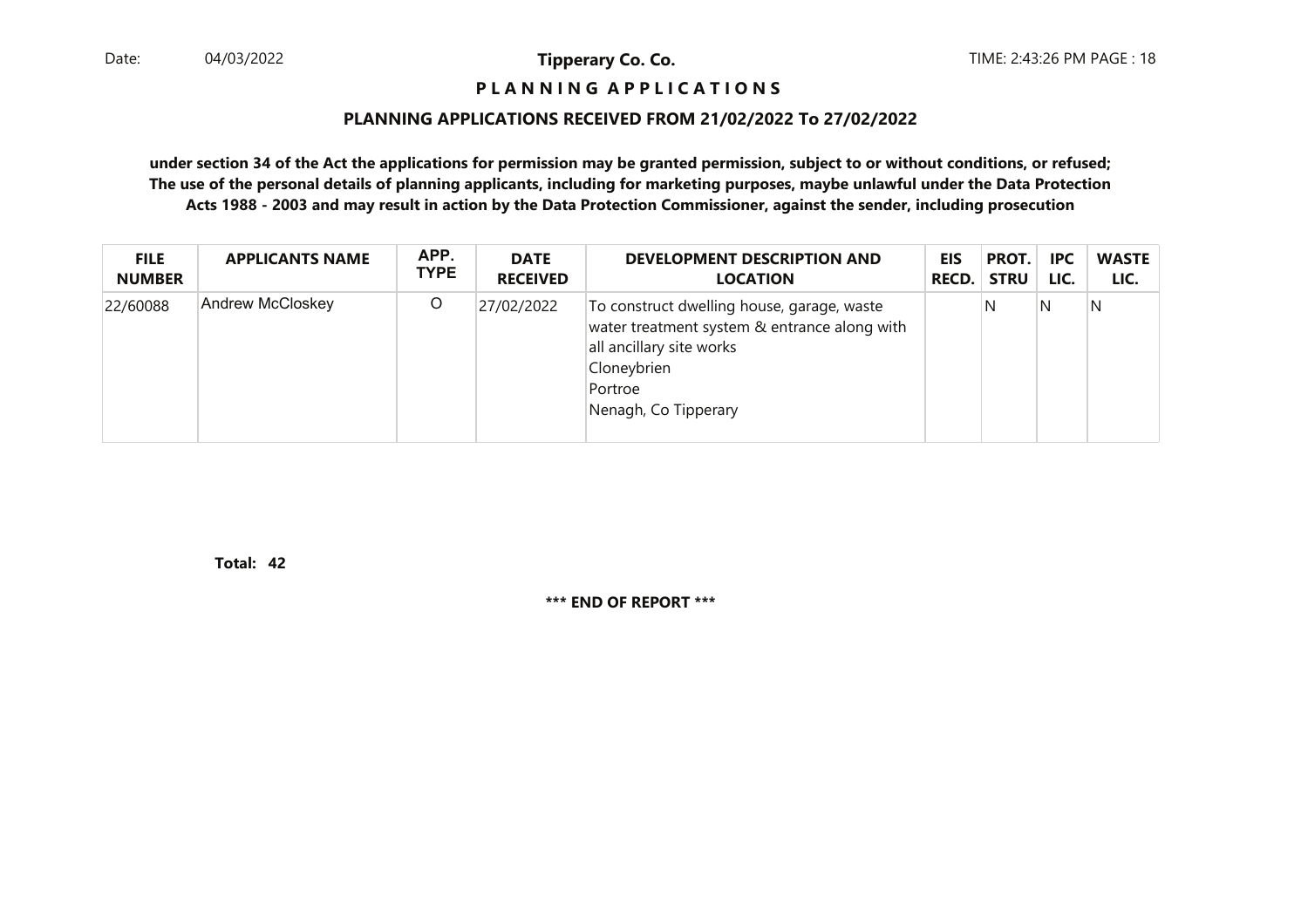**Tipperary Co. Co.**

**P L A N N I N G   A P P L I C A T I O N S**

**PLANNING APPLICATIONS RECEIVED FROM 21/02/2022 To 27/02/2022**

**under section 34 of the Act the applications for permission may be granted permission, subject to or without conditions, or refused; The use of the personal details of planning applicants, including for marketing purposes, maybe unlawful under the Data Protection Acts 1988 - 2003 and may result in action by the Data Protection Commissioner, against the sender, including prosecution**

| FILE NUMBER | APPLICANTS NAME | APP. TYPE | DATE RECEIVED | DEVELOPMENT DESCRIPTION AND LOCATION | EIS RECD. | PROT. STRU | IPC LIC. | WASTE LIC. |
|---|---|---|---|---|---|---|---|---|
| 22/60088 | Andrew McCloskey | O | 27/02/2022 | To construct dwelling house, garage, waste water treatment system & entrance along with all ancillary site works<br>Cloneybrien<br>Portroe<br>Nenagh, Co Tipperary | | N | N | N |

**Total: 42**

**\*\*\* END OF REPORT \*\*\***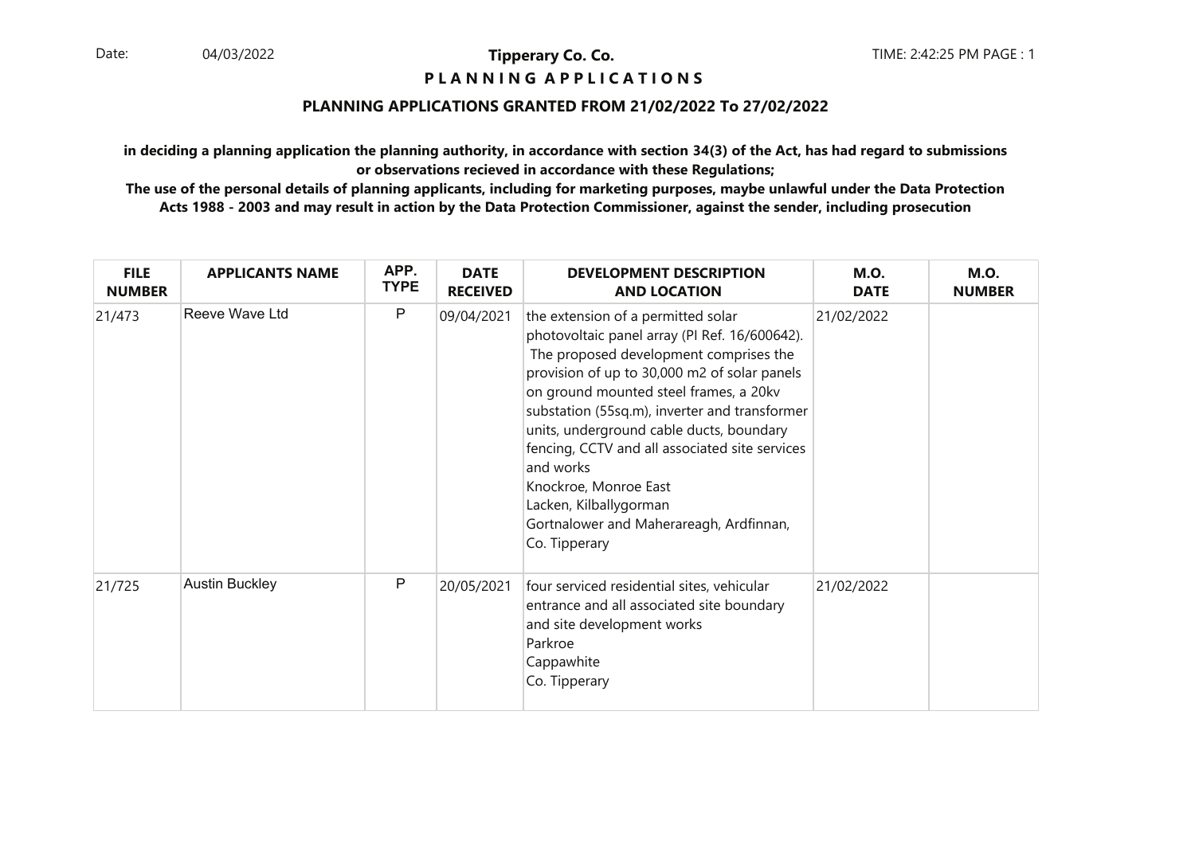Date: 04/03/2022

**Tipperary Co. Co.**

**P L A N N I N G A P P L I C A T I O N S**

## PLANNING APPLICATIONS GRANTED FROM 21/02/2022 To 27/02/2022

**in deciding a planning application the planning authority, in accordance with section 34(3) of the Act, has had regard to submissions or observations recieved in accordance with these Regulations;**

**The use of the personal details of planning applicants, including for marketing purposes, maybe unlawful under the Data Protection Acts 1988 - 2003 and may result in action by the Data Protection Commissioner, against the sender, including prosecution**

| FILE NUMBER | APPLICANTS NAME | APP. TYPE | DATE RECEIVED | DEVELOPMENT DESCRIPTION AND LOCATION | M.O. DATE | M.O. NUMBER |
|---|---|---|---|---|---|---|
| 21/473 | Reeve Wave Ltd | P | 09/04/2021 | the extension of a permitted solar photovoltaic panel array (Pl Ref. 16/600642). The proposed development comprises the provision of up to 30,000 m2 of solar panels on ground mounted steel frames, a 20kv substation (55sq.m), inverter and transformer units, underground cable ducts, boundary fencing, CCTV and all associated site services and works<br>Knockroe, Monroe East<br>Lacken, Kilballygorman<br>Gortnalower and Maherareagh, Ardfinnan, Co. Tipperary | 21/02/2022 | |
| 21/725 | Austin Buckley | P | 20/05/2021 | four serviced residential sites, vehicular entrance and all associated site boundary and site development works<br>Parkroe<br>Cappawhite<br>Co. Tipperary | 21/02/2022 | |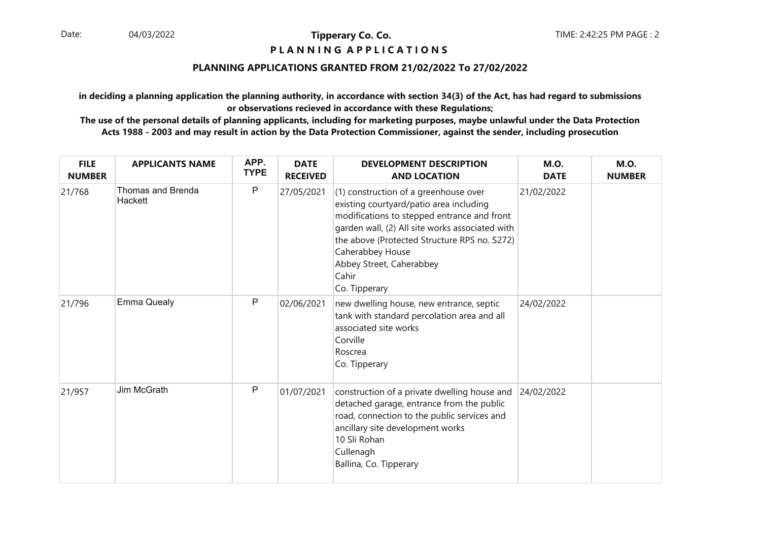# Tipperary Co. Co.

## P L A N N I N G A P P L I C A T I O N S

### PLANNING APPLICATIONS GRANTED FROM 21/02/2022 To 27/02/2022

**in deciding a planning application the planning authority, in accordance with section 34(3) of the Act, has had regard to submissions or observations recieved in accordance with these Regulations;**

**The use of the personal details of planning applicants, including for marketing purposes, maybe unlawful under the Data Protection Acts 1988 - 2003 and may result in action by the Data Protection Commissioner, against the sender, including prosecution**

| FILE NUMBER | APPLICANTS NAME | APP. TYPE | DATE RECEIVED | DEVELOPMENT DESCRIPTION AND LOCATION | M.O. DATE | M.O. NUMBER |
|---|---|---|---|---|---|---|
| 21/768 | Thomas and Brenda Hackett | P | 27/05/2021 | (1) construction of a greenhouse over existing courtyard/patio area including modifications to stepped entrance and front garden wall, (2) All site works associated with the above (Protected Structure RPS no. S272) Caherabbey House Abbey Street, Caherabbey Cahir Co. Tipperary | 21/02/2022 | |
| 21/796 | Emma Quealy | P | 02/06/2021 | new dwelling house, new entrance, septic tank with standard percolation area and all associated site works Corville Roscrea Co. Tipperary | 24/02/2022 | |
| 21/957 | Jim McGrath | P | 01/07/2021 | construction of a private dwelling house and detached garage, entrance from the public road, connection to the public services and ancillary site development works 10 Sli Rohan Cullenagh Ballina, Co. Tipperary | 24/02/2022 | |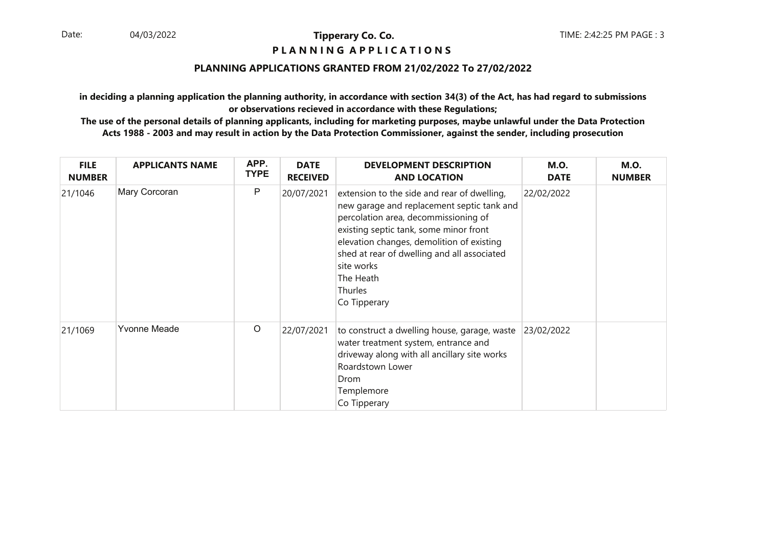**Tipperary Co. Co.**

**P L A N N I N G  A P P L I C A T I O N S**

**PLANNING APPLICATIONS GRANTED FROM 21/02/2022 To 27/02/2022**

**in deciding a planning application the planning authority, in accordance with section 34(3) of the Act, has had regard to submissions or observations recieved in accordance with these Regulations;**

**The use of the personal details of planning applicants, including for marketing purposes, maybe unlawful under the Data Protection Acts 1988 - 2003 and may result in action by the Data Protection Commissioner, against the sender, including prosecution**

| FILE NUMBER | APPLICANTS NAME | APP. TYPE | DATE RECEIVED | DEVELOPMENT DESCRIPTION AND LOCATION | M.O. DATE | M.O. NUMBER |
|---|---|---|---|---|---|---|
| 21/1046 | Mary Corcoran | P | 20/07/2021 | extension to the side and rear of dwelling, new garage and replacement septic tank and percolation area, decommissioning of existing septic tank, some minor front elevation changes, demolition of existing shed at rear of dwelling and all associated site works<br>The Heath<br>Thurles<br>Co Tipperary | 22/02/2022 | |
| 21/1069 | Yvonne Meade | O | 22/07/2021 | to construct a dwelling house, garage, waste water treatment system, entrance and driveway along with all ancillary site works<br>Roardstown Lower<br>Drom<br>Templemore<br>Co Tipperary | 23/02/2022 | |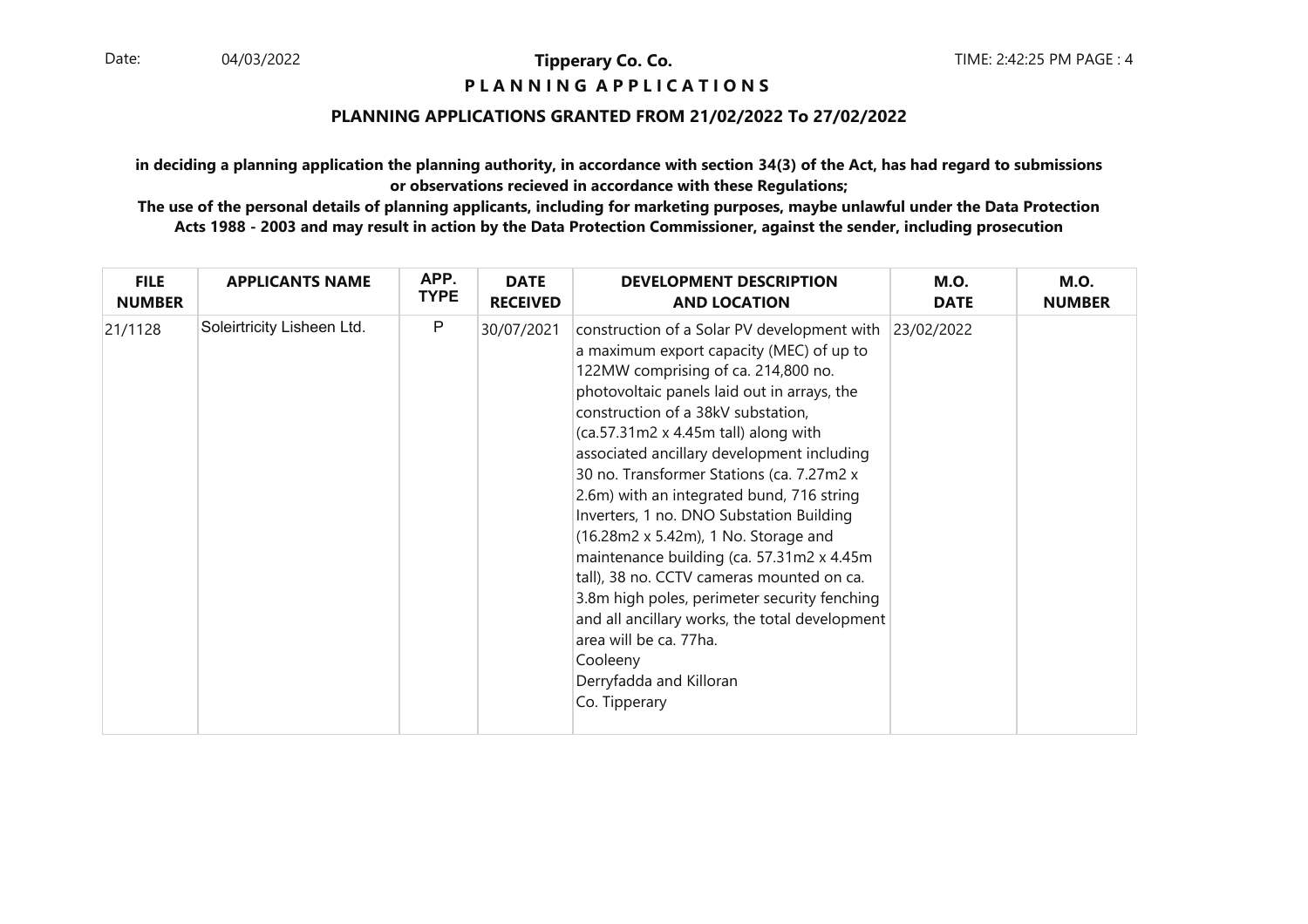**Tipperary Co. Co.**

**P L A N N I N G A P P L I C A T I O N S**

**PLANNING APPLICATIONS GRANTED FROM 21/02/2022 To 27/02/2022**

**in deciding a planning application the planning authority, in accordance with section 34(3) of the Act, has had regard to submissions or observations recieved in accordance with these Regulations;**

**The use of the personal details of planning applicants, including for marketing purposes, maybe unlawful under the Data Protection Acts 1988 - 2003 and may result in action by the Data Protection Commissioner, against the sender, including prosecution**

| FILE NUMBER | APPLICANTS NAME | APP. TYPE | DATE RECEIVED | DEVELOPMENT DESCRIPTION AND LOCATION | M.O. DATE | M.O. NUMBER |
|---|---|---|---|---|---|---|
| 21/1128 | Soleirtricity Lisheen Ltd. | P | 30/07/2021 | construction of a Solar PV development with a maximum export capacity (MEC) of up to 122MW comprising of ca. 214,800 no. photovoltaic panels laid out in arrays, the construction of a 38kV substation, (ca.57.31m2 x 4.45m tall) along with associated ancillary development including 30 no. Transformer Stations (ca. 7.27m2 x 2.6m) with an integrated bund, 716 string Inverters, 1 no. DNO Substation Building (16.28m2 x 5.42m), 1 No. Storage and maintenance building (ca. 57.31m2 x 4.45m tall), 38 no. CCTV cameras mounted on ca. 3.8m high poles, perimeter security fenching and all ancillary works, the total development area will be ca. 77ha.<br>Cooleeny<br>Derryfadda and Killoran<br>Co. Tipperary | 23/02/2022 | |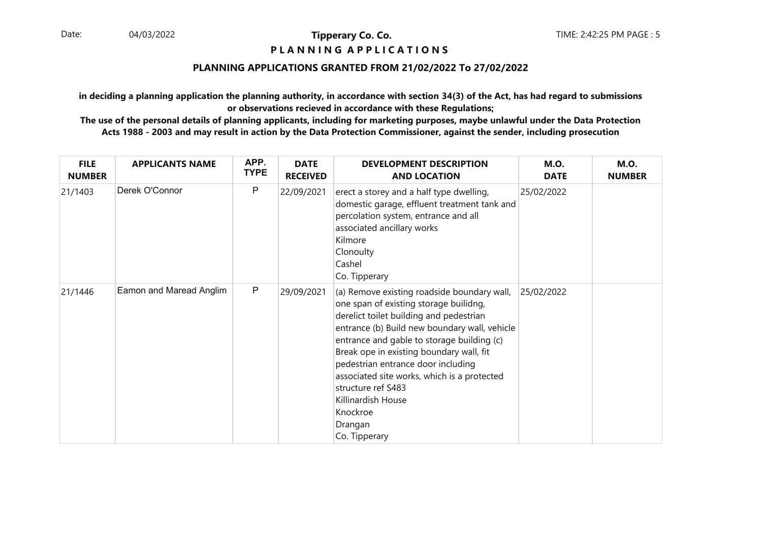**Tipperary Co. Co.**

**P L A N N I N G  A P P L I C A T I O N S**

**PLANNING APPLICATIONS GRANTED FROM 21/02/2022 To 27/02/2022**

**in deciding a planning application the planning authority, in accordance with section 34(3) of the Act, has had regard to submissions or observations recieved in accordance with these Regulations;**

**The use of the personal details of planning applicants, including for marketing purposes, maybe unlawful under the Data Protection Acts 1988 - 2003 and may result in action by the Data Protection Commissioner, against the sender, including prosecution**

| FILE NUMBER | APPLICANTS NAME | APP. TYPE | DATE RECEIVED | DEVELOPMENT DESCRIPTION AND LOCATION | M.O. DATE | M.O. NUMBER |
|---|---|---|---|---|---|---|
| 21/1403 | Derek O'Connor | P | 22/09/2021 | erect a storey and a half type dwelling, domestic garage, effluent treatment tank and percolation system, entrance and all associated ancillary works<br>Kilmore<br>Clonoulty<br>Cashel<br>Co. Tipperary | 25/02/2022 | |
| 21/1446 | Eamon and Maread Anglim | P | 29/09/2021 | (a) Remove existing roadside boundary wall, one span of existing storage builidng, derelict toilet building and pedestrian entrance (b) Build new boundary wall, vehicle entrance and gable to storage building (c) Break ope in existing boundary wall, fit pedestrian entrance door including associated site works, which is a protected structure ref S483<br>Killinardish House<br>Knockroe<br>Drangan<br>Co. Tipperary | 25/02/2022 | |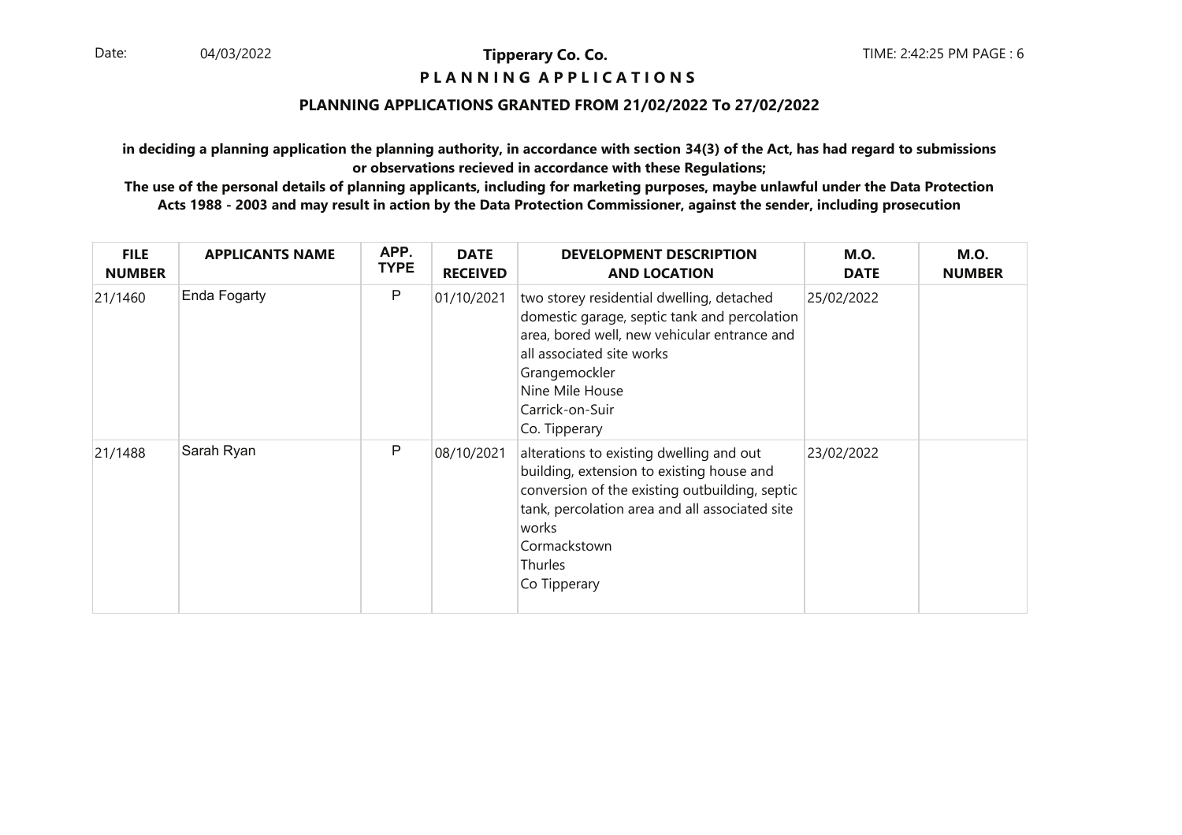**Tipperary Co. Co.**

**P L A N N I N G A P P L I C A T I O N S**

**PLANNING APPLICATIONS GRANTED FROM 21/02/2022 To 27/02/2022**

**in deciding a planning application the planning authority, in accordance with section 34(3) of the Act, has had regard to submissions or observations recieved in accordance with these Regulations;**

**The use of the personal details of planning applicants, including for marketing purposes, maybe unlawful under the Data Protection Acts 1988 - 2003 and may result in action by the Data Protection Commissioner, against the sender, including prosecution**

| FILE NUMBER | APPLICANTS NAME | APP. TYPE | DATE RECEIVED | DEVELOPMENT DESCRIPTION AND LOCATION | M.O. DATE | M.O. NUMBER |
|---|---|---|---|---|---|---|
| 21/1460 | Enda Fogarty | P | 01/10/2021 | two storey residential dwelling, detached domestic garage, septic tank and percolation area, bored well, new vehicular entrance and all associated site works<br>Grangemockler<br>Nine Mile House<br>Carrick-on-Suir<br>Co. Tipperary | 25/02/2022 | |
| 21/1488 | Sarah Ryan | P | 08/10/2021 | alterations to existing dwelling and out building, extension to existing house and conversion of the existing outbuilding, septic tank, percolation area and all associated site works<br>Cormackstown<br>Thurles<br>Co Tipperary | 23/02/2022 | |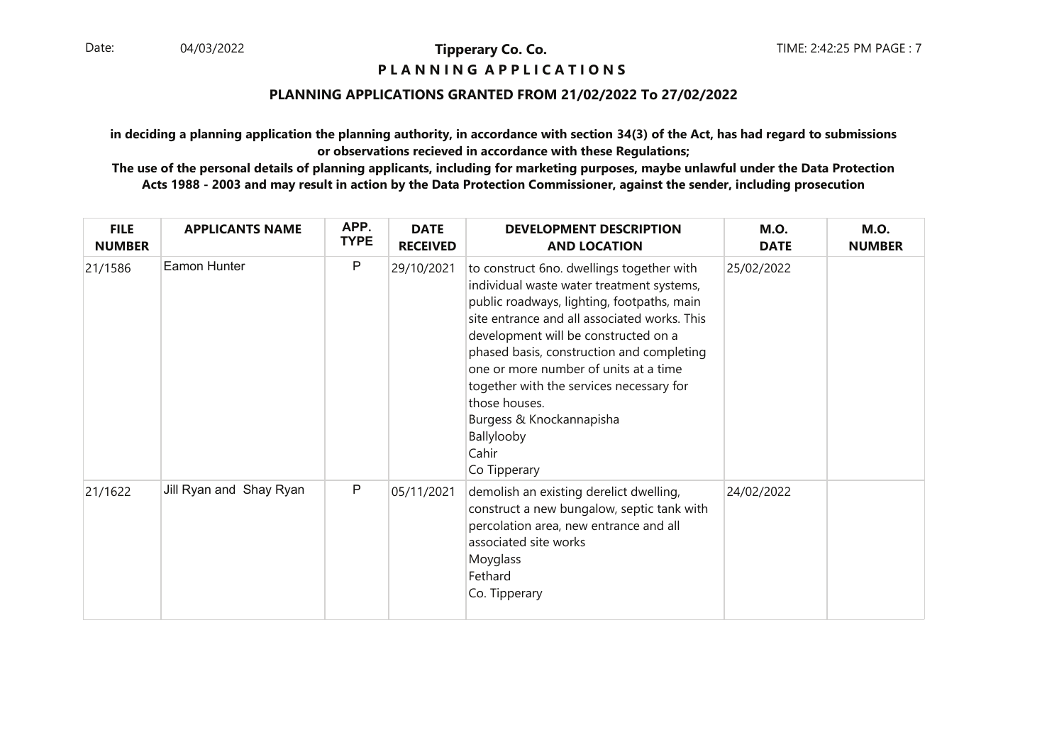**Tipperary Co. Co.**

**P L A N N I N G A P P L I C A T I O N S**

**PLANNING APPLICATIONS GRANTED FROM 21/02/2022 To 27/02/2022**

**in deciding a planning application the planning authority, in accordance with section 34(3) of the Act, has had regard to submissions or observations recieved in accordance with these Regulations;**

**The use of the personal details of planning applicants, including for marketing purposes, maybe unlawful under the Data Protection Acts 1988 - 2003 and may result in action by the Data Protection Commissioner, against the sender, including prosecution**

| FILE NUMBER | APPLICANTS NAME | APP. TYPE | DATE RECEIVED | DEVELOPMENT DESCRIPTION AND LOCATION | M.O. DATE | M.O. NUMBER |
|---|---|---|---|---|---|---|
| 21/1586 | Eamon Hunter | P | 29/10/2021 | to construct 6no. dwellings together with individual waste water treatment systems, public roadways, lighting, footpaths, main site entrance and all associated works. This development will be constructed on a phased basis, construction and completing one or more number of units at a time together with the services necessary for those houses.<br>Burgess & Knockannapisha<br>Ballylooby<br>Cahir<br>Co Tipperary | 25/02/2022 | |
| 21/1622 | Jill Ryan and Shay Ryan | P | 05/11/2021 | demolish an existing derelict dwelling, construct a new bungalow, septic tank with percolation area, new entrance and all associated site works<br>Moyglass<br>Fethard<br>Co. Tipperary | 24/02/2022 | |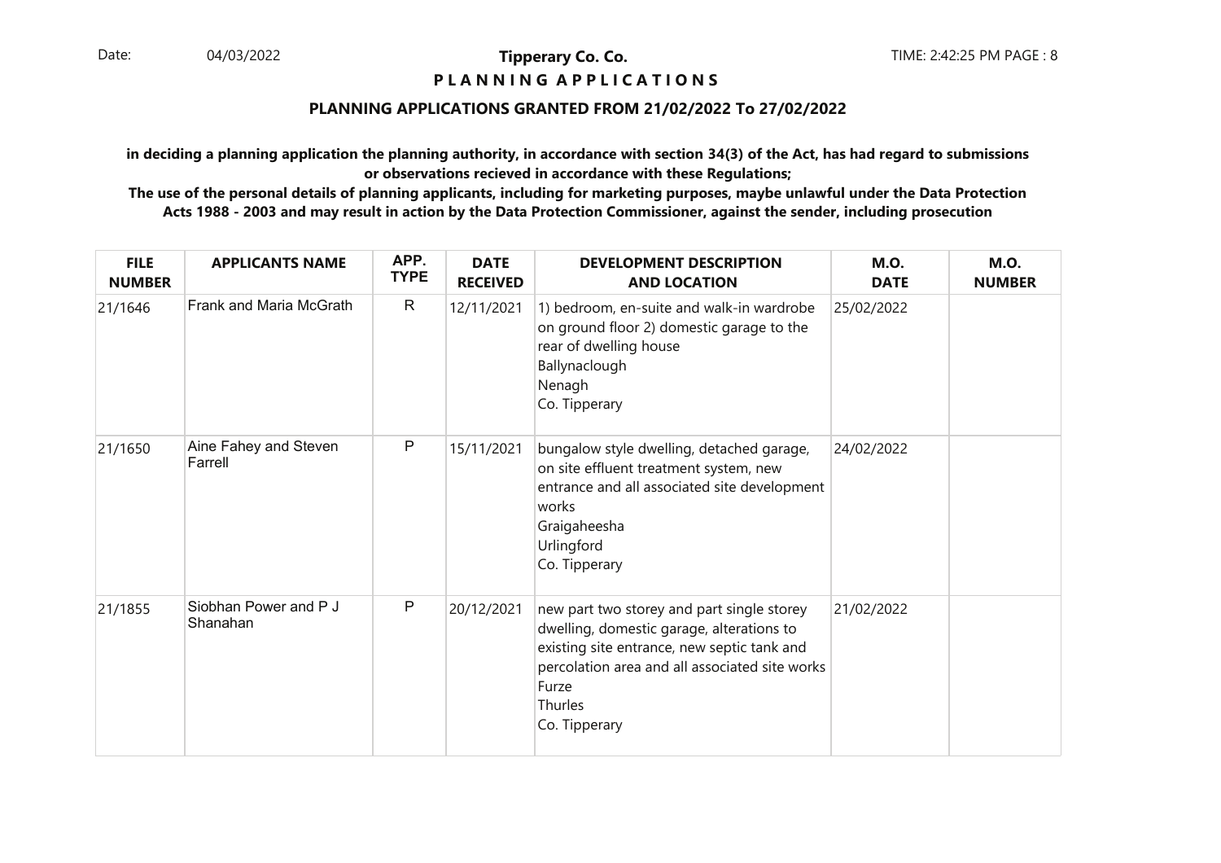## PLANNING APPLICATIONS GRANTED FROM 21/02/2022 To 27/02/2022

**in deciding a planning application the planning authority, in accordance with section 34(3) of the Act, has had regard to submissions or observations recieved in accordance with these Regulations;**

**The use of the personal details of planning applicants, including for marketing purposes, maybe unlawful under the Data Protection Acts 1988 - 2003 and may result in action by the Data Protection Commissioner, against the sender, including prosecution**

| FILE NUMBER | APPLICANTS NAME | APP. TYPE | DATE RECEIVED | DEVELOPMENT DESCRIPTION AND LOCATION | M.O. DATE | M.O. NUMBER |
|---|---|---|---|---|---|---|
| 21/1646 | Frank and Maria McGrath | R | 12/11/2021 | 1) bedroom, en-suite and walk-in wardrobe on ground floor 2) domestic garage to the rear of dwelling house<br>Ballynaclough<br>Nenagh<br>Co. Tipperary | 25/02/2022 | |
| 21/1650 | Aine Fahey and Steven Farrell | P | 15/11/2021 | bungalow style dwelling, detached garage, on site effluent treatment system, new entrance and all associated site development works<br>Graigaheesha<br>Urlingford<br>Co. Tipperary | 24/02/2022 | |
| 21/1855 | Siobhan Power and P J Shanahan | P | 20/12/2021 | new part two storey and part single storey dwelling, domestic garage, alterations to existing site entrance, new septic tank and percolation area and all associated site works<br>Furze<br>Thurles<br>Co. Tipperary | 21/02/2022 | |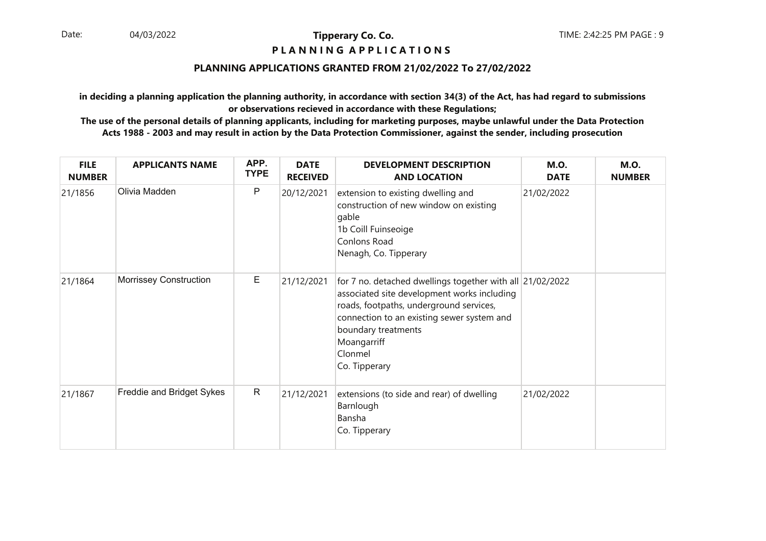**Tipperary Co. Co.**

**P L A N N I N G   A P P L I C A T I O N S**

**PLANNING APPLICATIONS GRANTED FROM 21/02/2022 To 27/02/2022**

**in deciding a planning application the planning authority, in accordance with section 34(3) of the Act, has had regard to submissions or observations recieved in accordance with these Regulations;**

**The use of the personal details of planning applicants, including for marketing purposes, maybe unlawful under the Data Protection Acts 1988 - 2003 and may result in action by the Data Protection Commissioner, against the sender, including prosecution**

| FILE NUMBER | APPLICANTS NAME | APP. TYPE | DATE RECEIVED | DEVELOPMENT DESCRIPTION AND LOCATION | M.O. DATE | M.O. NUMBER |
|---|---|---|---|---|---|---|
| 21/1856 | Olivia Madden | P | 20/12/2021 | extension to existing dwelling and construction of new window on existing gable<br>1b Coill Fuinseoige<br>Conlons Road<br>Nenagh, Co. Tipperary | 21/02/2022 | |
| 21/1864 | Morrissey Construction | E | 21/12/2021 | for 7 no. detached dwellings together with all associated site development works including roads, footpaths, underground services, connection to an existing sewer system and boundary treatments<br>Moangarriff<br>Clonmel<br>Co. Tipperary | 21/02/2022 | |
| 21/1867 | Freddie and Bridget Sykes | R | 21/12/2021 | extensions (to side and rear) of dwelling<br>Barnlough<br>Bansha<br>Co. Tipperary | 21/02/2022 | |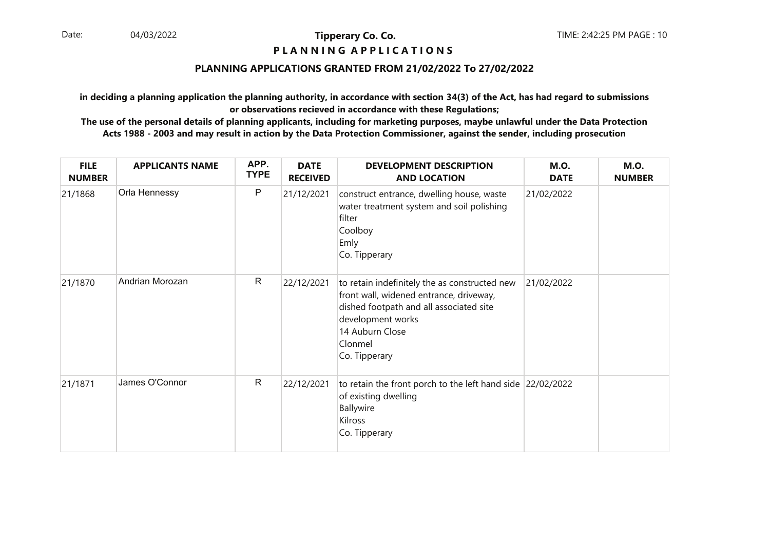# Tipperary Co. Co.

## PLANNING APPLICATIONS

### PLANNING APPLICATIONS GRANTED FROM 21/02/2022 To 27/02/2022

**in deciding a planning application the planning authority, in accordance with section 34(3) of the Act, has had regard to submissions or observations recieved in accordance with these Regulations;**

**The use of the personal details of planning applicants, including for marketing purposes, maybe unlawful under the Data Protection Acts 1988 - 2003 and may result in action by the Data Protection Commissioner, against the sender, including prosecution**

| FILE NUMBER | APPLICANTS NAME | APP. TYPE | DATE RECEIVED | DEVELOPMENT DESCRIPTION AND LOCATION | M.O. DATE | M.O. NUMBER |
|---|---|---|---|---|---|---|
| 21/1868 | Orla Hennessy | P | 21/12/2021 | construct entrance, dwelling house, waste water treatment system and soil polishing filter<br>Coolboy<br>Emly<br>Co. Tipperary | 21/02/2022 | |
| 21/1870 | Andrian Morozan | R | 22/12/2021 | to retain indefinitely the as constructed new front wall, widened entrance, driveway, dished footpath and all associated site development works<br>14 Auburn Close<br>Clonmel<br>Co. Tipperary | 21/02/2022 | |
| 21/1871 | James O'Connor | R | 22/12/2021 | to retain the front porch to the left hand side of existing dwelling<br>Ballywire<br>Kilross<br>Co. Tipperary | 22/02/2022 | |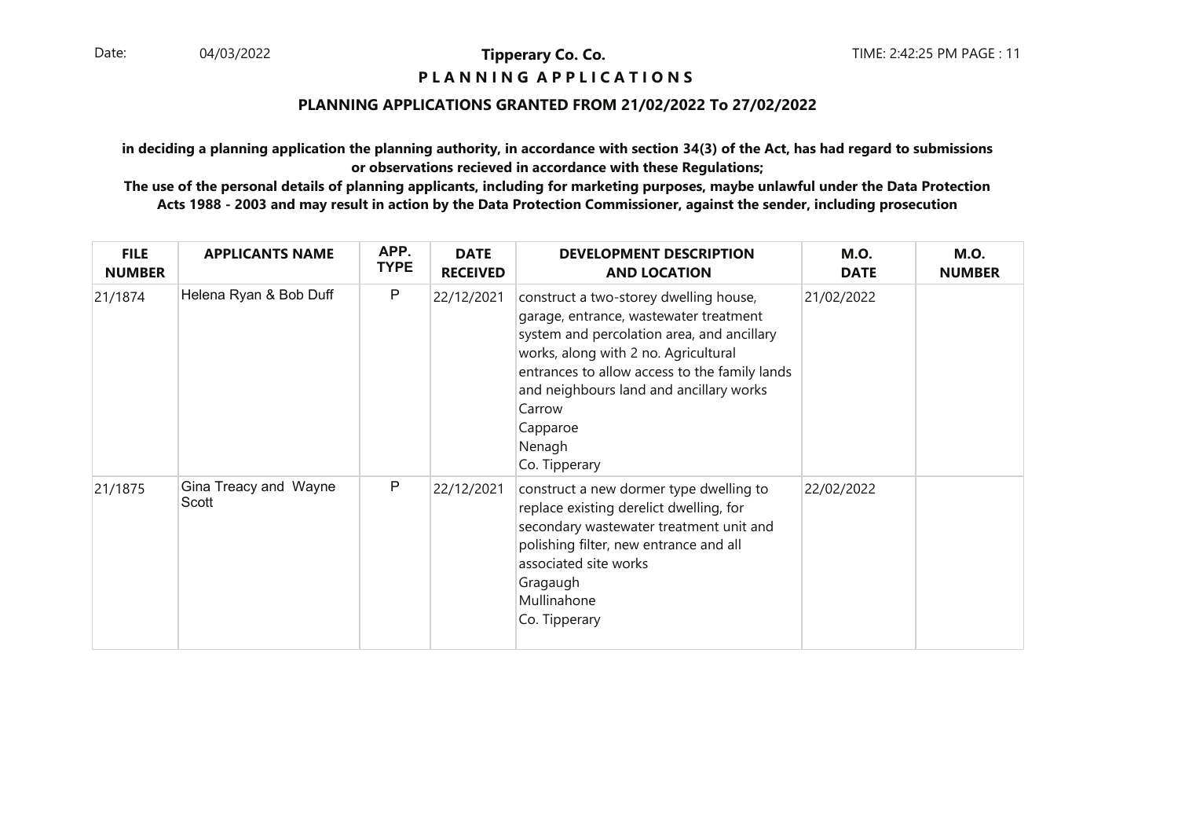**Tipperary Co. Co.**

**P L A N N I N G A P P L I C A T I O N S**

**PLANNING APPLICATIONS GRANTED FROM 21/02/2022 To 27/02/2022**

**in deciding a planning application the planning authority, in accordance with section 34(3) of the Act, has had regard to submissions or observations recieved in accordance with these Regulations;**

**The use of the personal details of planning applicants, including for marketing purposes, maybe unlawful under the Data Protection Acts 1988 - 2003 and may result in action by the Data Protection Commissioner, against the sender, including prosecution**

| FILE NUMBER | APPLICANTS NAME | APP. TYPE | DATE RECEIVED | DEVELOPMENT DESCRIPTION AND LOCATION | M.O. DATE | M.O. NUMBER |
|---|---|---|---|---|---|---|
| 21/1874 | Helena Ryan & Bob Duff | P | 22/12/2021 | construct a two-storey dwelling house, garage, entrance, wastewater treatment system and percolation area, and ancillary works, along with 2 no. Agricultural entrances to allow access to the family lands and neighbours land and ancillary works Carrow Capparoe Nenagh Co. Tipperary | 21/02/2022 | |
| 21/1875 | Gina Treacy and Wayne Scott | P | 22/12/2021 | construct a new dormer type dwelling to replace existing derelict dwelling, for secondary wastewater treatment unit and polishing filter, new entrance and all associated site works Gragaugh Mullinahone Co. Tipperary | 22/02/2022 | |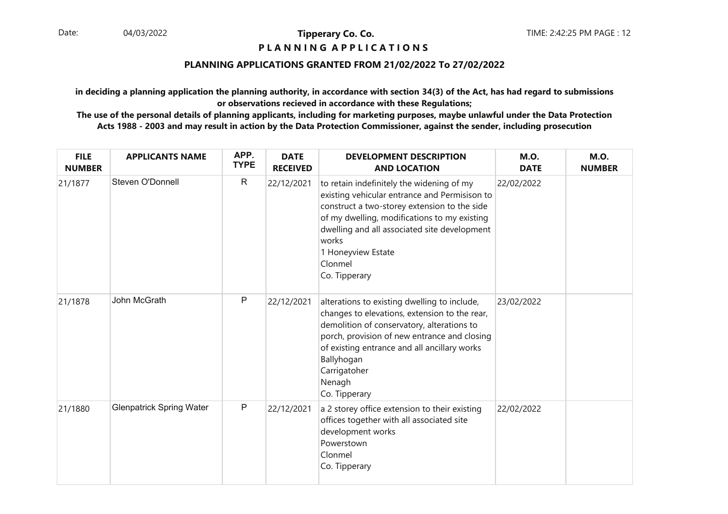# Tipperary Co. Co.

## P L A N N I N G A P P L I C A T I O N S

### PLANNING APPLICATIONS GRANTED FROM 21/02/2022 To 27/02/2022

**in deciding a planning application the planning authority, in accordance with section 34(3) of the Act, has had regard to submissions or observations recieved in accordance with these Regulations;**

**The use of the personal details of planning applicants, including for marketing purposes, maybe unlawful under the Data Protection Acts 1988 - 2003 and may result in action by the Data Protection Commissioner, against the sender, including prosecution**

| FILE NUMBER | APPLICANTS NAME | APP. TYPE | DATE RECEIVED | DEVELOPMENT DESCRIPTION AND LOCATION | M.O. DATE | M.O. NUMBER |
|---|---|---|---|---|---|---|
| 21/1877 | Steven O'Donnell | R | 22/12/2021 | to retain indefinitely the widening of my existing vehicular entrance and Permisison to construct a two-storey extension to the side of my dwelling, modifications to my existing dwelling and all associated site development works<br>1 Honeyview Estate<br>Clonmel<br>Co. Tipperary | 22/02/2022 | |
| 21/1878 | John McGrath | P | 22/12/2021 | alterations to existing dwelling to include, changes to elevations, extension to the rear, demolition of conservatory, alterations to porch, provision of new entrance and closing of existing entrance and all ancillary works<br>Ballyhogan<br>Carrigatoher<br>Nenagh<br>Co. Tipperary | 23/02/2022 | |
| 21/1880 | Glenpatrick Spring Water | P | 22/12/2021 | a 2 storey office extension to their existing offices together with all associated site development works<br>Powerstown<br>Clonmel<br>Co. Tipperary | 22/02/2022 | |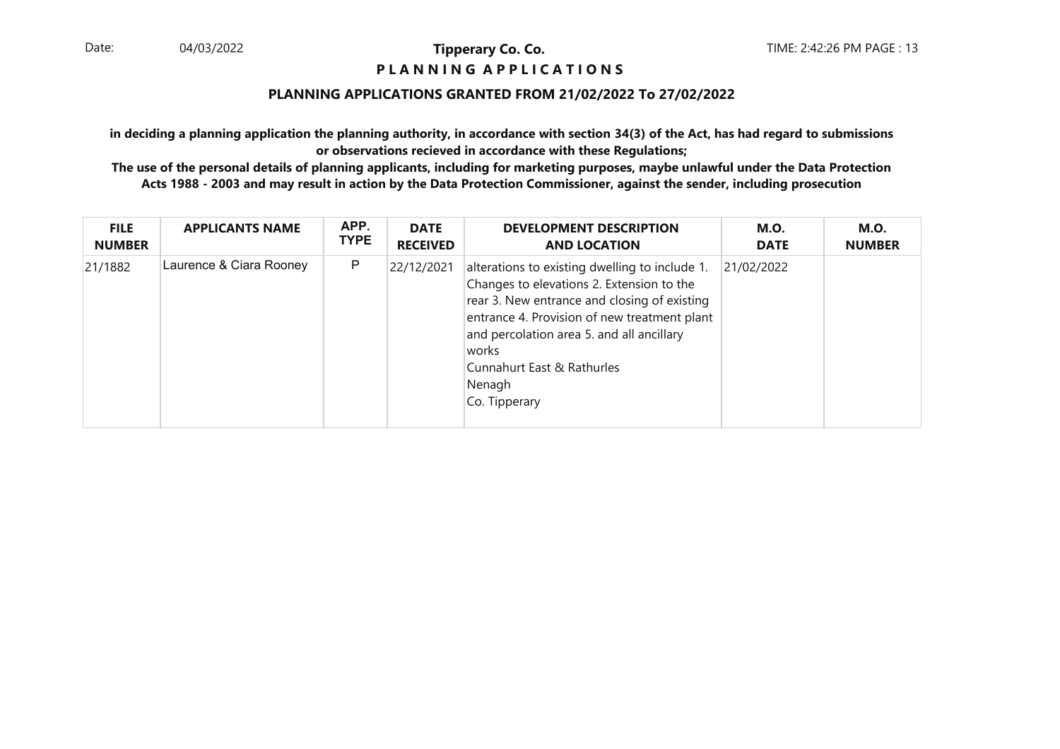**Tipperary Co. Co.**

**P L A N N I N G  A P P L I C A T I O N S**

**PLANNING APPLICATIONS GRANTED FROM 21/02/2022 To 27/02/2022**

**in deciding a planning application the planning authority, in accordance with section 34(3) of the Act, has had regard to submissions or observations recieved in accordance with these Regulations;**

**The use of the personal details of planning applicants, including for marketing purposes, maybe unlawful under the Data Protection Acts 1988 - 2003 and may result in action by the Data Protection Commissioner, against the sender, including prosecution**

| FILE NUMBER | APPLICANTS NAME | APP. TYPE | DATE RECEIVED | DEVELOPMENT DESCRIPTION AND LOCATION | M.O. DATE | M.O. NUMBER |
|---|---|---|---|---|---|---|
| 21/1882 | Laurence & Ciara Rooney | P | 22/12/2021 | alterations to existing dwelling to include 1. Changes to elevations 2. Extension to the rear 3. New entrance and closing of existing entrance 4. Provision of new treatment plant and percolation area 5. and all ancillary works<br>Cunnahurt East & Rathurles<br>Nenagh<br>Co. Tipperary | 21/02/2022 | |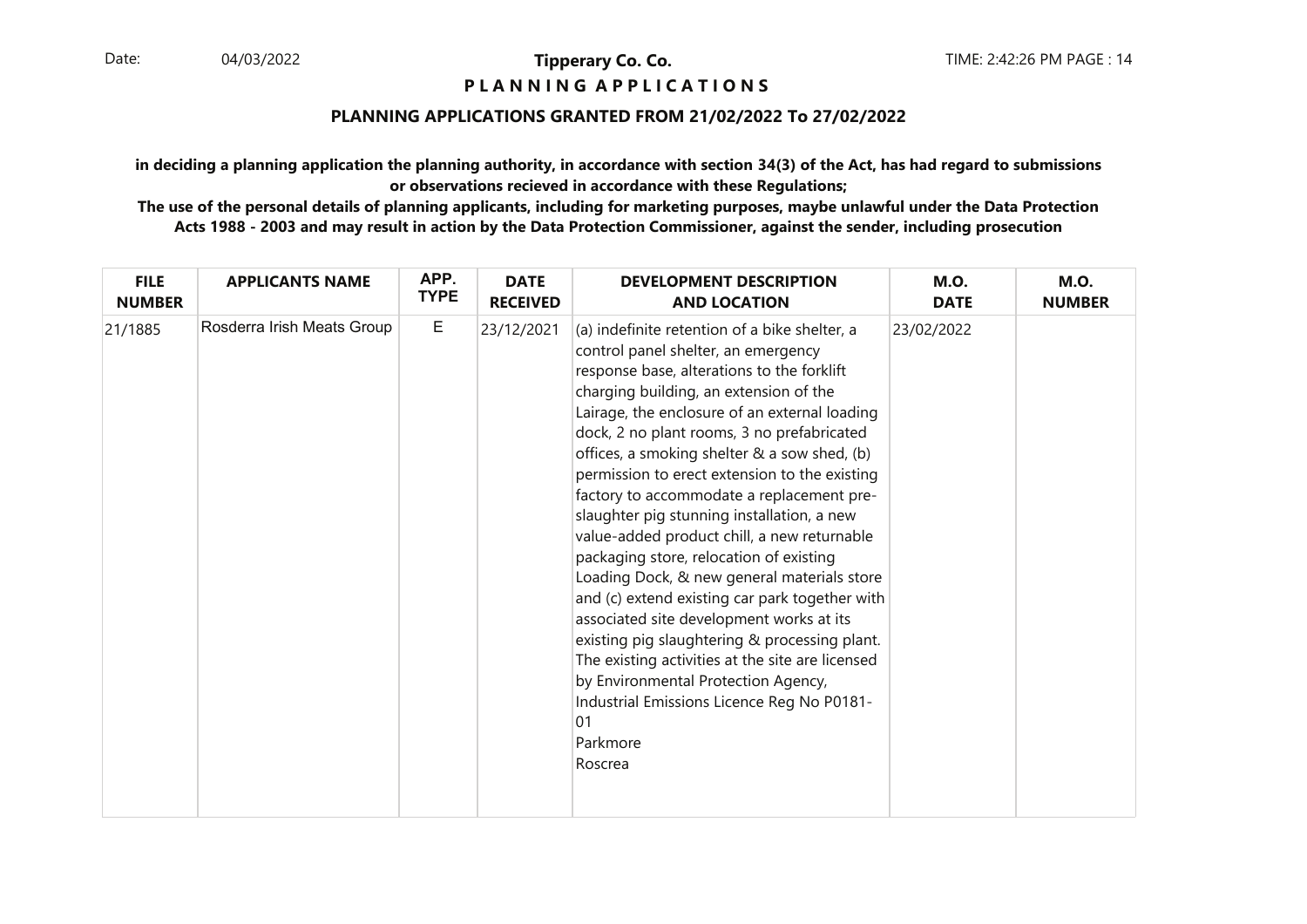# Tipperary Co. Co.

## PLANNING APPLICATIONS

### PLANNING APPLICATIONS GRANTED FROM 21/02/2022 To 27/02/2022

**in deciding a planning application the planning authority, in accordance with section 34(3) of the Act, has had regard to submissions or observations recieved in accordance with these Regulations;**

**The use of the personal details of planning applicants, including for marketing purposes, maybe unlawful under the Data Protection Acts 1988 - 2003 and may result in action by the Data Protection Commissioner, against the sender, including prosecution**

| FILE NUMBER | APPLICANTS NAME | APP. TYPE | DATE RECEIVED | DEVELOPMENT DESCRIPTION AND LOCATION | M.O. DATE | M.O. NUMBER |
|---|---|---|---|---|---|---|
| 21/1885 | Rosderra Irish Meats Group | E | 23/12/2021 | (a) indefinite retention of a bike shelter, a control panel shelter, an emergency response base, alterations to the forklift charging building, an extension of the Lairage, the enclosure of an external loading dock, 2 no plant rooms, 3 no prefabricated offices, a smoking shelter & a sow shed, (b) permission to erect extension to the existing factory to accommodate a replacement pre-slaughter pig stunning installation, a new value-added product chill, a new returnable packaging store, relocation of existing Loading Dock, & new general materials store and (c) extend existing car park together with associated site development works at its existing pig slaughtering & processing plant. The existing activities at the site are licensed by Environmental Protection Agency, Industrial Emissions Licence Reg No P0181-01<br>Parkmore<br>Roscrea | 23/02/2022 | |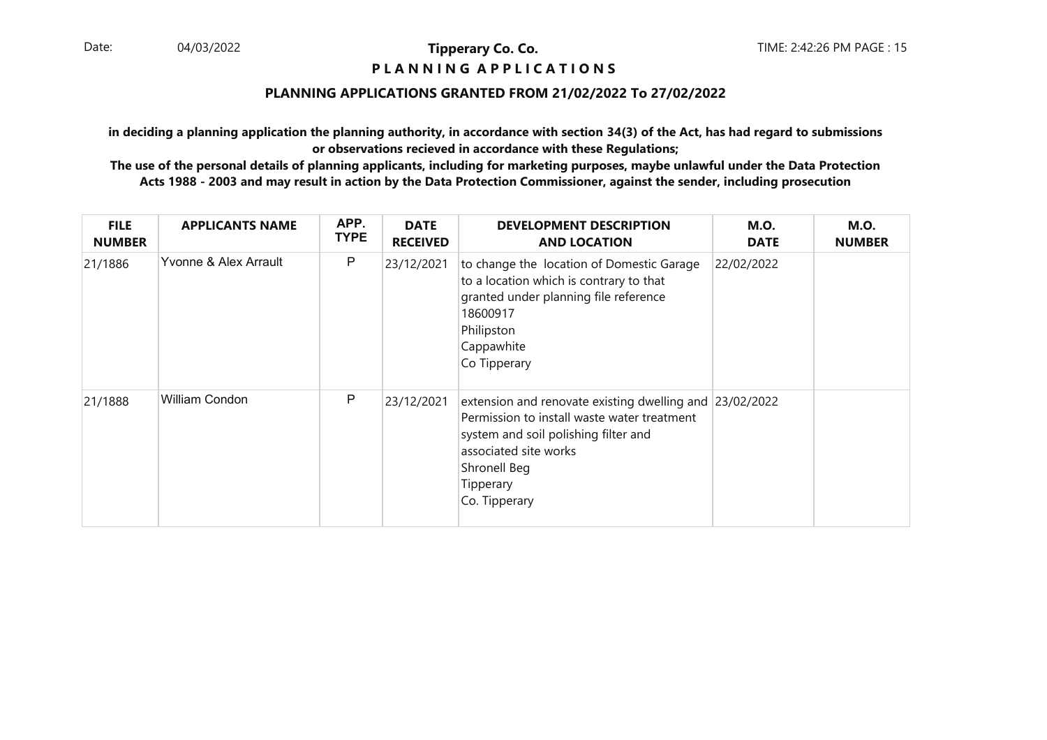**Tipperary Co. Co.**

**P L A N N I N G   A P P L I C A T I O N S**

**PLANNING APPLICATIONS GRANTED FROM 21/02/2022 To 27/02/2022**

**in deciding a planning application the planning authority, in accordance with section 34(3) of the Act, has had regard to submissions or observations recieved in accordance with these Regulations;**

**The use of the personal details of planning applicants, including for marketing purposes, maybe unlawful under the Data Protection Acts 1988 - 2003 and may result in action by the Data Protection Commissioner, against the sender, including prosecution**

| FILE NUMBER | APPLICANTS NAME | APP. TYPE | DATE RECEIVED | DEVELOPMENT DESCRIPTION AND LOCATION | M.O. DATE | M.O. NUMBER |
|---|---|---|---|---|---|---|
| 21/1886 | Yvonne & Alex Arrault | P | 23/12/2021 | to change the location of Domestic Garage to a location which is contrary to that granted under planning file reference 18600917<br>Philipston<br>Cappawhite<br>Co Tipperary | 22/02/2022 | |
| 21/1888 | William Condon | P | 23/12/2021 | extension and renovate existing dwelling and Permission to install waste water treatment system and soil polishing filter and associated site works<br>Shronell Beg<br>Tipperary<br>Co. Tipperary | 23/02/2022 | |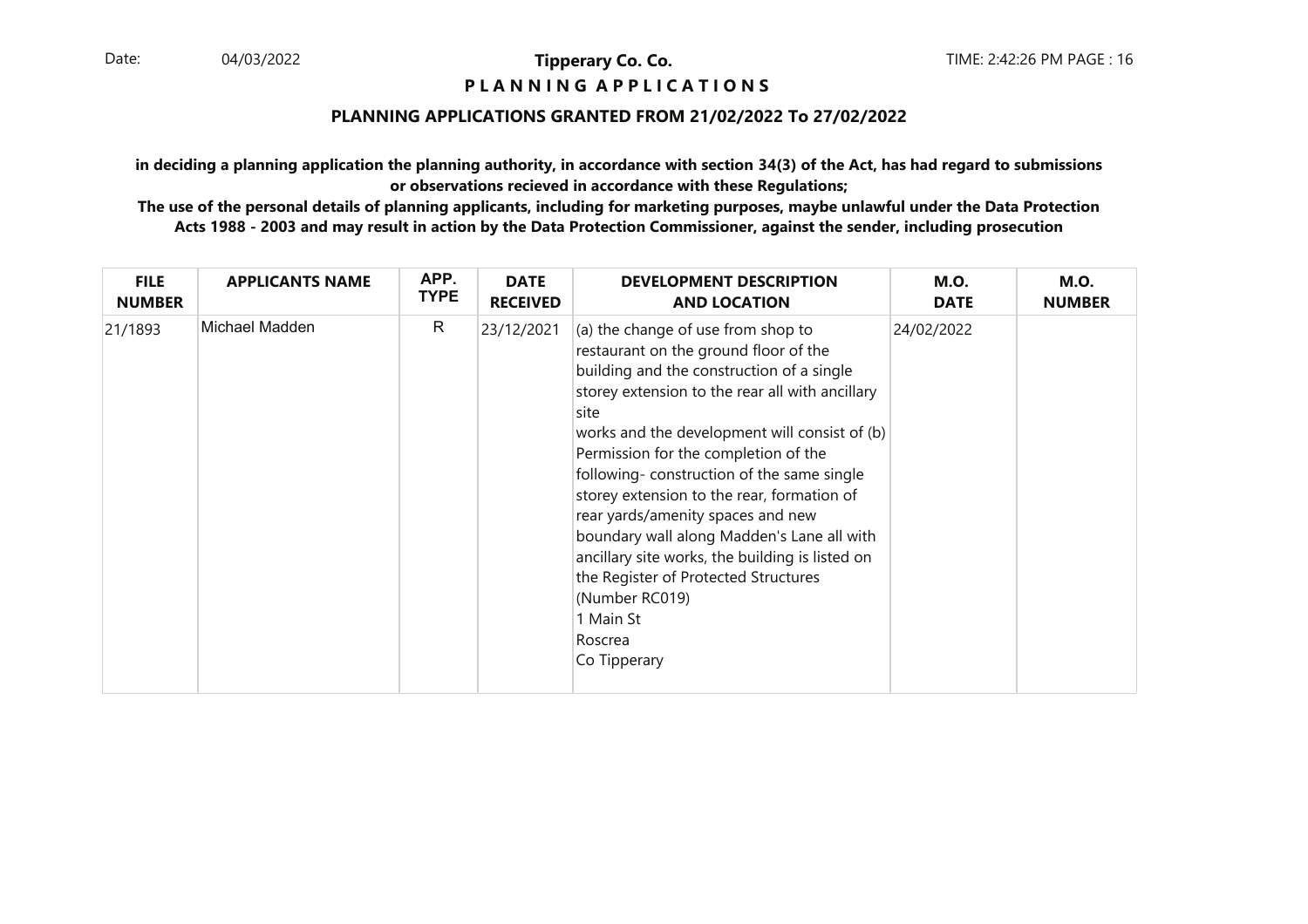**Tipperary Co. Co.**

**P L A N N I N G A P P L I C A T I O N S**

**PLANNING APPLICATIONS GRANTED FROM 21/02/2022 To 27/02/2022**

**in deciding a planning application the planning authority, in accordance with section 34(3) of the Act, has had regard to submissions or observations recieved in accordance with these Regulations;**

**The use of the personal details of planning applicants, including for marketing purposes, maybe unlawful under the Data Protection Acts 1988 - 2003 and may result in action by the Data Protection Commissioner, against the sender, including prosecution**

| FILE NUMBER | APPLICANTS NAME | APP. TYPE | DATE RECEIVED | DEVELOPMENT DESCRIPTION AND LOCATION | M.O. DATE | M.O. NUMBER |
|---|---|---|---|---|---|---|
| 21/1893 | Michael Madden | R | 23/12/2021 | (a) the change of use from shop to restaurant on the ground floor of the building and the construction of a single storey extension to the rear all with ancillary site works and the development will consist of (b) Permission for the completion of the following- construction of the same single storey extension to the rear, formation of rear yards/amenity spaces and new boundary wall along Madden's Lane all with ancillary site works, the building is listed on the Register of Protected Structures (Number RC019) 1 Main St Roscrea Co Tipperary | 24/02/2022 | |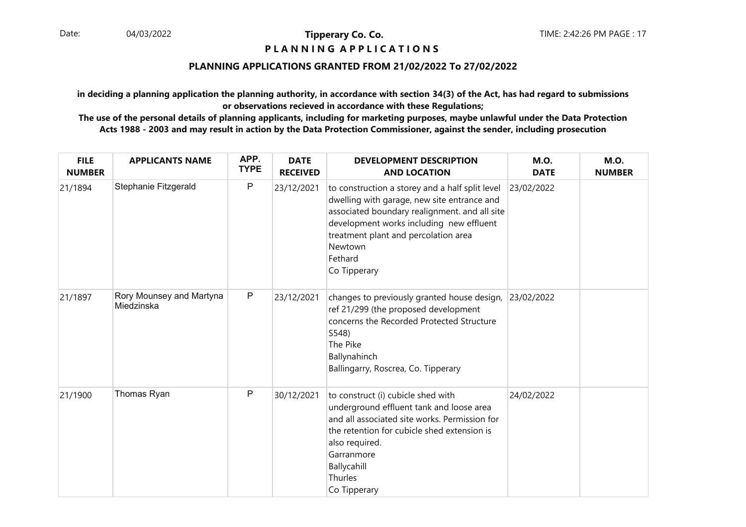**Tipperary Co. Co.**

**P L A N N I N G A P P L I C A T I O N S**

**PLANNING APPLICATIONS GRANTED FROM 21/02/2022 To 27/02/2022**

**in deciding a planning application the planning authority, in accordance with section 34(3) of the Act, has had regard to submissions or observations recieved in accordance with these Regulations;**

**The use of the personal details of planning applicants, including for marketing purposes, maybe unlawful under the Data Protection Acts 1988 - 2003 and may result in action by the Data Protection Commissioner, against the sender, including prosecution**

| FILE NUMBER | APPLICANTS NAME | APP. TYPE | DATE RECEIVED | DEVELOPMENT DESCRIPTION AND LOCATION | M.O. DATE | M.O. NUMBER |
|---|---|---|---|---|---|---|
| 21/1894 | Stephanie Fitzgerald | P | 23/12/2021 | to construction a storey and a half split level dwelling with garage, new site entrance and associated boundary realignment. and all site development works including new effluent treatment plant and percolation area<br>Newtown<br>Fethard<br>Co Tipperary | 23/02/2022 | |
| 21/1897 | Rory Mounsey and Martyna Miedzinska | P | 23/12/2021 | changes to previously granted house design, ref 21/299 (the proposed development concerns the Recorded Protected Structure S548)<br>The Pike<br>Ballynahinch<br>Ballingarry, Roscrea, Co. Tipperary | 23/02/2022 | |
| 21/1900 | Thomas Ryan | P | 30/12/2021 | to construct (i) cubicle shed with underground effluent tank and loose area and all associated site works. Permission for the retention for cubicle shed extension is also required.<br>Garranmore<br>Ballycahill<br>Thurles<br>Co Tipperary | 24/02/2022 | |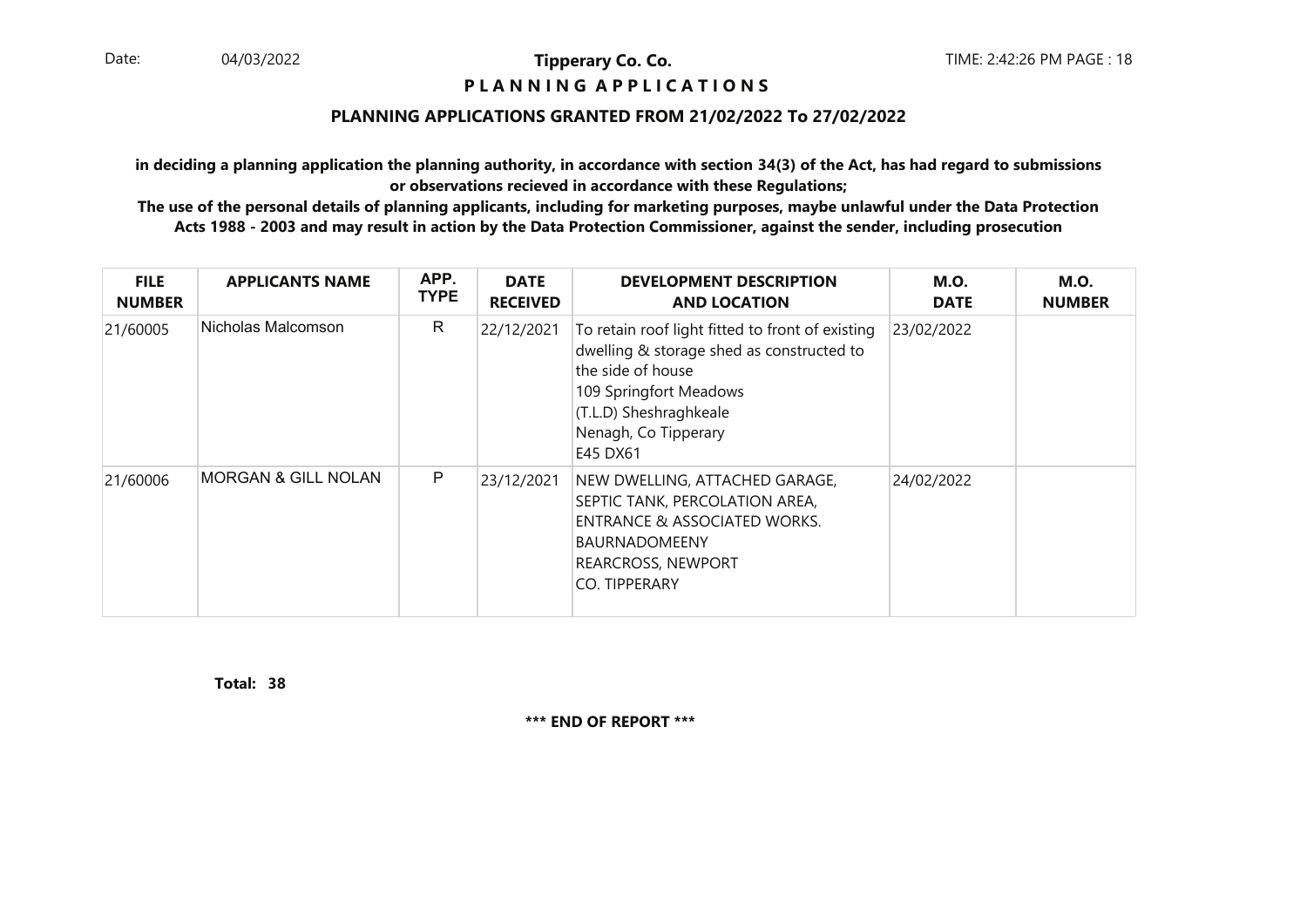**Tipperary Co. Co.**

**P L A N N I N G  A P P L I C A T I O N S**

## PLANNING APPLICATIONS GRANTED FROM 21/02/2022 To 27/02/2022

**in deciding a planning application the planning authority, in accordance with section 34(3) of the Act, has had regard to submissions or observations recieved in accordance with these Regulations;**

**The use of the personal details of planning applicants, including for marketing purposes, maybe unlawful under the Data Protection Acts 1988 - 2003 and may result in action by the Data Protection Commissioner, against the sender, including prosecution**

| FILE NUMBER | APPLICANTS NAME | APP. TYPE | DATE RECEIVED | DEVELOPMENT DESCRIPTION AND LOCATION | M.O. DATE | M.O. NUMBER |
|---|---|---|---|---|---|---|
| 21/60005 | Nicholas Malcomson | R | 22/12/2021 | To retain roof light fitted to front of existing dwelling & storage shed as constructed to the side of house<br>109 Springfort Meadows<br>(T.L.D) Sheshraghkeale<br>Nenagh, Co Tipperary<br>E45 DX61 | 23/02/2022 | |
| 21/60006 | MORGAN & GILL NOLAN | P | 23/12/2021 | NEW DWELLING, ATTACHED GARAGE, SEPTIC TANK, PERCOLATION AREA, ENTRANCE & ASSOCIATED WORKS.<br>BAURNADOMEENY<br>REARCROSS, NEWPORT<br>CO. TIPPERARY | 24/02/2022 | |

**Total: 38**

**\*\*\* END OF REPORT \*\*\***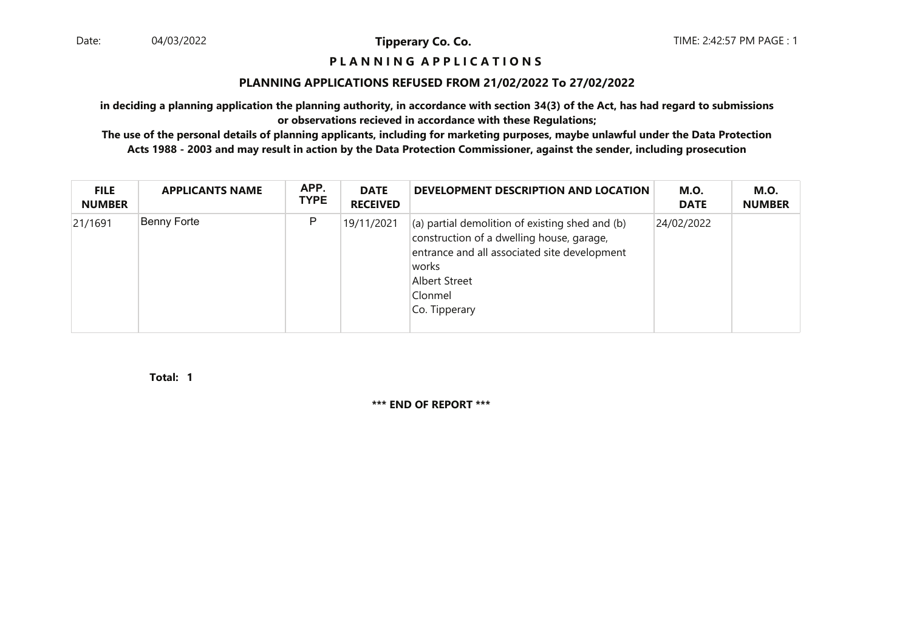Date: 04/03/2022

**Tipperary Co. Co.**

TIME: 2:42:57 PM PAGE : 1

## P L A N N I N G A P P L I C A T I O N S

### PLANNING APPLICATIONS REFUSED FROM 21/02/2022 To 27/02/2022

**in deciding a planning application the planning authority, in accordance with section 34(3) of the Act, has had regard to submissions or observations recieved in accordance with these Regulations;**

**The use of the personal details of planning applicants, including for marketing purposes, maybe unlawful under the Data Protection Acts 1988 - 2003 and may result in action by the Data Protection Commissioner, against the sender, including prosecution**

| FILE NUMBER | APPLICANTS NAME | APP. TYPE | DATE RECEIVED | DEVELOPMENT DESCRIPTION AND LOCATION | M.O. DATE | M.O. NUMBER |
|---|---|---|---|---|---|---|
| 21/1691 | Benny Forte | P | 19/11/2021 | (a) partial demolition of existing shed and (b) construction of a dwelling house, garage, entrance and all associated site development works<br>Albert Street<br>Clonmel<br>Co. Tipperary | 24/02/2022 | |

**Total: 1**

**\*\*\* END OF REPORT \*\*\***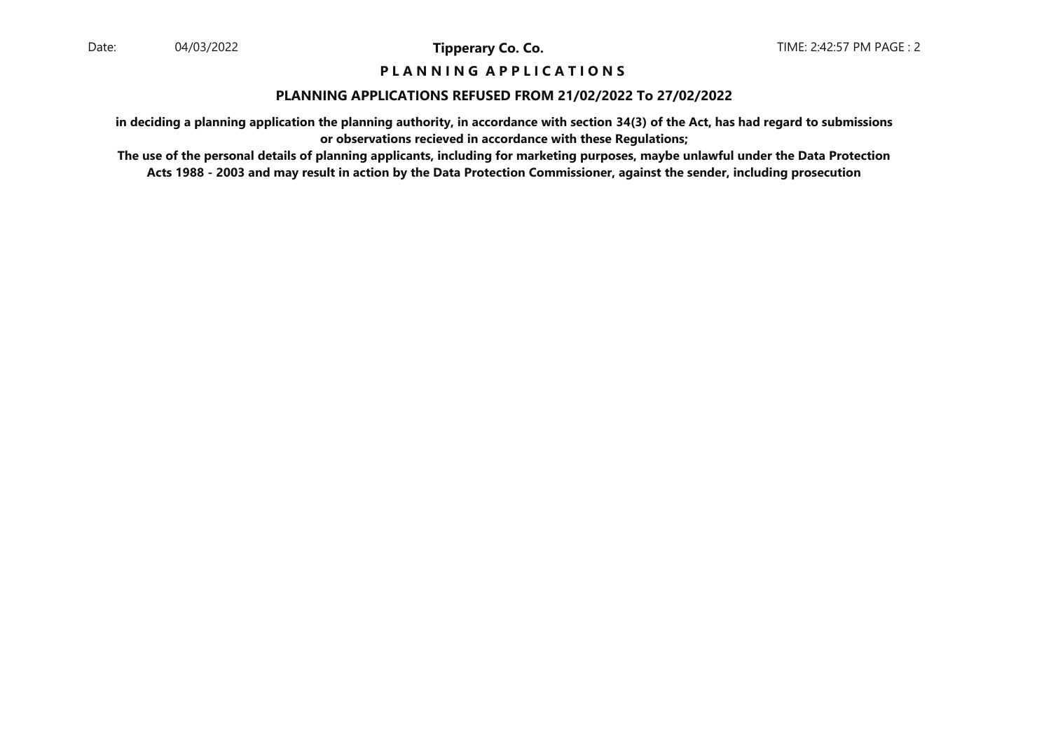# P L A N N I N G A P P L I C A T I O N S

## PLANNING APPLICATIONS REFUSED FROM 21/02/2022 To 27/02/2022

**in deciding a planning application the planning authority, in accordance with section 34(3) of the Act, has had regard to submissions or observations recieved in accordance with these Regulations;**

**The use of the personal details of planning applicants, including for marketing purposes, maybe unlawful under the Data Protection Acts 1988 - 2003 and may result in action by the Data Protection Commissioner, against the sender, including prosecution**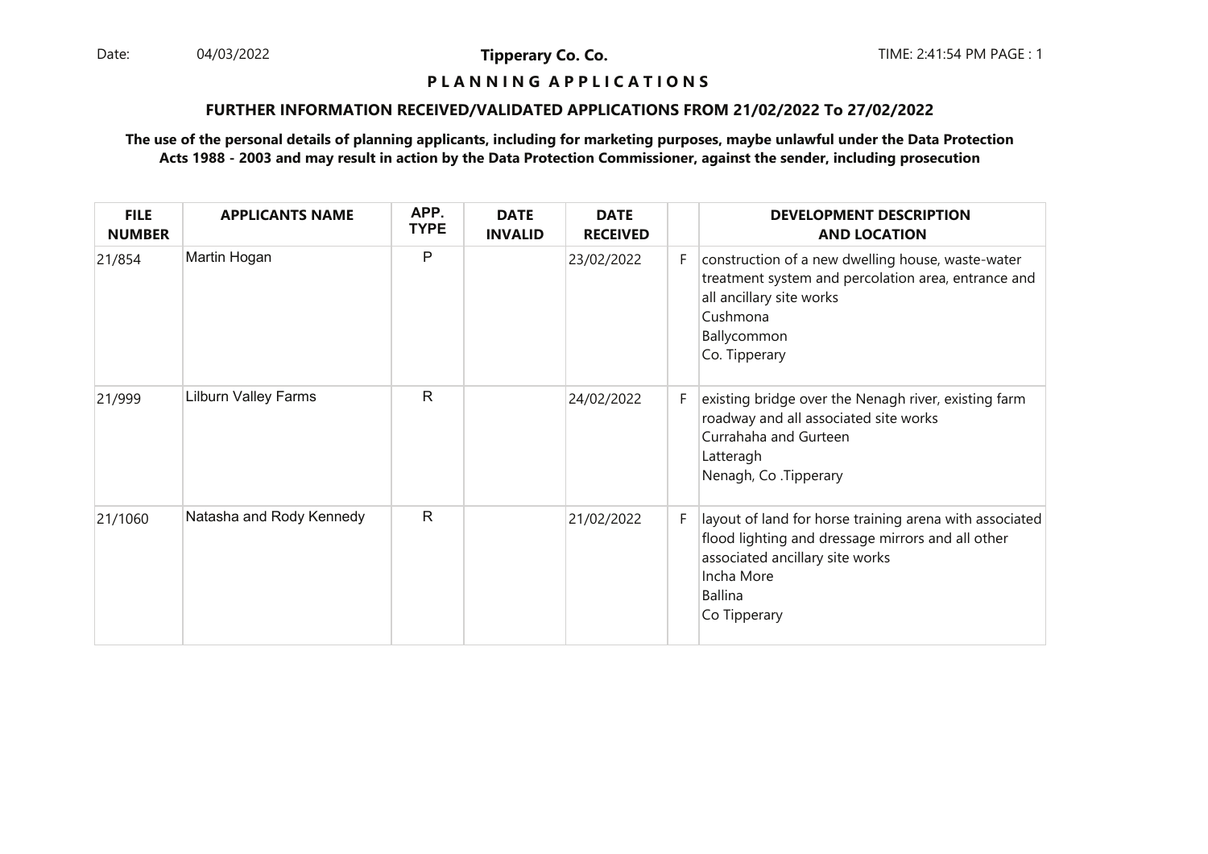Date: 04/03/2022 **Tipperary Co. Co.** TIME: 2:41:54 PM PAGE : 1

**P L A N N I N G A P P L I C A T I O N S**

**FURTHER INFORMATION RECEIVED/VALIDATED APPLICATIONS FROM 21/02/2022 To 27/02/2022**

**The use of the personal details of planning applicants, including for marketing purposes, maybe unlawful under the Data Protection Acts 1988 - 2003 and may result in action by the Data Protection Commissioner, against the sender, including prosecution**

| FILE NUMBER | APPLICANTS NAME | APP. TYPE | DATE INVALID | DATE RECEIVED | | DEVELOPMENT DESCRIPTION AND LOCATION |
|---|---|---|---|---|---|---|
| 21/854 | Martin Hogan | P | | 23/02/2022 | F | construction of a new dwelling house, waste-water treatment system and percolation area, entrance and all ancillary site works<br>Cushmona<br>Ballycommon<br>Co. Tipperary |
| 21/999 | Lilburn Valley Farms | R | | 24/02/2022 | F | existing bridge over the Nenagh river, existing farm roadway and all associated site works<br>Currahaha and Gurteen<br>Latteragh<br>Nenagh, Co .Tipperary |
| 21/1060 | Natasha and Rody Kennedy | R | | 21/02/2022 | F | layout of land for horse training arena with associated flood lighting and dressage mirrors and all other associated ancillary site works<br>Incha More<br>Ballina<br>Co Tipperary |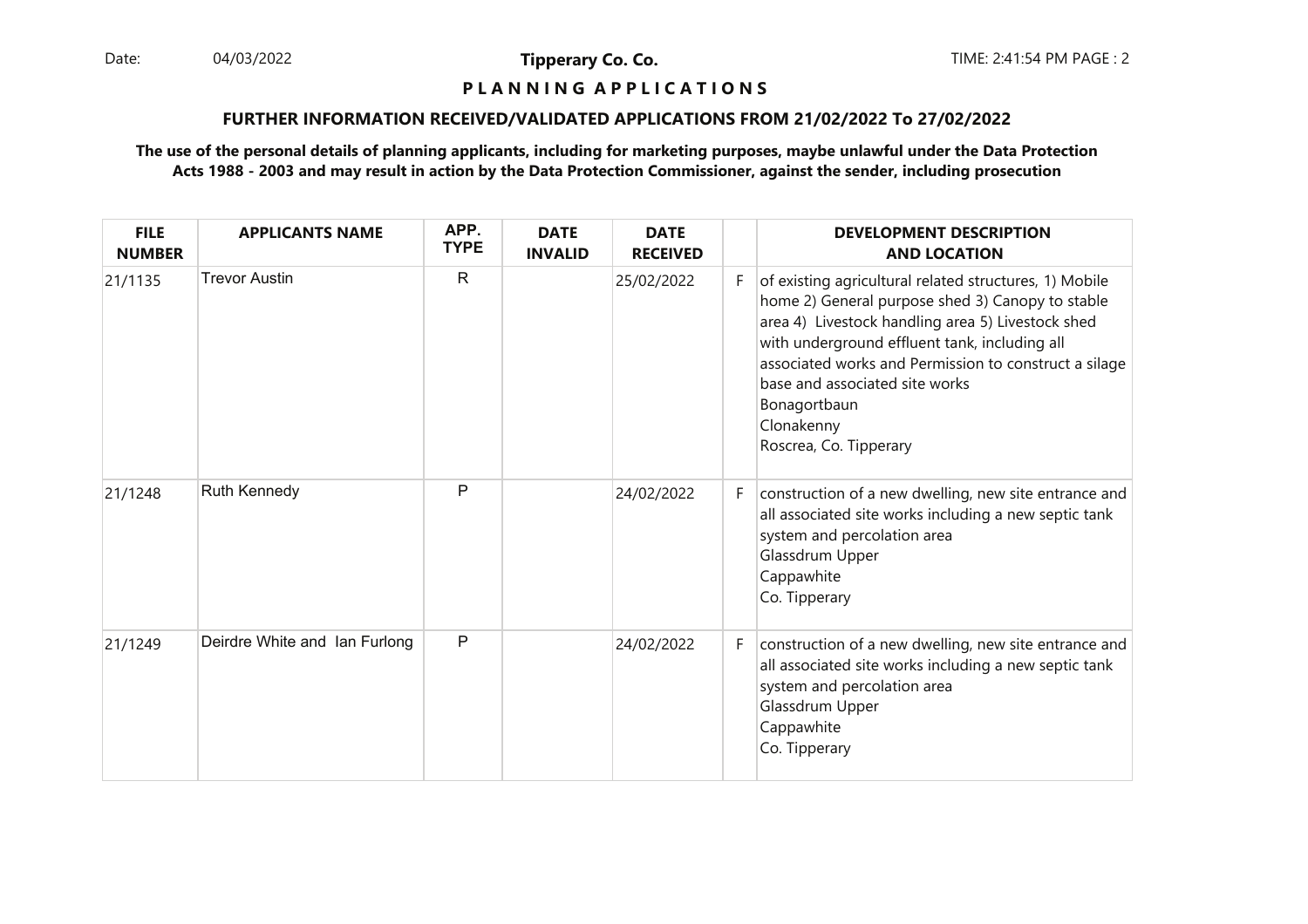**Tipperary Co. Co.**

**P L A N N I N G A P P L I C A T I O N S**

**FURTHER INFORMATION RECEIVED/VALIDATED APPLICATIONS FROM 21/02/2022 To 27/02/2022**

**The use of the personal details of planning applicants, including for marketing purposes, maybe unlawful under the Data Protection Acts 1988 - 2003 and may result in action by the Data Protection Commissioner, against the sender, including prosecution**

| FILE NUMBER | APPLICANTS NAME | APP. TYPE | DATE INVALID | DATE RECEIVED | | DEVELOPMENT DESCRIPTION AND LOCATION |
|---|---|---|---|---|---|---|
| 21/1135 | Trevor Austin | R | | 25/02/2022 | F | of existing agricultural related structures, 1) Mobile home 2) General purpose shed 3) Canopy to stable area 4) Livestock handling area 5) Livestock shed with underground effluent tank, including all associated works and Permission to construct a silage base and associated site works Bonagortbaun Clonakenny Roscrea, Co. Tipperary |
| 21/1248 | Ruth Kennedy | P | | 24/02/2022 | F | construction of a new dwelling, new site entrance and all associated site works including a new septic tank system and percolation area Glassdrum Upper Cappawhite Co. Tipperary |
| 21/1249 | Deirdre White and Ian Furlong | P | | 24/02/2022 | F | construction of a new dwelling, new site entrance and all associated site works including a new septic tank system and percolation area Glassdrum Upper Cappawhite Co. Tipperary |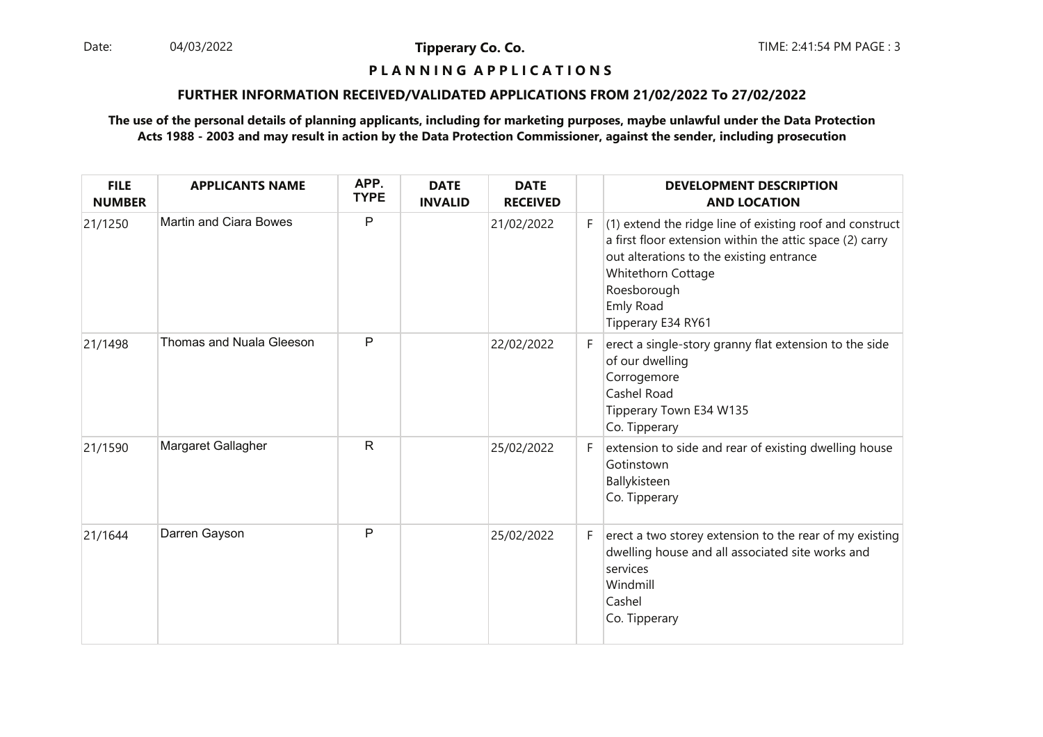## P L A N N I N G  A P P L I C A T I O N S

### FURTHER INFORMATION RECEIVED/VALIDATED APPLICATIONS FROM 21/02/2022 To 27/02/2022

**The use of the personal details of planning applicants, including for marketing purposes, maybe unlawful under the Data Protection Acts 1988 - 2003 and may result in action by the Data Protection Commissioner, against the sender, including prosecution**

| FILE NUMBER | APPLICANTS NAME | APP. TYPE | DATE INVALID | DATE RECEIVED | | DEVELOPMENT DESCRIPTION AND LOCATION |
|---|---|---|---|---|---|---|
| 21/1250 | Martin and Ciara Bowes | P | | 21/02/2022 | F | (1) extend the ridge line of existing roof and construct a first floor extension within the attic space (2) carry out alterations to the existing entrance<br>Whitethorn Cottage<br>Roesborough<br>Emly Road<br>Tipperary E34 RY61 |
| 21/1498 | Thomas and Nuala Gleeson | P | | 22/02/2022 | F | erect a single-story granny flat extension to the side of our dwelling<br>Corrogemore<br>Cashel Road<br>Tipperary Town E34 W135<br>Co. Tipperary |
| 21/1590 | Margaret Gallagher | R | | 25/02/2022 | F | extension to side and rear of existing dwelling house<br>Gotinstown<br>Ballykisteen<br>Co. Tipperary |
| 21/1644 | Darren Gayson | P | | 25/02/2022 | F | erect a two storey extension to the rear of my existing dwelling house and all associated site works and services<br>Windmill<br>Cashel<br>Co. Tipperary |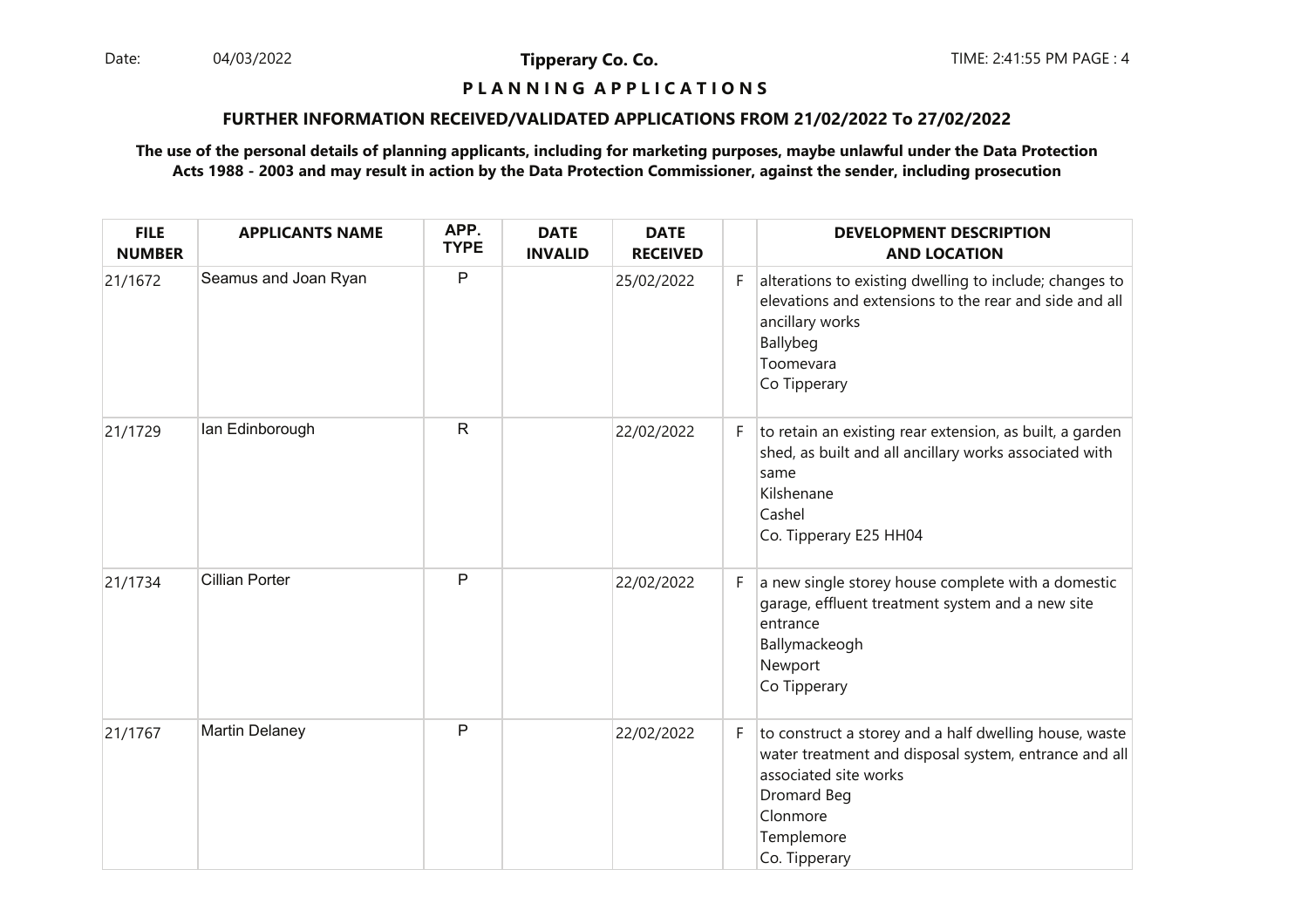**Tipperary Co. Co.**

**P L A N N I N G A P P L I C A T I O N S**

**FURTHER INFORMATION RECEIVED/VALIDATED APPLICATIONS FROM 21/02/2022 To 27/02/2022**

**The use of the personal details of planning applicants, including for marketing purposes, maybe unlawful under the Data Protection Acts 1988 - 2003 and may result in action by the Data Protection Commissioner, against the sender, including prosecution**

| FILE NUMBER | APPLICANTS NAME | APP. TYPE | DATE INVALID | DATE RECEIVED | | DEVELOPMENT DESCRIPTION AND LOCATION |
|---|---|---|---|---|---|---|
| 21/1672 | Seamus and Joan Ryan | P | | 25/02/2022 | F | alterations to existing dwelling to include; changes to elevations and extensions to the rear and side and all ancillary works<br>Ballybeg<br>Toomevara<br>Co Tipperary |
| 21/1729 | Ian Edinborough | R | | 22/02/2022 | F | to retain an existing rear extension, as built, a garden shed, as built and all ancillary works associated with same<br>Kilshenane<br>Cashel<br>Co. Tipperary E25 HH04 |
| 21/1734 | Cillian Porter | P | | 22/02/2022 | F | a new single storey house complete with a domestic garage, effluent treatment system and a new site entrance<br>Ballymackeogh<br>Newport<br>Co Tipperary |
| 21/1767 | Martin Delaney | P | | 22/02/2022 | F | to construct a storey and a half dwelling house, waste water treatment and disposal system, entrance and all associated site works<br>Dromard Beg<br>Clonmore<br>Templemore<br>Co. Tipperary |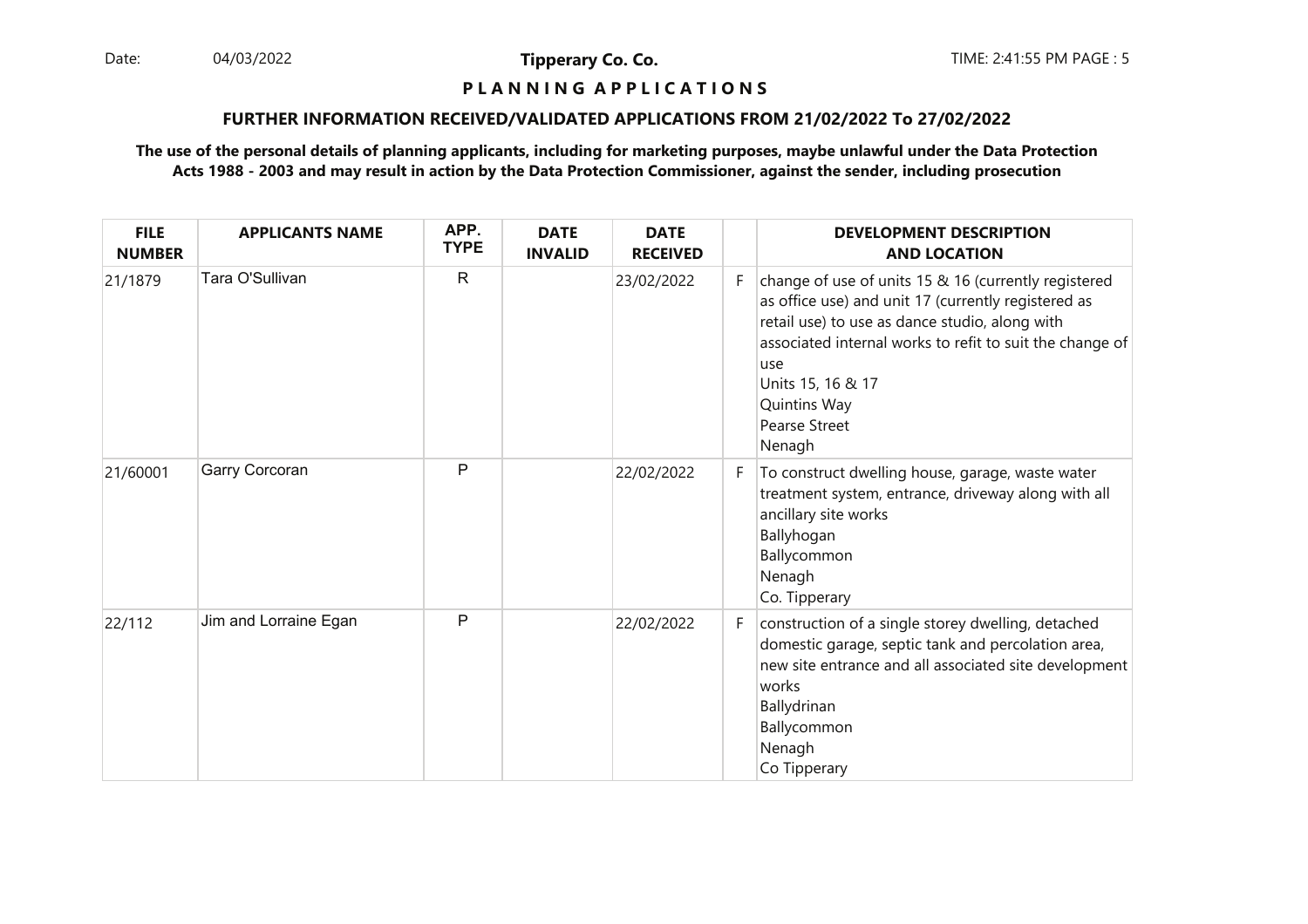**Tipperary Co. Co.**

**P L A N N I N G   A P P L I C A T I O N S**

**FURTHER INFORMATION RECEIVED/VALIDATED APPLICATIONS FROM 21/02/2022 To 27/02/2022**

**The use of the personal details of planning applicants, including for marketing purposes, maybe unlawful under the Data Protection Acts 1988 - 2003 and may result in action by the Data Protection Commissioner, against the sender, including prosecution**

| FILE NUMBER | APPLICANTS NAME | APP. TYPE | DATE INVALID | DATE RECEIVED | | DEVELOPMENT DESCRIPTION AND LOCATION |
|---|---|---|---|---|---|---|
| 21/1879 | Tara O'Sullivan | R | | 23/02/2022 | F | change of use of units 15 & 16 (currently registered as office use) and unit 17 (currently registered as retail use) to use as dance studio, along with associated internal works to refit to suit the change of use<br>Units 15, 16 & 17<br>Quintins Way<br>Pearse Street<br>Nenagh |
| 21/60001 | Garry Corcoran | P | | 22/02/2022 | F | To construct dwelling house, garage, waste water treatment system, entrance, driveway along with all ancillary site works<br>Ballyhogan<br>Ballycommon<br>Nenagh<br>Co. Tipperary |
| 22/112 | Jim and Lorraine Egan | P | | 22/02/2022 | F | construction of a single storey dwelling, detached domestic garage, septic tank and percolation area, new site entrance and all associated site development works<br>Ballydrinan<br>Ballycommon<br>Nenagh<br>Co Tipperary |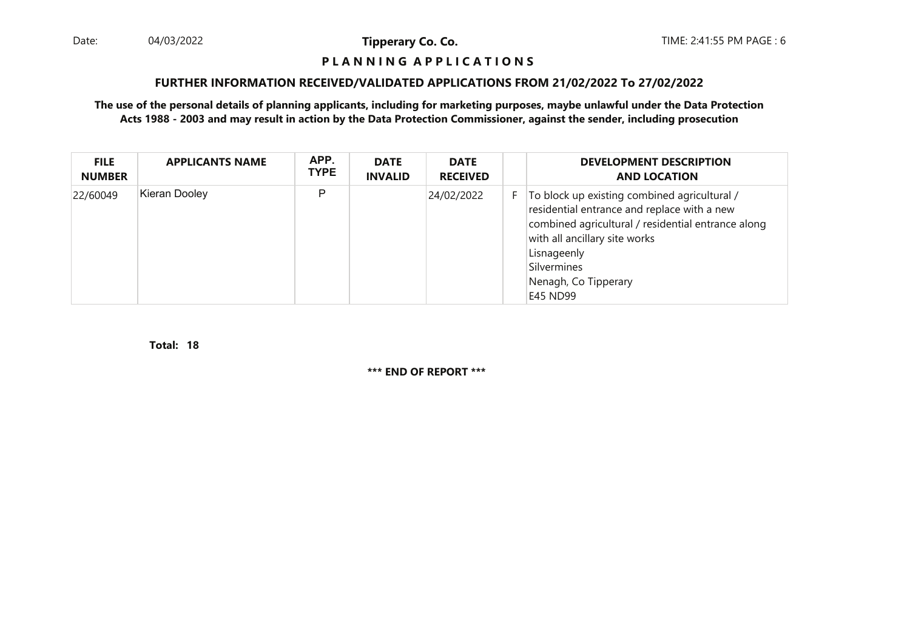# P L A N N I N G A P P L I C A T I O N S

## FURTHER INFORMATION RECEIVED/VALIDATED APPLICATIONS FROM 21/02/2022 To 27/02/2022

**The use of the personal details of planning applicants, including for marketing purposes, maybe unlawful under the Data Protection Acts 1988 - 2003 and may result in action by the Data Protection Commissioner, against the sender, including prosecution**

| FILE NUMBER | APPLICANTS NAME | APP. TYPE | DATE INVALID | DATE RECEIVED | | DEVELOPMENT DESCRIPTION AND LOCATION |
|---|---|---|---|---|---|---|
| 22/60049 | Kieran Dooley | P | | 24/02/2022 | F | To block up existing combined agricultural / residential entrance and replace with a new combined agricultural / residential entrance along with all ancillary site works<br>Lisnageenly<br>Silvermines<br>Nenagh, Co Tipperary<br>E45 ND99 |

**Total: 18**

**\*\*\* END OF REPORT \*\*\***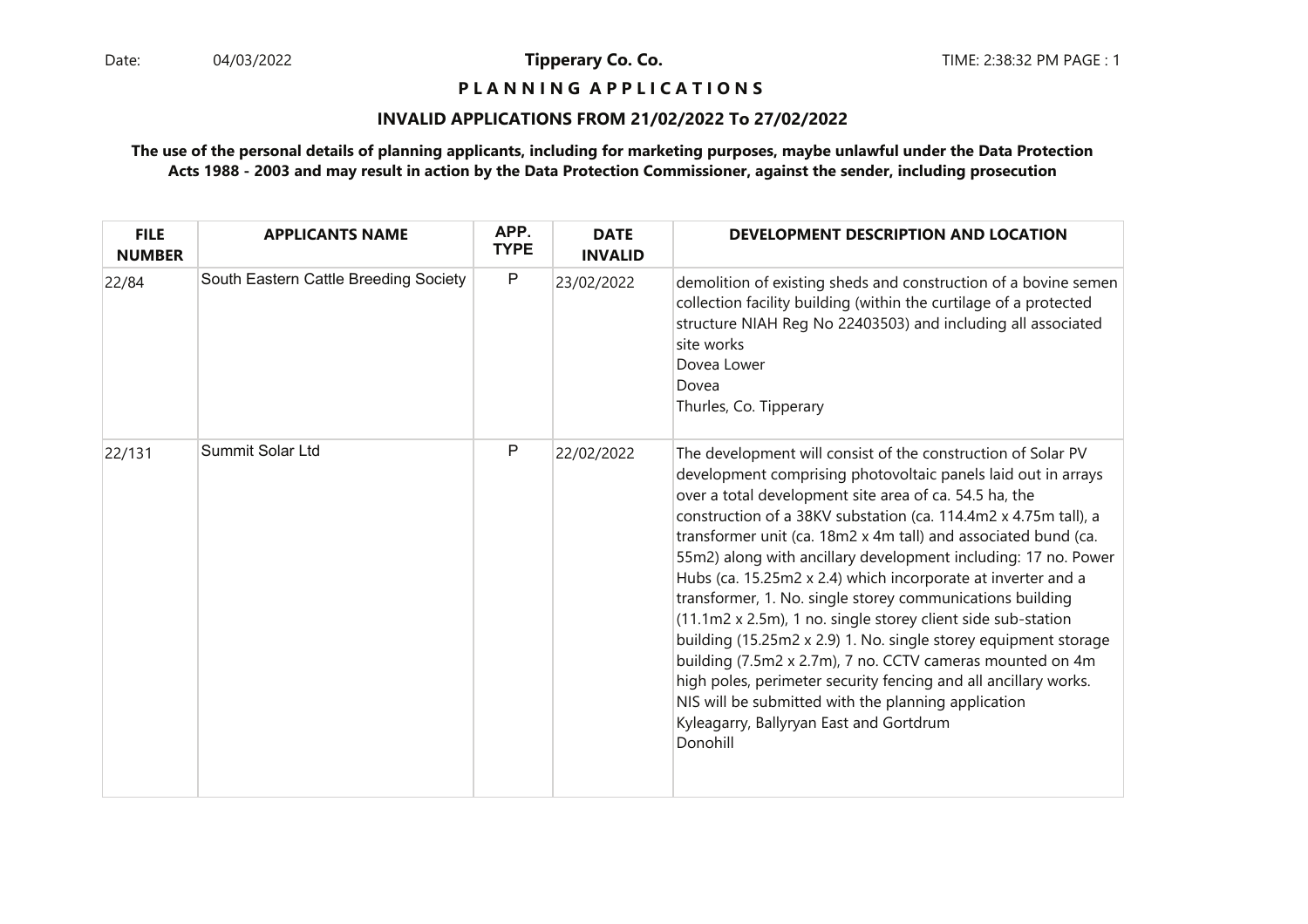Date: 04/03/2022 **Tipperary Co. Co.** TIME: 2:38:32 PM PAGE : 1

## P L A N N I N G A P P L I C A T I O N S

### INVALID APPLICATIONS FROM 21/02/2022 To 27/02/2022

**The use of the personal details of planning applicants, including for marketing purposes, maybe unlawful under the Data Protection Acts 1988 - 2003 and may result in action by the Data Protection Commissioner, against the sender, including prosecution**

| FILE NUMBER | APPLICANTS NAME | APP. TYPE | DATE INVALID | DEVELOPMENT DESCRIPTION AND LOCATION |
|---|---|---|---|---|
| 22/84 | South Eastern Cattle Breeding Society | P | 23/02/2022 | demolition of existing sheds and construction of a bovine semen collection facility building (within the curtilage of a protected structure NIAH Reg No 22403503) and including all associated site works<br>Dovea Lower<br>Dovea<br>Thurles, Co. Tipperary |
| 22/131 | Summit Solar Ltd | P | 22/02/2022 | The development will consist of the construction of Solar PV development comprising photovoltaic panels laid out in arrays over a total development site area of ca. 54.5 ha, the construction of a 38KV substation (ca. 114.4m2 x 4.75m tall), a transformer unit (ca. 18m2 x 4m tall) and associated bund (ca. 55m2) along with ancillary development including: 17 no. Power Hubs (ca. 15.25m2 x 2.4) which incorporate at inverter and a transformer, 1. No. single storey communications building (11.1m2 x 2.5m), 1 no. single storey client side sub-station building (15.25m2 x 2.9) 1. No. single storey equipment storage building (7.5m2 x 2.7m), 7 no. CCTV cameras mounted on 4m high poles, perimeter security fencing and all ancillary works. NIS will be submitted with the planning application<br>Kyleagarry, Ballyryan East and Gortdrum<br>Donohill |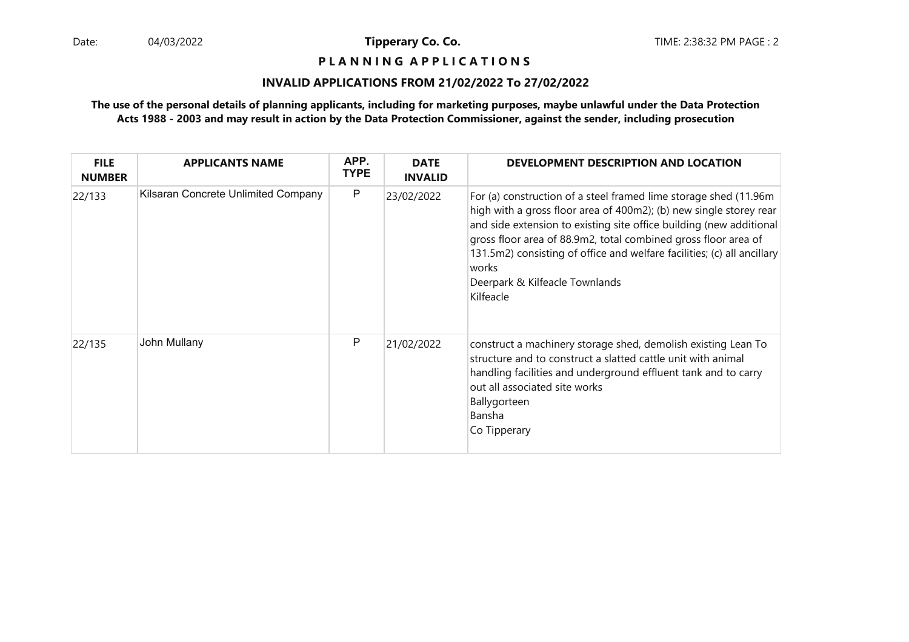**Tipperary Co. Co.**

**P L A N N I N G A P P L I C A T I O N S**

**INVALID APPLICATIONS FROM 21/02/2022 To 27/02/2022**

**The use of the personal details of planning applicants, including for marketing purposes, maybe unlawful under the Data Protection Acts 1988 - 2003 and may result in action by the Data Protection Commissioner, against the sender, including prosecution**

| FILE NUMBER | APPLICANTS NAME | APP. TYPE | DATE INVALID | DEVELOPMENT DESCRIPTION AND LOCATION |
|---|---|---|---|---|
| 22/133 | Kilsaran Concrete Unlimited Company | P | 23/02/2022 | For (a) construction of a steel framed lime storage shed (11.96m high with a gross floor area of 400m2); (b) new single storey rear and side extension to existing site office building (new additional gross floor area of 88.9m2, total combined gross floor area of 131.5m2) consisting of office and welfare facilities; (c) all ancillary works<br>Deerpark & Kilfeacle Townlands<br>Kilfeacle |
| 22/135 | John Mullany | P | 21/02/2022 | construct a machinery storage shed, demolish existing Lean To structure and to construct a slatted cattle unit with animal handling facilities and underground effluent tank and to carry out all associated site works<br>Ballygorteen<br>Bansha<br>Co Tipperary |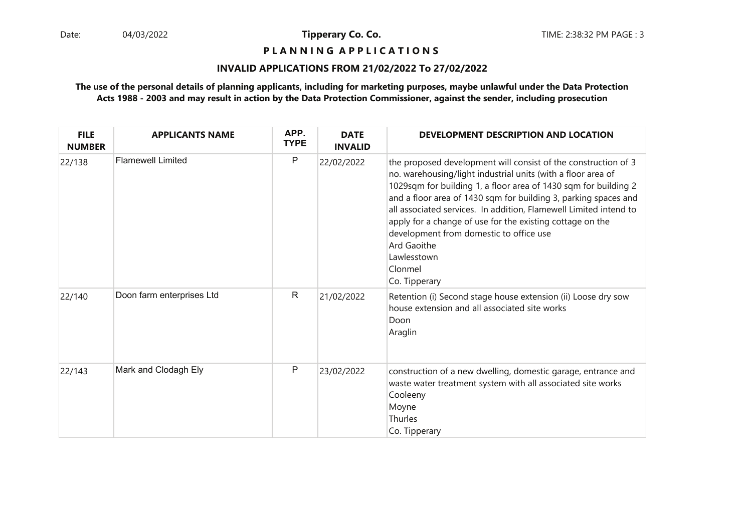**Tipperary Co. Co.**

**P L A N N I N G A P P L I C A T I O N S**

**INVALID APPLICATIONS FROM 21/02/2022 To 27/02/2022**

**The use of the personal details of planning applicants, including for marketing purposes, maybe unlawful under the Data Protection Acts 1988 - 2003 and may result in action by the Data Protection Commissioner, against the sender, including prosecution**

| FILE NUMBER | APPLICANTS NAME | APP. TYPE | DATE INVALID | DEVELOPMENT DESCRIPTION AND LOCATION |
|---|---|---|---|---|
| 22/138 | Flamewell Limited | P | 22/02/2022 | the proposed development will consist of the construction of 3 no. warehousing/light industrial units (with a floor area of 1029sqm for building 1, a floor area of 1430 sqm for building 2 and a floor area of 1430 sqm for building 3, parking spaces and all associated services. In addition, Flamewell Limited intend to apply for a change of use for the existing cottage on the development from domestic to office use<br>Ard Gaoithe<br>Lawlesstown<br>Clonmel<br>Co. Tipperary |
| 22/140 | Doon farm enterprises Ltd | R | 21/02/2022 | Retention (i) Second stage house extension (ii) Loose dry sow house extension and all associated site works<br>Doon<br>Araglin |
| 22/143 | Mark and Clodagh Ely | P | 23/02/2022 | construction of a new dwelling, domestic garage, entrance and waste water treatment system with all associated site works<br>Cooleeny<br>Moyne<br>Thurles<br>Co. Tipperary |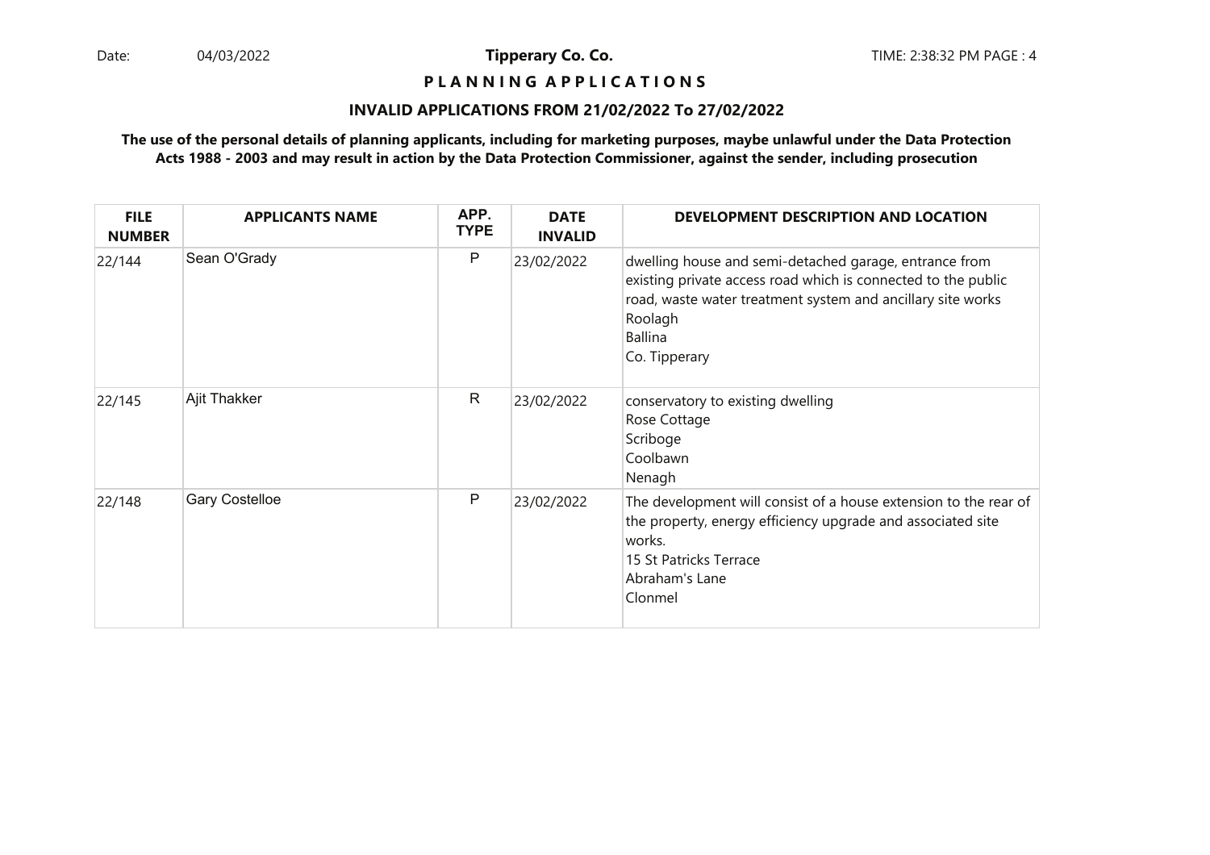**Tipperary Co. Co.**

**P L A N N I N G A P P L I C A T I O N S**

**INVALID APPLICATIONS FROM 21/02/2022 To 27/02/2022**

**The use of the personal details of planning applicants, including for marketing purposes, maybe unlawful under the Data Protection Acts 1988 - 2003 and may result in action by the Data Protection Commissioner, against the sender, including prosecution**

| FILE NUMBER | APPLICANTS NAME | APP. TYPE | DATE INVALID | DEVELOPMENT DESCRIPTION AND LOCATION |
|---|---|---|---|---|
| 22/144 | Sean O'Grady | P | 23/02/2022 | dwelling house and semi-detached garage, entrance from existing private access road which is connected to the public road, waste water treatment system and ancillary site works<br>Roolagh<br>Ballina<br>Co. Tipperary |
| 22/145 | Ajit Thakker | R | 23/02/2022 | conservatory to existing dwelling<br>Rose Cottage<br>Scriboge<br>Coolbawn<br>Nenagh |
| 22/148 | Gary Costelloe | P | 23/02/2022 | The development will consist of a house extension to the rear of the property, energy efficiency upgrade and associated site works.<br>15 St Patricks Terrace<br>Abraham's Lane<br>Clonmel |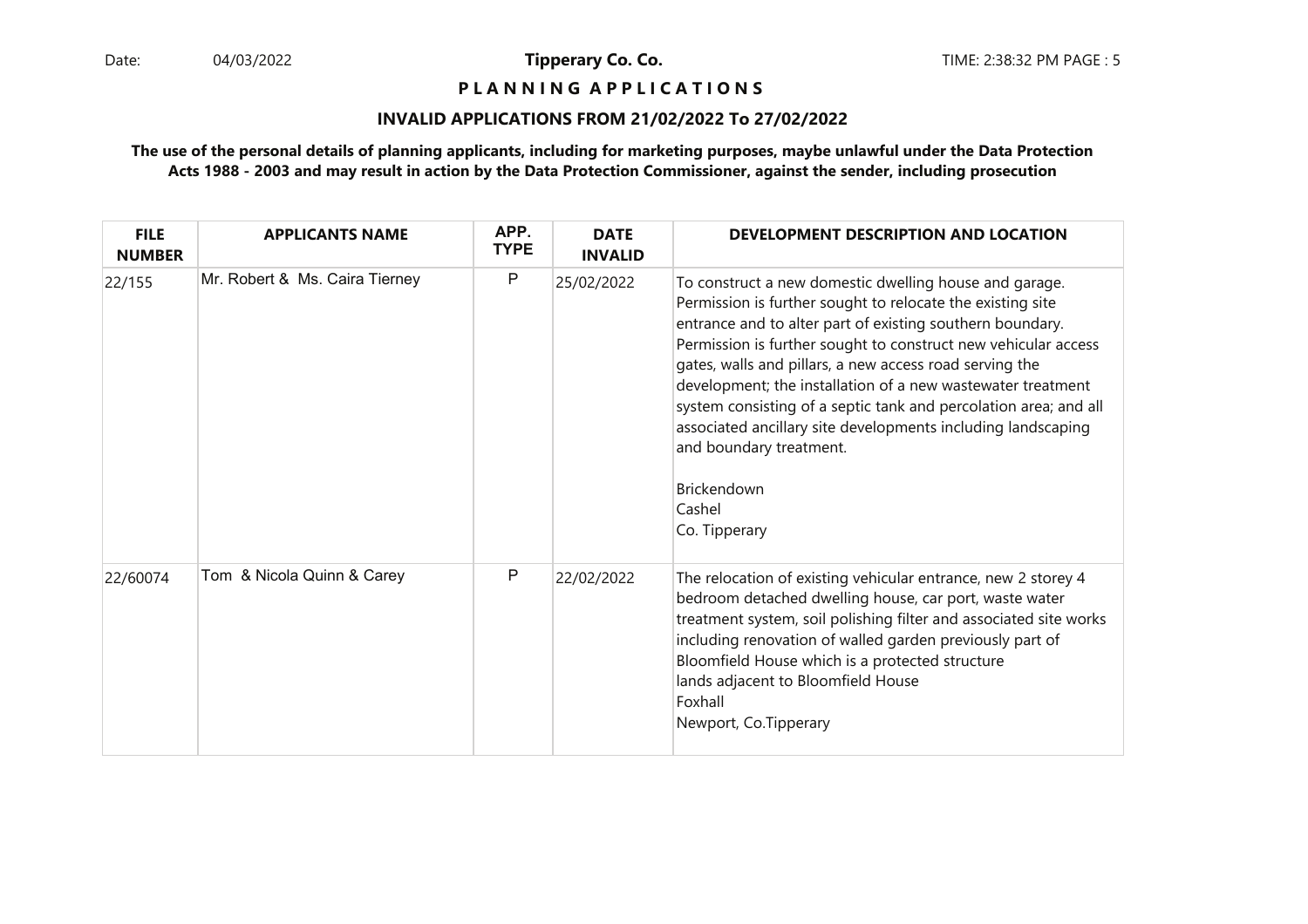**Tipperary Co. Co.**

**P L A N N I N G A P P L I C A T I O N S**

**INVALID APPLICATIONS FROM 21/02/2022 To 27/02/2022**

**The use of the personal details of planning applicants, including for marketing purposes, maybe unlawful under the Data Protection Acts 1988 - 2003 and may result in action by the Data Protection Commissioner, against the sender, including prosecution**

| FILE NUMBER | APPLICANTS NAME | APP. TYPE | DATE INVALID | DEVELOPMENT DESCRIPTION AND LOCATION |
|---|---|---|---|---|
| 22/155 | Mr. Robert & Ms. Caira Tierney | P | 25/02/2022 | To construct a new domestic dwelling house and garage. Permission is further sought to relocate the existing site entrance and to alter part of existing southern boundary. Permission is further sought to construct new vehicular access gates, walls and pillars, a new access road serving the development; the installation of a new wastewater treatment system consisting of a septic tank and percolation area; and all associated ancillary site developments including landscaping and boundary treatment.<br><br>Brickendown<br>Cashel<br>Co. Tipperary |
| 22/60074 | Tom & Nicola Quinn & Carey | P | 22/02/2022 | The relocation of existing vehicular entrance, new 2 storey 4 bedroom detached dwelling house, car port, waste water treatment system, soil polishing filter and associated site works including renovation of walled garden previously part of Bloomfield House which is a protected structure<br>lands adjacent to Bloomfield House<br>Foxhall<br>Newport, Co.Tipperary |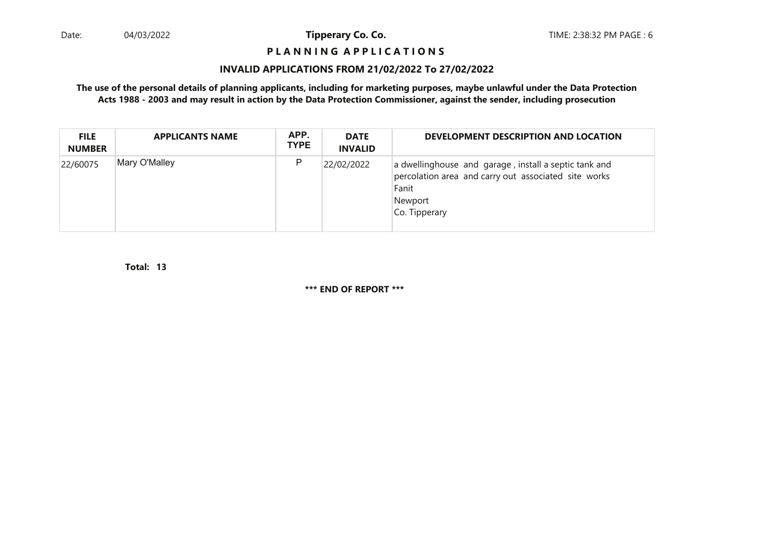**Tipperary Co. Co.**

**P L A N N I N G A P P L I C A T I O N S**

**INVALID APPLICATIONS FROM 21/02/2022 To 27/02/2022**

**The use of the personal details of planning applicants, including for marketing purposes, maybe unlawful under the Data Protection Acts 1988 - 2003 and may result in action by the Data Protection Commissioner, against the sender, including prosecution**

| FILE NUMBER | APPLICANTS NAME | APP. TYPE | DATE INVALID | DEVELOPMENT DESCRIPTION AND LOCATION |
|---|---|---|---|---|
| 22/60075 | Mary O'Malley | P | 22/02/2022 | a dwellinghouse and garage , install a septic tank and percolation area and carry out associated site works<br>Fanit<br>Newport<br>Co. Tipperary |

**Total: 13**

**\*\*\* END OF REPORT \*\*\***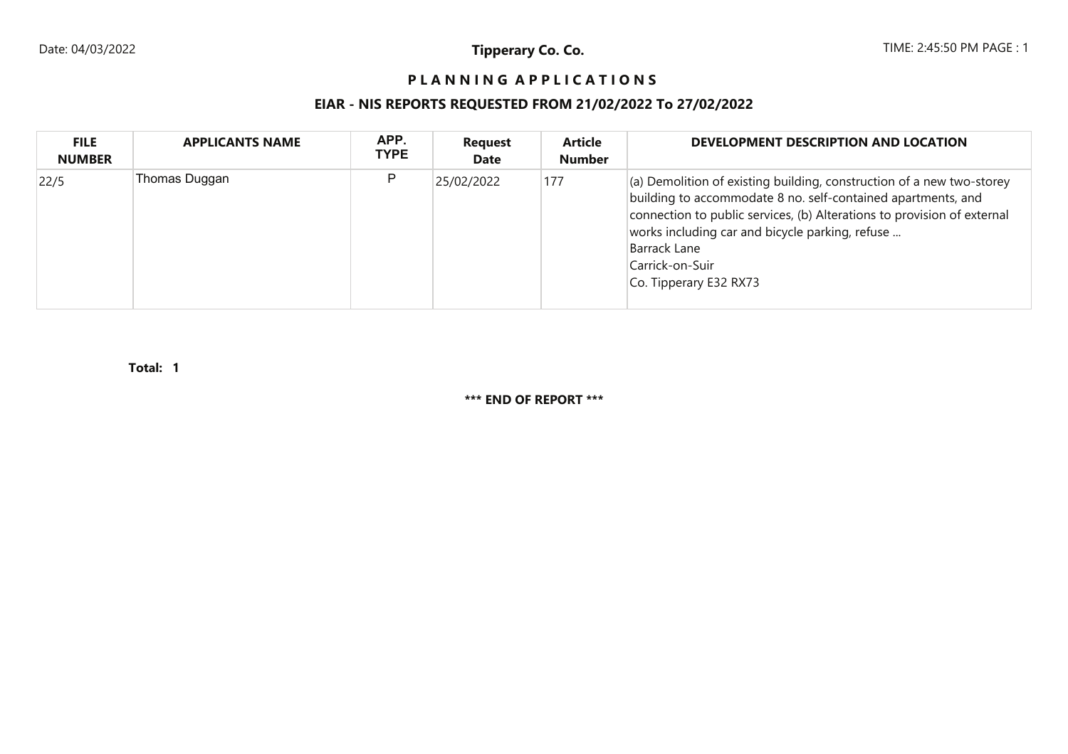**Tippery Co. Co.**

# P L A N N I N G A P P L I C A T I O N S

## EIAR - NIS REPORTS REQUESTED FROM 21/02/2022 To 27/02/2022

| FILE NUMBER | APPLICANTS NAME | APP. TYPE | Request Date | Article Number | DEVELOPMENT DESCRIPTION AND LOCATION |
|---|---|---|---|---|---|
| 22/5 | Thomas Duggan | P | 25/02/2022 | 177 | (a) Demolition of existing building, construction of a new two-storey building to accommodate 8 no. self-contained apartments, and connection to public services, (b) Alterations to provision of external works including car and bicycle parking, refuse ...<br>Barrack Lane<br>Carrick-on-Suir<br>Co. Tipperary E32 RX73 |

**Total: 1**

**\*\*\* END OF REPORT \*\*\***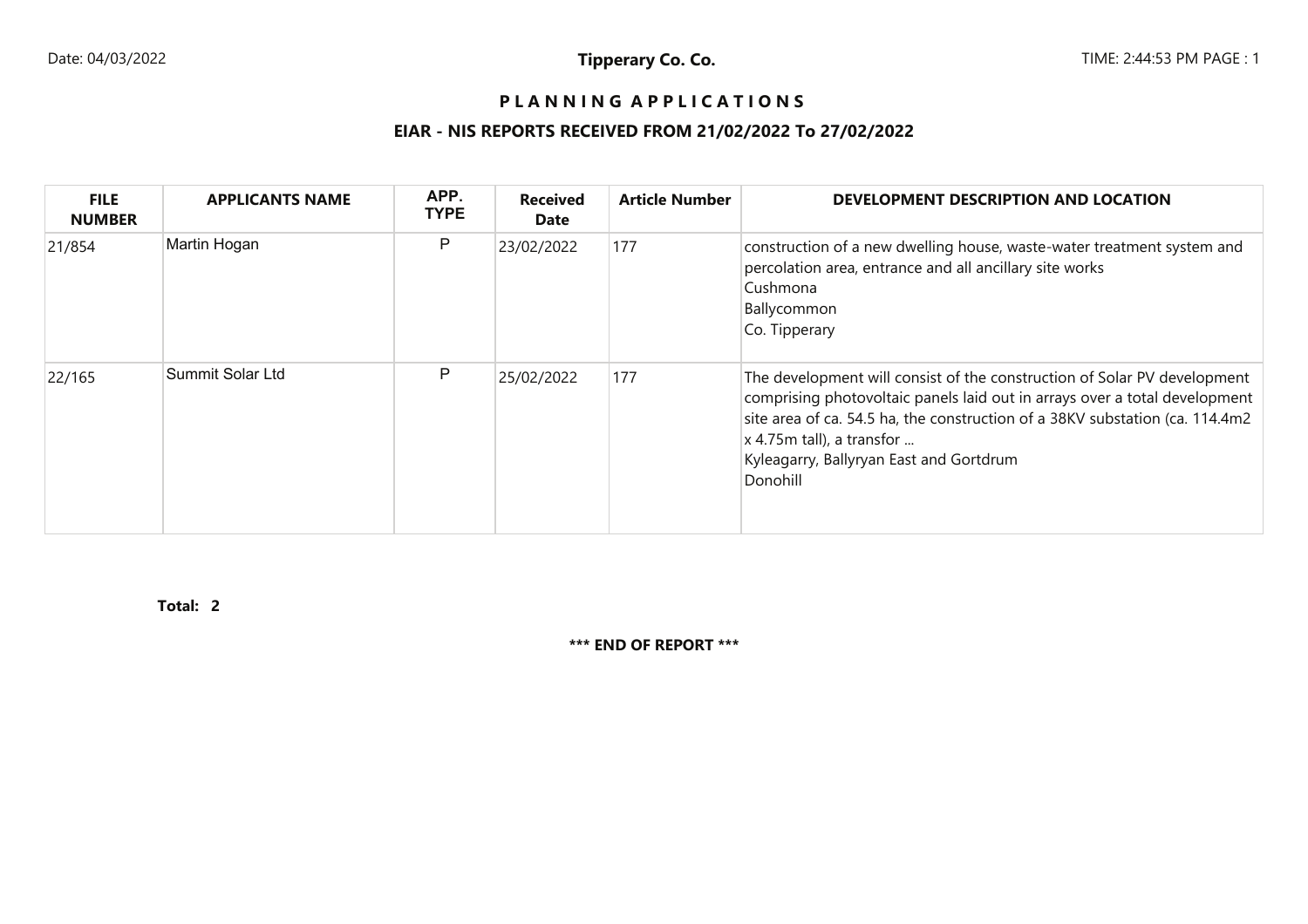**Tippery Co. Co.**

# PLANNING APPLICATIONS

## EIAR - NIS REPORTS RECEIVED FROM 21/02/2022 To 27/02/2022

| FILE NUMBER | APPLICANTS NAME | APP. TYPE | Received Date | Article Number | DEVELOPMENT DESCRIPTION AND LOCATION |
|---|---|---|---|---|---|
| 21/854 | Martin Hogan | P | 23/02/2022 | 177 | construction of a new dwelling house, waste-water treatment system and percolation area, entrance and all ancillary site works<br>Cushmona<br>Ballycommon<br>Co. Tipperary |
| 22/165 | Summit Solar Ltd | P | 25/02/2022 | 177 | The development will consist of the construction of Solar PV development comprising photovoltaic panels laid out in arrays over a total development site area of ca. 54.5 ha, the construction of a 38KV substation (ca. 114.4m2 x 4.75m tall), a transfor ...<br>Kyleagarry, Ballyryan East and Gortdrum<br>Donohill |

**Total: 2**

**\*\*\* END OF REPORT \*\*\***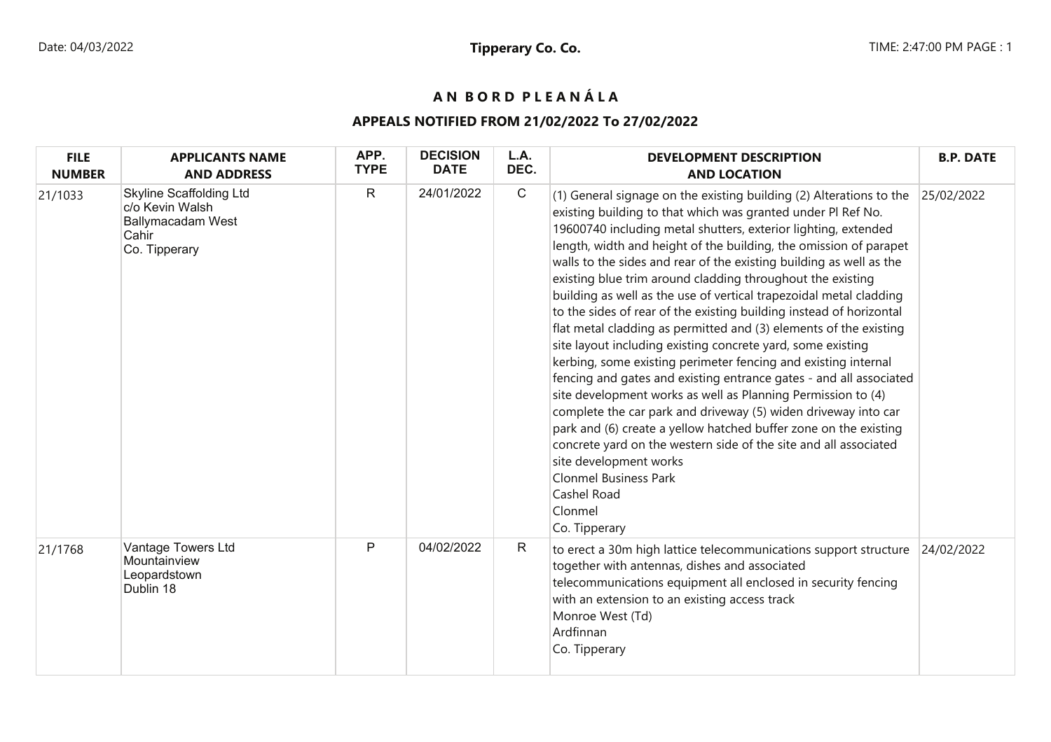Tipperary Co. Co.

# A N B O R D P L E A N Á L A

## APPEALS NOTIFIED FROM 21/02/2022 To 27/02/2022

| FILE NUMBER | APPLICANTS NAME AND ADDRESS | APP. TYPE | DECISION DATE | L.A. DEC. | DEVELOPMENT DESCRIPTION AND LOCATION | B.P. DATE |
|---|---|---|---|---|---|---|
| 21/1033 | Skyline Scaffolding Ltd<br>c/o Kevin Walsh<br>Ballymacadam West<br>Cahir<br>Co. Tipperary | R | 24/01/2022 | C | (1) General signage on the existing building (2) Alterations to the existing building to that which was granted under Pl Ref No. 19600740 including metal shutters, exterior lighting, extended length, width and height of the building, the omission of parapet walls to the sides and rear of the existing building as well as the existing blue trim around cladding throughout the existing building as well as the use of vertical trapezoidal metal cladding to the sides of rear of the existing building instead of horizontal flat metal cladding as permitted and (3) elements of the existing site layout including existing concrete yard, some existing kerbing, some existing perimeter fencing and existing internal fencing and gates and existing entrance gates - and all associated site development works as well as Planning Permission to (4) complete the car park and driveway (5) widen driveway into car park and (6) create a yellow hatched buffer zone on the existing concrete yard on the western side of the site and all associated site development works<br>Clonmel Business Park<br>Cashel Road<br>Clonmel<br>Co. Tipperary | 25/02/2022 |
| 21/1768 | Vantage Towers Ltd<br>Mountainview<br>Leopardstown<br>Dublin 18 | P | 04/02/2022 | R | to erect a 30m high lattice telecommunications support structure together with antennas, dishes and associated telecommunications equipment all enclosed in security fencing with an extension to an existing access track<br>Monroe West (Td)<br>Ardfinnan<br>Co. Tipperary | 24/02/2022 |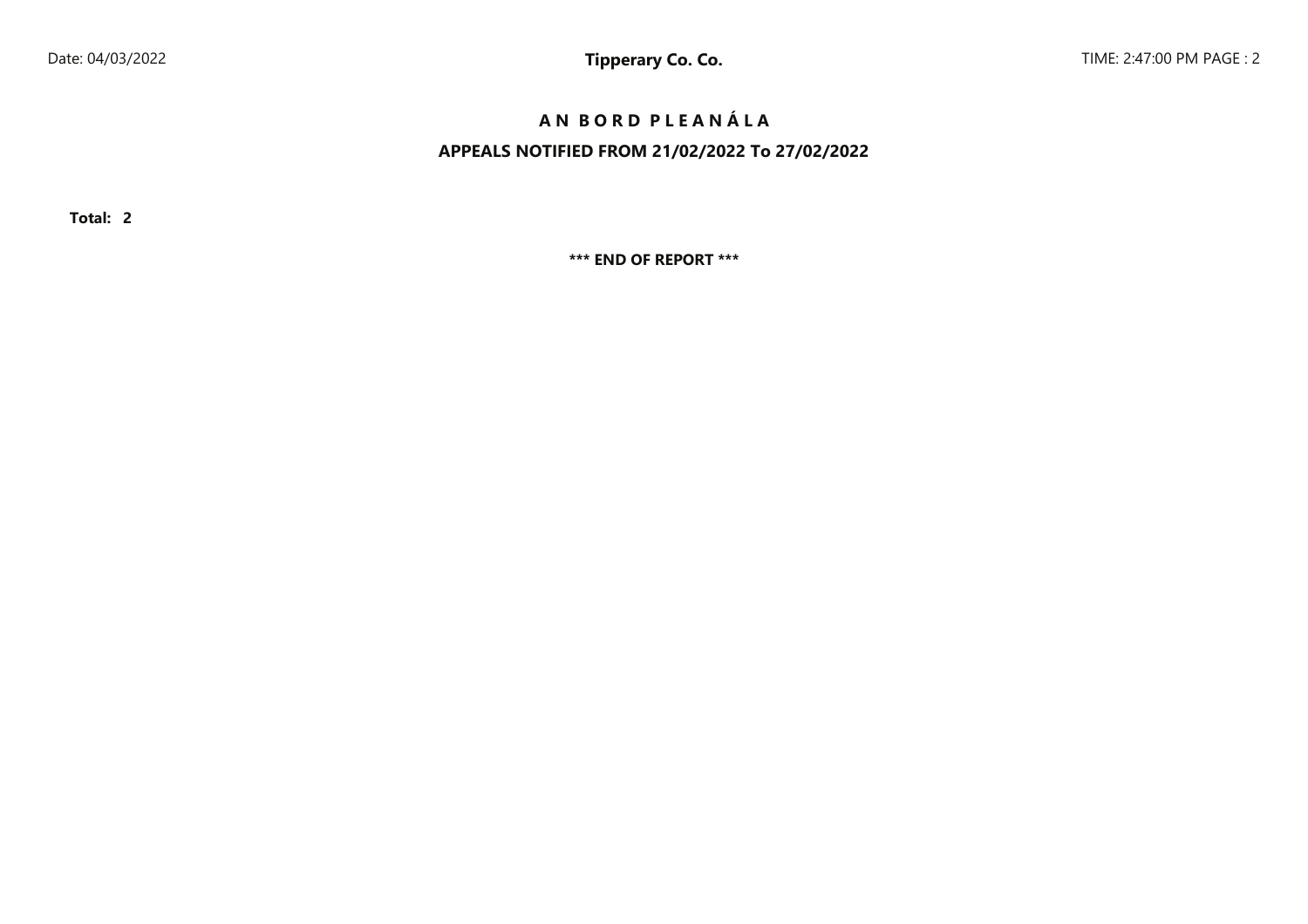# A N B O R D P L E A N Á L A

## APPEALS NOTIFIED FROM 21/02/2022 To 27/02/2022

**Total: 2**

**\*\*\* END OF REPORT \*\*\***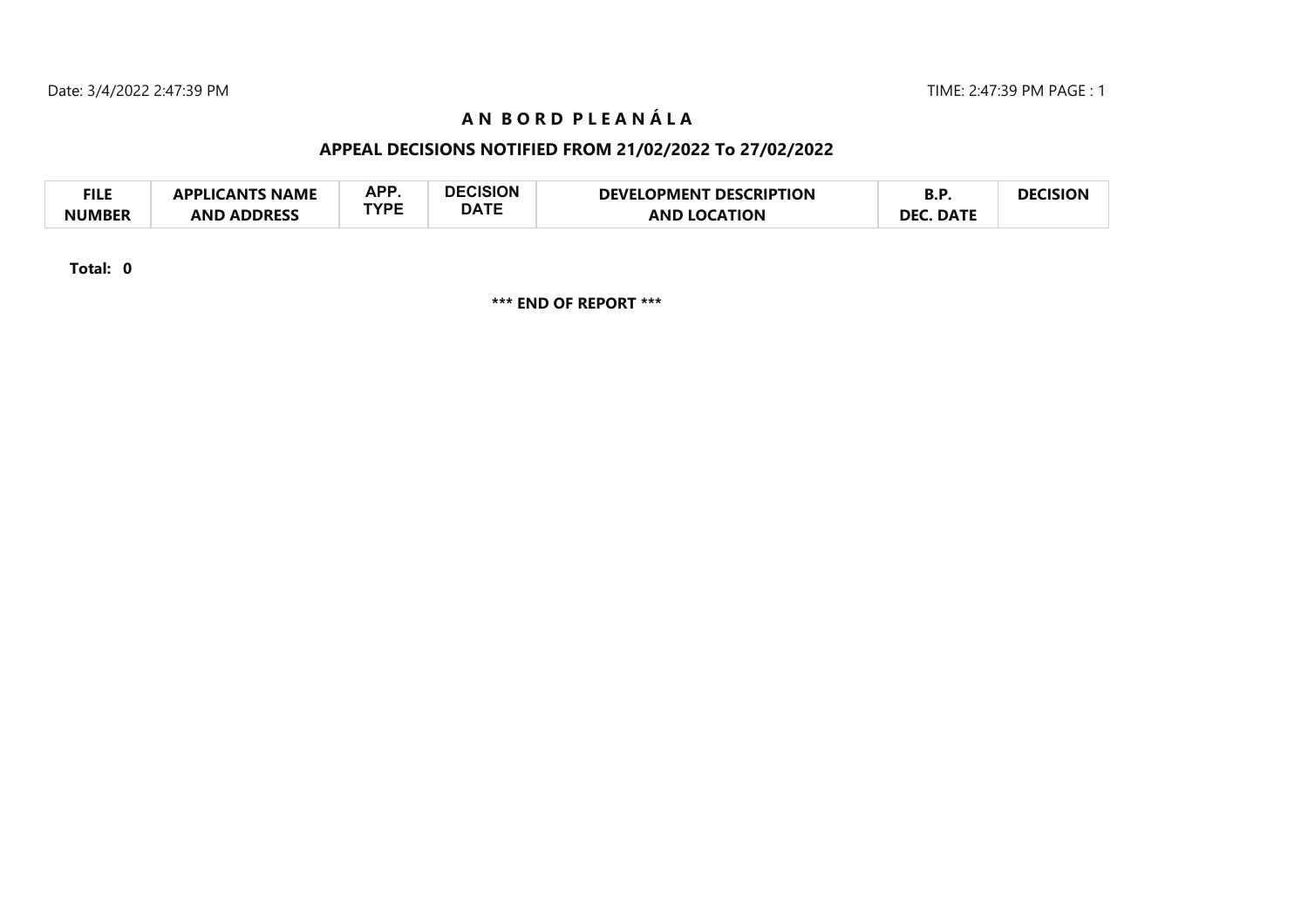# A N B O R D P L E A N Á L A

## APPEAL DECISIONS NOTIFIED FROM 21/02/2022 To 27/02/2022

| FILE NUMBER | APPLICANTS NAME AND ADDRESS | APP. TYPE | DECISION DATE | DEVELOPMENT DESCRIPTION AND LOCATION | B.P. DEC. DATE | DECISION |
|---|---|---|---|---|---|---|

**Total: 0**

**\*\*\* END OF REPORT \*\*\***